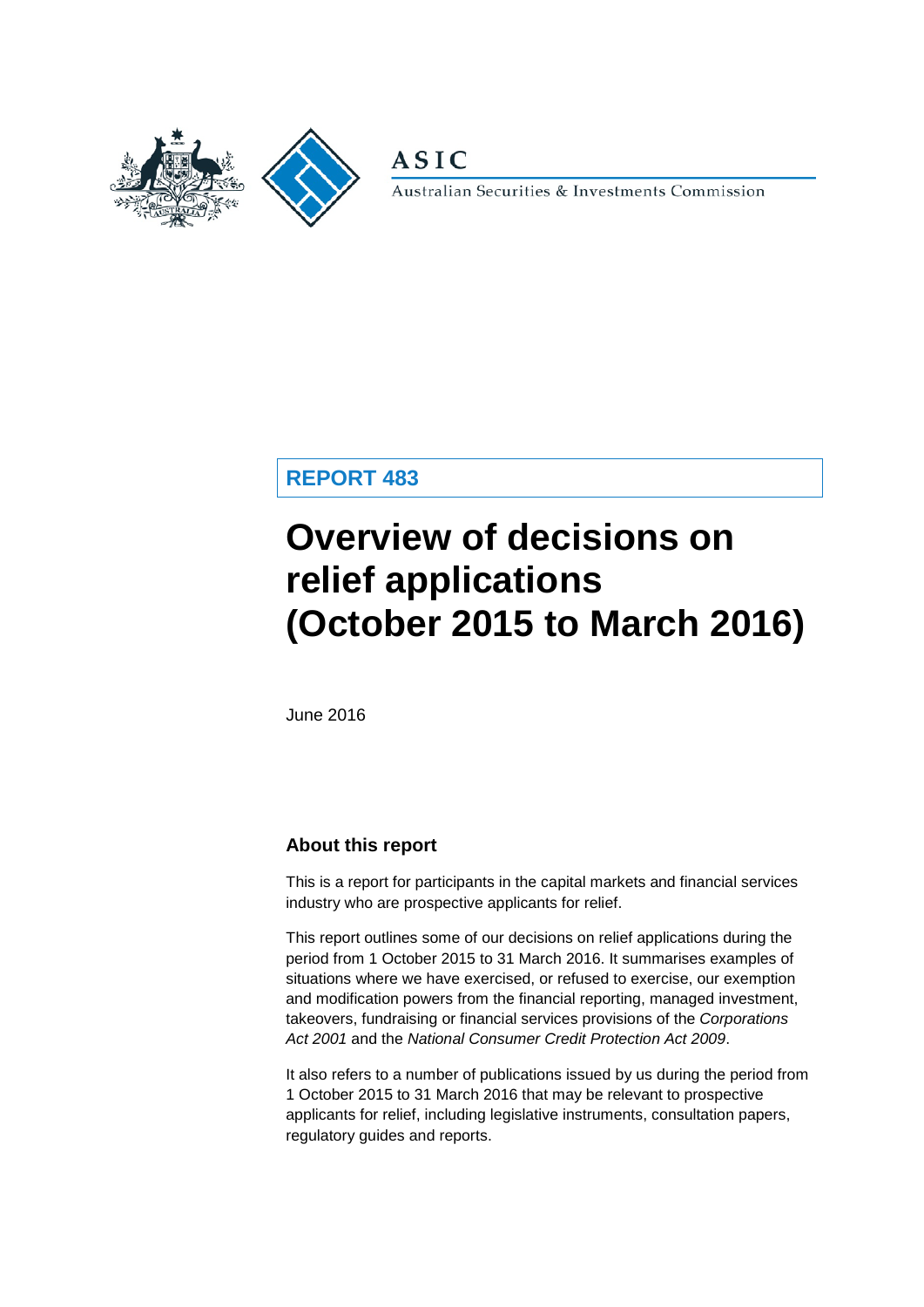ASIC

Australian Securities & Investments Commission

**REPORT 483**

# Overview of decisions on relief applications (October 2015 to March 2016)

June 2016

## About this report

This is a report for participants in the capital markets and financial services industry who are prospective applicants for relief.

This report outlines some of our decisions on relief applications during the period from 1 October 2015 to 31 March 2016. It summarises examples of situations where we have exercised, or refused to exercise, our exemption and modification powers from the financial reporting, managed investment, takeovers, fundraising or financial services provisions of the *Corporations Act 2001* and the *National Consumer Credit Protection Act 2009*.

It also refers to a number of publications issued by us during the period from 1 October 2015 to 31 March 2016 that may be relevant to prospective applicants for relief, including legislative instruments, consultation papers, regulatory guides and reports.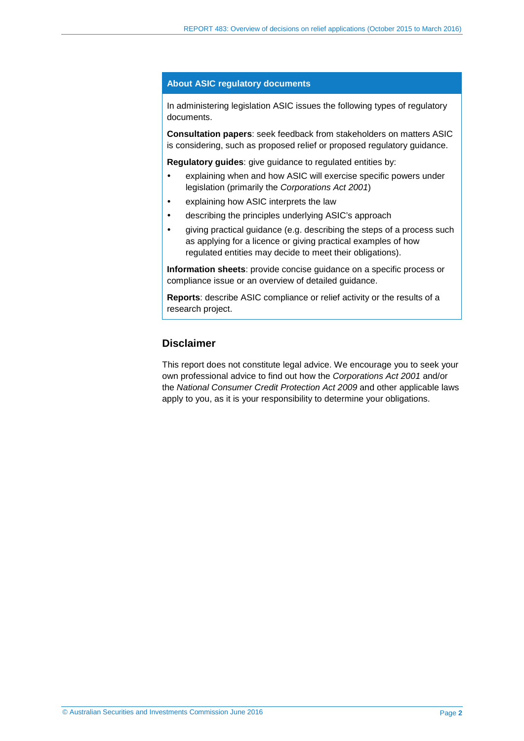## About ASIC regulatory documents

In administering legislation ASIC issues the following types of regulatory documents.

**Consultation papers**: seek feedback from stakeholders on matters ASIC is considering, such as proposed relief or proposed regulatory guidance.

**Regulatory guides**: give guidance to regulated entities by:

- explaining when and how ASIC will exercise specific powers under legislation (primarily the *Corporations Act 2001*)
- explaining how ASIC interprets the law
- describing the principles underlying ASIC's approach
- giving practical guidance (e.g. describing the steps of a process such as applying for a licence or giving practical examples of how regulated entities may decide to meet their obligations).

**Information sheets**: provide concise guidance on a specific process or compliance issue or an overview of detailed guidance.

**Reports**: describe ASIC compliance or relief activity or the results of a research project.

## Disclaimer

This report does not constitute legal advice. We encourage you to seek your own professional advice to find out how the *Corporations Act 2001* and/or the *National Consumer Credit Protection Act 2009* and other applicable laws apply to you, as it is your responsibility to determine your obligations.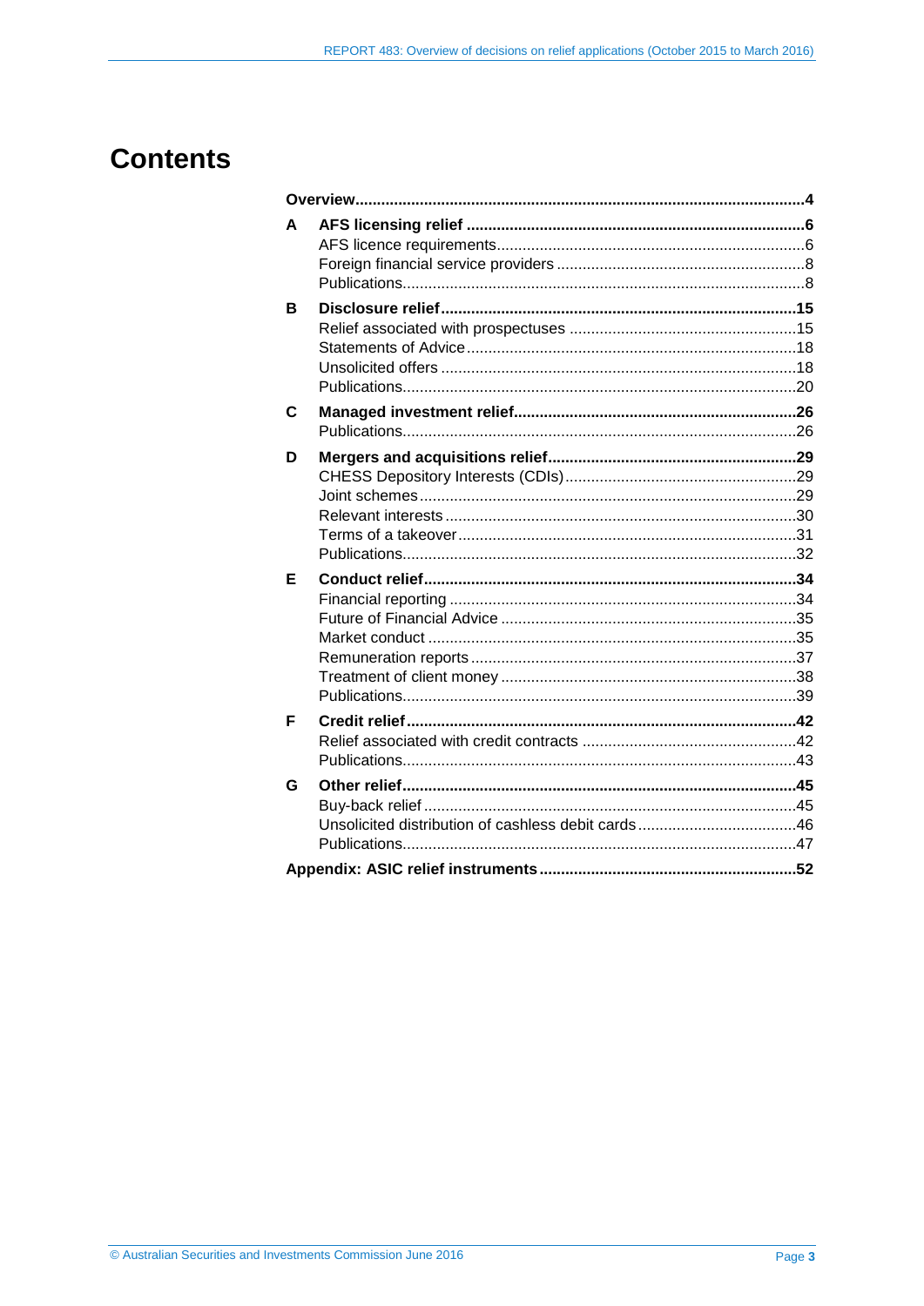# Contents

**Overview** .......... **4**

**A AFS licensing relief** .......... **6**
- AFS licence requirements .......... 6
- Foreign financial service providers .......... 8
- Publications .......... 8

**B Disclosure relief** .......... **15**
- Relief associated with prospectuses .......... 15
- Statements of Advice .......... 18
- Unsolicited offers .......... 18
- Publications .......... 20

**C Managed investment relief** .......... **26**
- Publications .......... 26

**D Mergers and acquisitions relief** .......... **29**
- CHESS Depository Interests (CDIs) .......... 29
- Joint schemes .......... 29
- Relevant interests .......... 30
- Terms of a takeover .......... 31
- Publications .......... 32

**E Conduct relief** .......... **34**
- Financial reporting .......... 34
- Future of Financial Advice .......... 35
- Market conduct .......... 35
- Remuneration reports .......... 37
- Treatment of client money .......... 38
- Publications .......... 39

**F Credit relief** .......... **42**
- Relief associated with credit contracts .......... 42
- Publications .......... 43

**G Other relief** .......... **45**
- Buy-back relief .......... 45
- Unsolicited distribution of cashless debit cards .......... 46
- Publications .......... 47

**Appendix: ASIC relief instruments** .......... **52**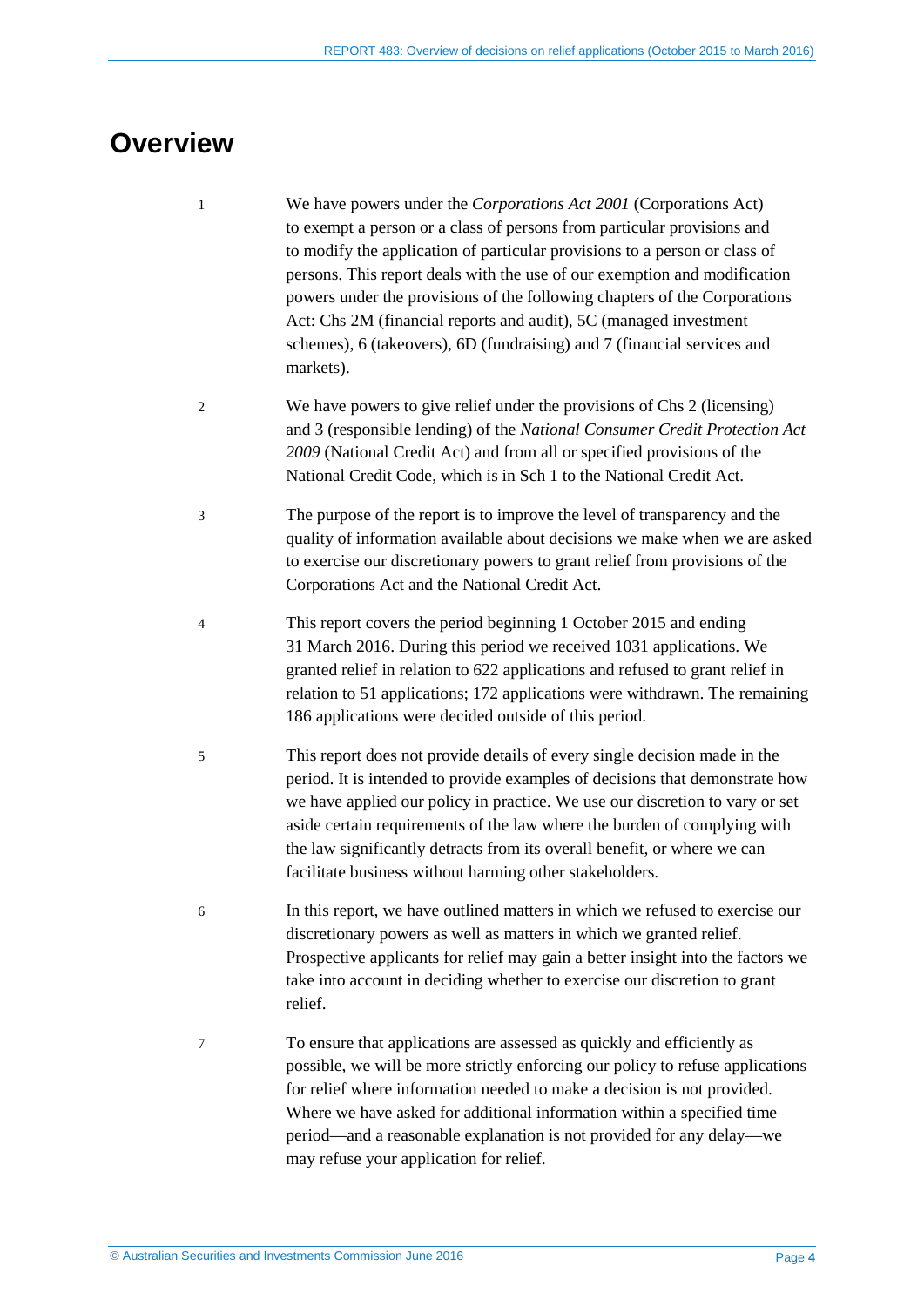# Overview

1 We have powers under the *Corporations Act 2001* (Corporations Act) to exempt a person or a class of persons from particular provisions and to modify the application of particular provisions to a person or class of persons. This report deals with the use of our exemption and modification powers under the provisions of the following chapters of the Corporations Act: Chs 2M (financial reports and audit), 5C (managed investment schemes), 6 (takeovers), 6D (fundraising) and 7 (financial services and markets).

2 We have powers to give relief under the provisions of Chs 2 (licensing) and 3 (responsible lending) of the *National Consumer Credit Protection Act 2009* (National Credit Act) and from all or specified provisions of the National Credit Code, which is in Sch 1 to the National Credit Act.

3 The purpose of the report is to improve the level of transparency and the quality of information available about decisions we make when we are asked to exercise our discretionary powers to grant relief from provisions of the Corporations Act and the National Credit Act.

4 This report covers the period beginning 1 October 2015 and ending 31 March 2016. During this period we received 1031 applications. We granted relief in relation to 622 applications and refused to grant relief in relation to 51 applications; 172 applications were withdrawn. The remaining 186 applications were decided outside of this period.

5 This report does not provide details of every single decision made in the period. It is intended to provide examples of decisions that demonstrate how we have applied our policy in practice. We use our discretion to vary or set aside certain requirements of the law where the burden of complying with the law significantly detracts from its overall benefit, or where we can facilitate business without harming other stakeholders.

6 In this report, we have outlined matters in which we refused to exercise our discretionary powers as well as matters in which we granted relief. Prospective applicants for relief may gain a better insight into the factors we take into account in deciding whether to exercise our discretion to grant relief.

7 To ensure that applications are assessed as quickly and efficiently as possible, we will be more strictly enforcing our policy to refuse applications for relief where information needed to make a decision is not provided. Where we have asked for additional information within a specified time period—and a reasonable explanation is not provided for any delay—we may refuse your application for relief.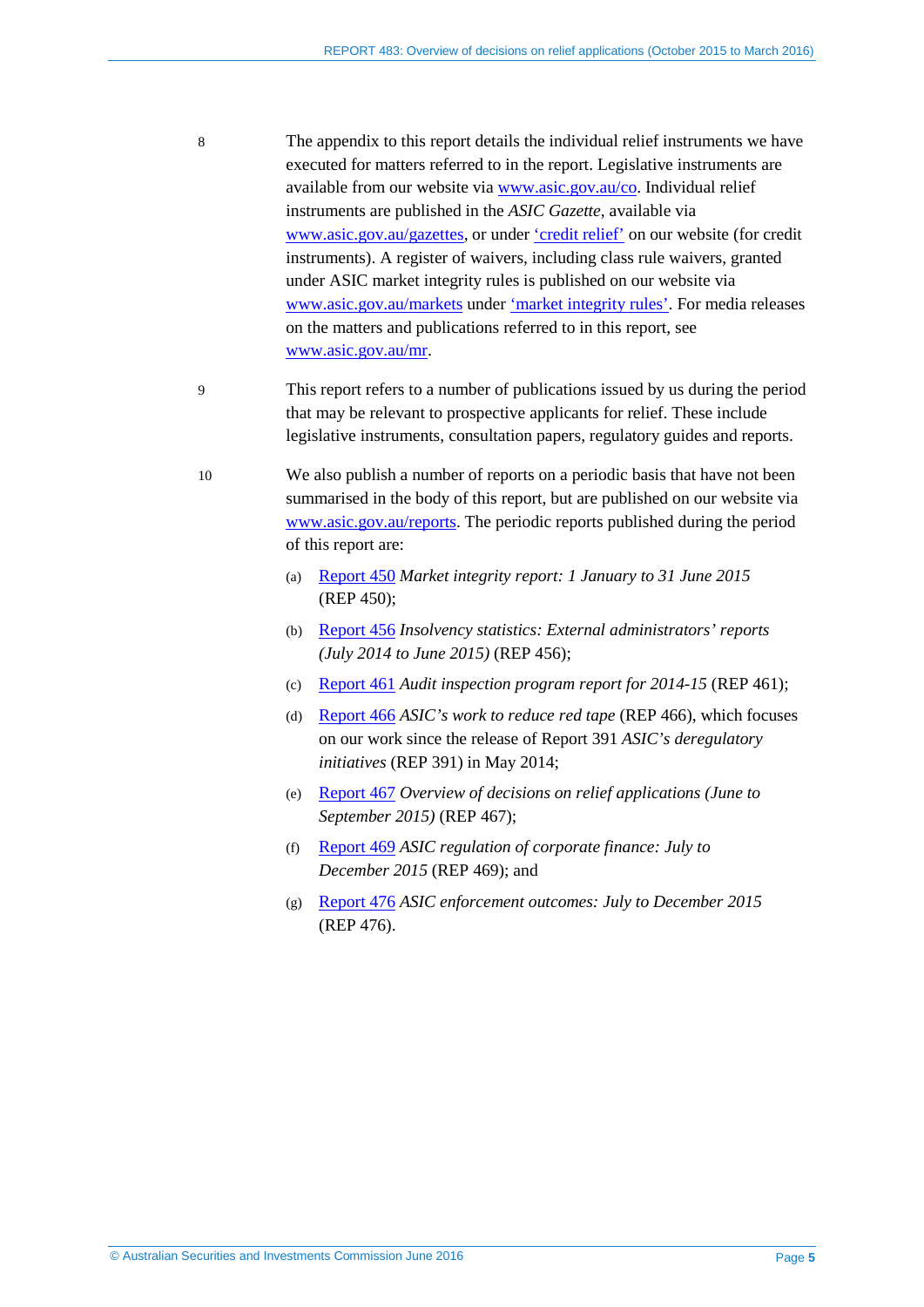8 The appendix to this report details the individual relief instruments we have executed for matters referred to in the report. Legislative instruments are available from our website via www.asic.gov.au/co. Individual relief instruments are published in the *ASIC Gazette*, available via www.asic.gov.au/gazettes, or under 'credit relief' on our website (for credit instruments). A register of waivers, including class rule waivers, granted under ASIC market integrity rules is published on our website via www.asic.gov.au/markets under 'market integrity rules'. For media releases on the matters and publications referred to in this report, see www.asic.gov.au/mr.

9 This report refers to a number of publications issued by us during the period that may be relevant to prospective applicants for relief. These include legislative instruments, consultation papers, regulatory guides and reports.

10 We also publish a number of reports on a periodic basis that have not been summarised in the body of this report, but are published on our website via www.asic.gov.au/reports. The periodic reports published during the period of this report are:

(a) Report 450 *Market integrity report: 1 January to 31 June 2015* (REP 450);

(b) Report 456 *Insolvency statistics: External administrators' reports (July 2014 to June 2015)* (REP 456);

(c) Report 461 *Audit inspection program report for 2014-15* (REP 461);

(d) Report 466 *ASIC's work to reduce red tape* (REP 466), which focuses on our work since the release of Report 391 *ASIC's deregulatory initiatives* (REP 391) in May 2014;

(e) Report 467 *Overview of decisions on relief applications (June to September 2015)* (REP 467);

(f) Report 469 *ASIC regulation of corporate finance: July to December 2015* (REP 469); and

(g) Report 476 *ASIC enforcement outcomes: July to December 2015* (REP 476).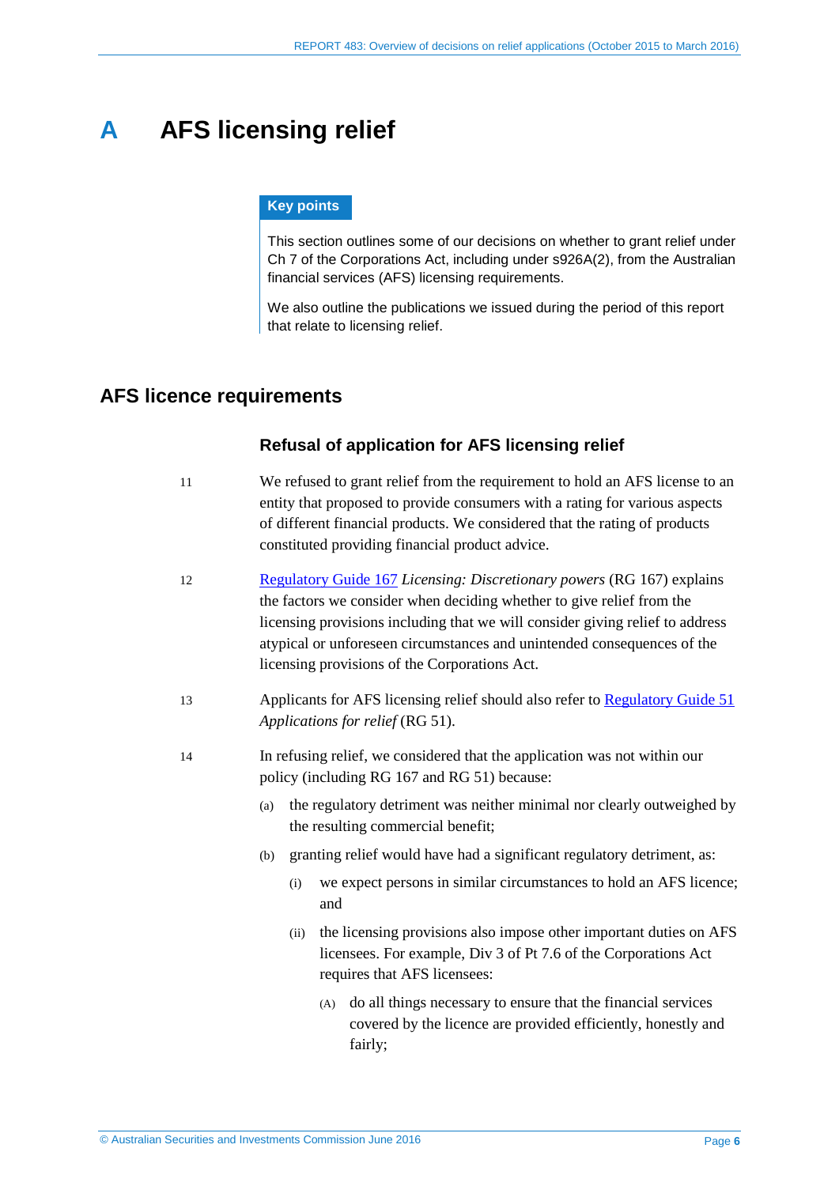# A AFS licensing relief

**Key points**

This section outlines some of our decisions on whether to grant relief under Ch 7 of the Corporations Act, including under s926A(2), from the Australian financial services (AFS) licensing requirements.

We also outline the publications we issued during the period of this report that relate to licensing relief.

## AFS licence requirements

### Refusal of application for AFS licensing relief

11 We refused to grant relief from the requirement to hold an AFS license to an entity that proposed to provide consumers with a rating for various aspects of different financial products. We considered that the rating of products constituted providing financial product advice.

12 Regulatory Guide 167 *Licensing: Discretionary powers* (RG 167) explains the factors we consider when deciding whether to give relief from the licensing provisions including that we will consider giving relief to address atypical or unforeseen circumstances and unintended consequences of the licensing provisions of the Corporations Act.

13 Applicants for AFS licensing relief should also refer to Regulatory Guide 51 *Applications for relief* (RG 51).

14 In refusing relief, we considered that the application was not within our policy (including RG 167 and RG 51) because:

(a) the regulatory detriment was neither minimal nor clearly outweighed by the resulting commercial benefit;

(b) granting relief would have had a significant regulatory detriment, as:

(i) we expect persons in similar circumstances to hold an AFS licence; and

(ii) the licensing provisions also impose other important duties on AFS licensees. For example, Div 3 of Pt 7.6 of the Corporations Act requires that AFS licensees:

(A) do all things necessary to ensure that the financial services covered by the licence are provided efficiently, honestly and fairly;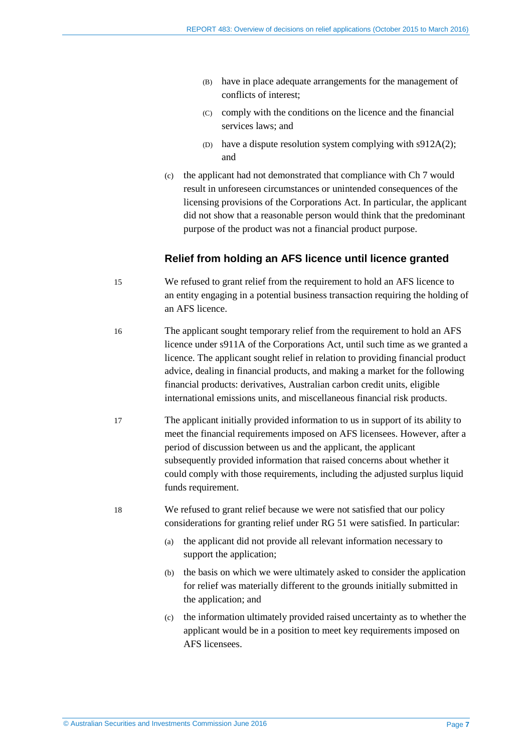- (B) have in place adequate arrangements for the management of conflicts of interest;
  - (C) comply with the conditions on the licence and the financial services laws; and
  - (D) have a dispute resolution system complying with s912A(2); and

(c) the applicant had not demonstrated that compliance with Ch 7 would result in unforeseen circumstances or unintended consequences of the licensing provisions of the Corporations Act. In particular, the applicant did not show that a reasonable person would think that the predominant purpose of the product was not a financial product purpose.

### Relief from holding an AFS licence until licence granted

15 We refused to grant relief from the requirement to hold an AFS licence to an entity engaging in a potential business transaction requiring the holding of an AFS licence.

16 The applicant sought temporary relief from the requirement to hold an AFS licence under s911A of the Corporations Act, until such time as we granted a licence. The applicant sought relief in relation to providing financial product advice, dealing in financial products, and making a market for the following financial products: derivatives, Australian carbon credit units, eligible international emissions units, and miscellaneous financial risk products.

17 The applicant initially provided information to us in support of its ability to meet the financial requirements imposed on AFS licensees. However, after a period of discussion between us and the applicant, the applicant subsequently provided information that raised concerns about whether it could comply with those requirements, including the adjusted surplus liquid funds requirement.

18 We refused to grant relief because we were not satisfied that our policy considerations for granting relief under RG 51 were satisfied. In particular:

(a) the applicant did not provide all relevant information necessary to support the application;

(b) the basis on which we were ultimately asked to consider the application for relief was materially different to the grounds initially submitted in the application; and

(c) the information ultimately provided raised uncertainty as to whether the applicant would be in a position to meet key requirements imposed on AFS licensees.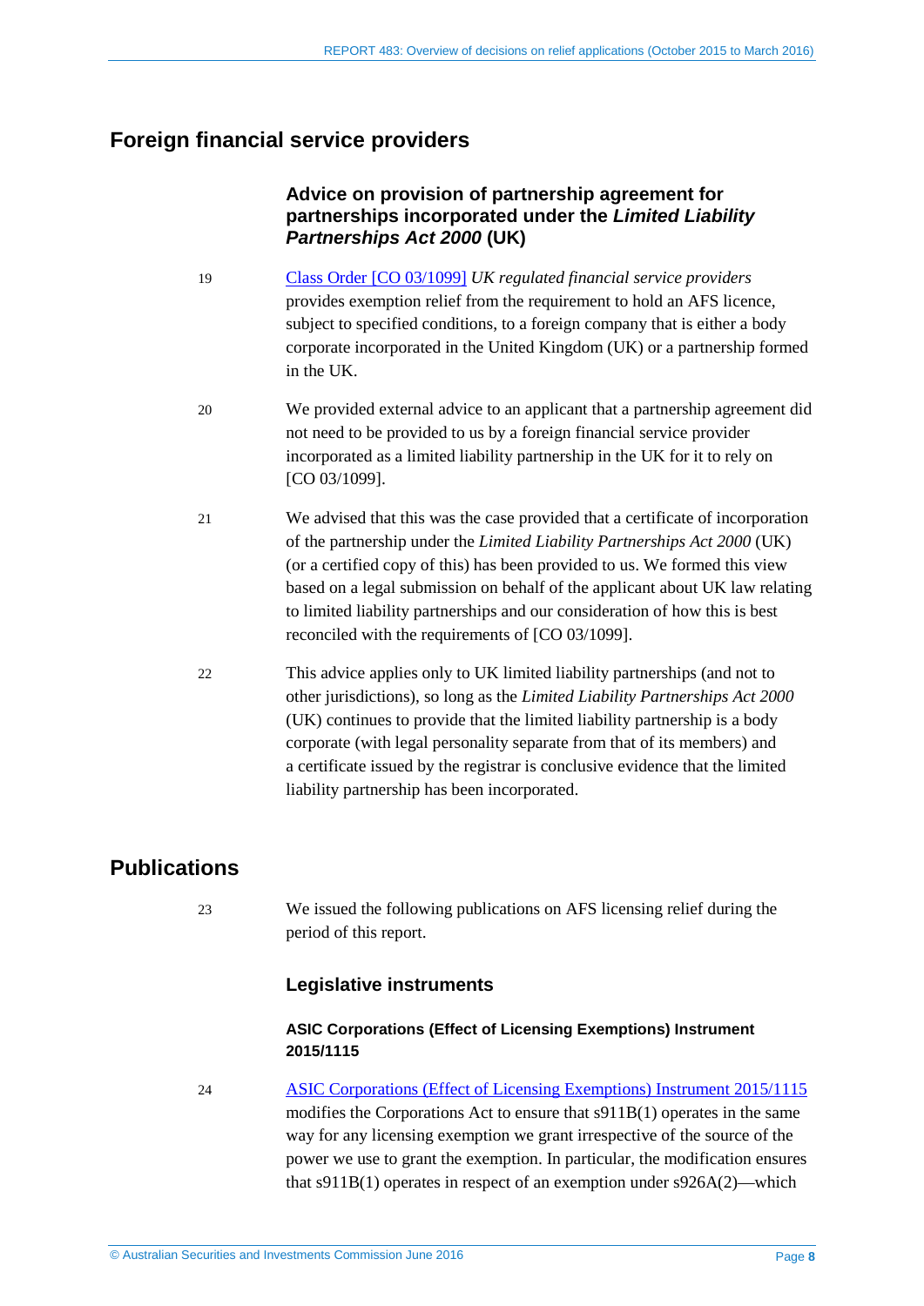## Foreign financial service providers

### Advice on provision of partnership agreement for partnerships incorporated under the *Limited Liability Partnerships Act 2000* (UK)

19 Class Order [CO 03/1099] *UK regulated financial service providers* provides exemption relief from the requirement to hold an AFS licence, subject to specified conditions, to a foreign company that is either a body corporate incorporated in the United Kingdom (UK) or a partnership formed in the UK.

20 We provided external advice to an applicant that a partnership agreement did not need to be provided to us by a foreign financial service provider incorporated as a limited liability partnership in the UK for it to rely on [CO 03/1099].

21 We advised that this was the case provided that a certificate of incorporation of the partnership under the *Limited Liability Partnerships Act 2000* (UK) (or a certified copy of this) has been provided to us. We formed this view based on a legal submission on behalf of the applicant about UK law relating to limited liability partnerships and our consideration of how this is best reconciled with the requirements of [CO 03/1099].

22 This advice applies only to UK limited liability partnerships (and not to other jurisdictions), so long as the *Limited Liability Partnerships Act 2000* (UK) continues to provide that the limited liability partnership is a body corporate (with legal personality separate from that of its members) and a certificate issued by the registrar is conclusive evidence that the limited liability partnership has been incorporated.

## Publications

23 We issued the following publications on AFS licensing relief during the period of this report.

### Legislative instruments

#### ASIC Corporations (Effect of Licensing Exemptions) Instrument 2015/1115

24 ASIC Corporations (Effect of Licensing Exemptions) Instrument 2015/1115 modifies the Corporations Act to ensure that s911B(1) operates in the same way for any licensing exemption we grant irrespective of the source of the power we use to grant the exemption. In particular, the modification ensures that s911B(1) operates in respect of an exemption under s926A(2)—which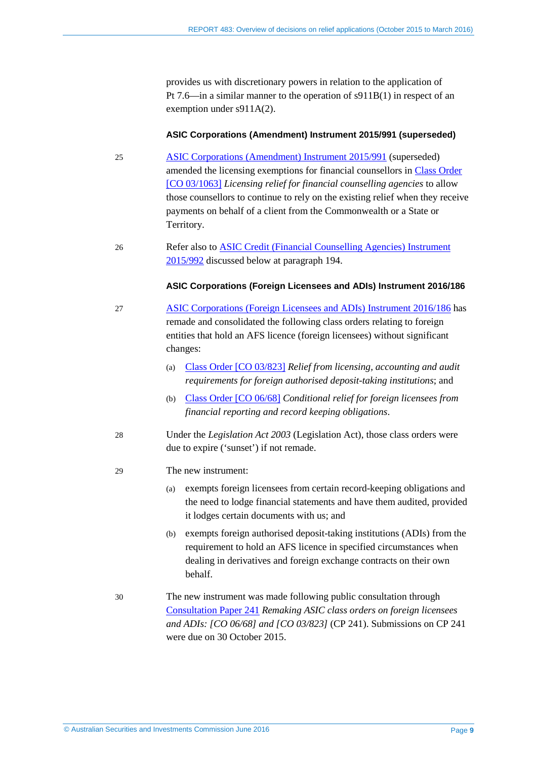provides us with discretionary powers in relation to the application of Pt 7.6—in a similar manner to the operation of s911B(1) in respect of an exemption under s911A(2).

#### ASIC Corporations (Amendment) Instrument 2015/991 (superseded)

25 ASIC Corporations (Amendment) Instrument 2015/991 (superseded) amended the licensing exemptions for financial counsellors in Class Order [CO 03/1063] *Licensing relief for financial counselling agencies* to allow those counsellors to continue to rely on the existing relief when they receive payments on behalf of a client from the Commonwealth or a State or Territory.

26 Refer also to ASIC Credit (Financial Counselling Agencies) Instrument 2015/992 discussed below at paragraph 194.

#### ASIC Corporations (Foreign Licensees and ADIs) Instrument 2016/186

27 ASIC Corporations (Foreign Licensees and ADIs) Instrument 2016/186 has remade and consolidated the following class orders relating to foreign entities that hold an AFS licence (foreign licensees) without significant changes:

(a) Class Order [CO 03/823] *Relief from licensing, accounting and audit requirements for foreign authorised deposit-taking institutions*; and

(b) Class Order [CO 06/68] *Conditional relief for foreign licensees from financial reporting and record keeping obligations*.

28 Under the *Legislation Act 2003* (Legislation Act), those class orders were due to expire ('sunset') if not remade.

29 The new instrument:

(a) exempts foreign licensees from certain record-keeping obligations and the need to lodge financial statements and have them audited, provided it lodges certain documents with us; and

(b) exempts foreign authorised deposit-taking institutions (ADIs) from the requirement to hold an AFS licence in specified circumstances when dealing in derivatives and foreign exchange contracts on their own behalf.

30 The new instrument was made following public consultation through Consultation Paper 241 *Remaking ASIC class orders on foreign licensees and ADIs: [CO 06/68] and [CO 03/823]* (CP 241). Submissions on CP 241 were due on 30 October 2015.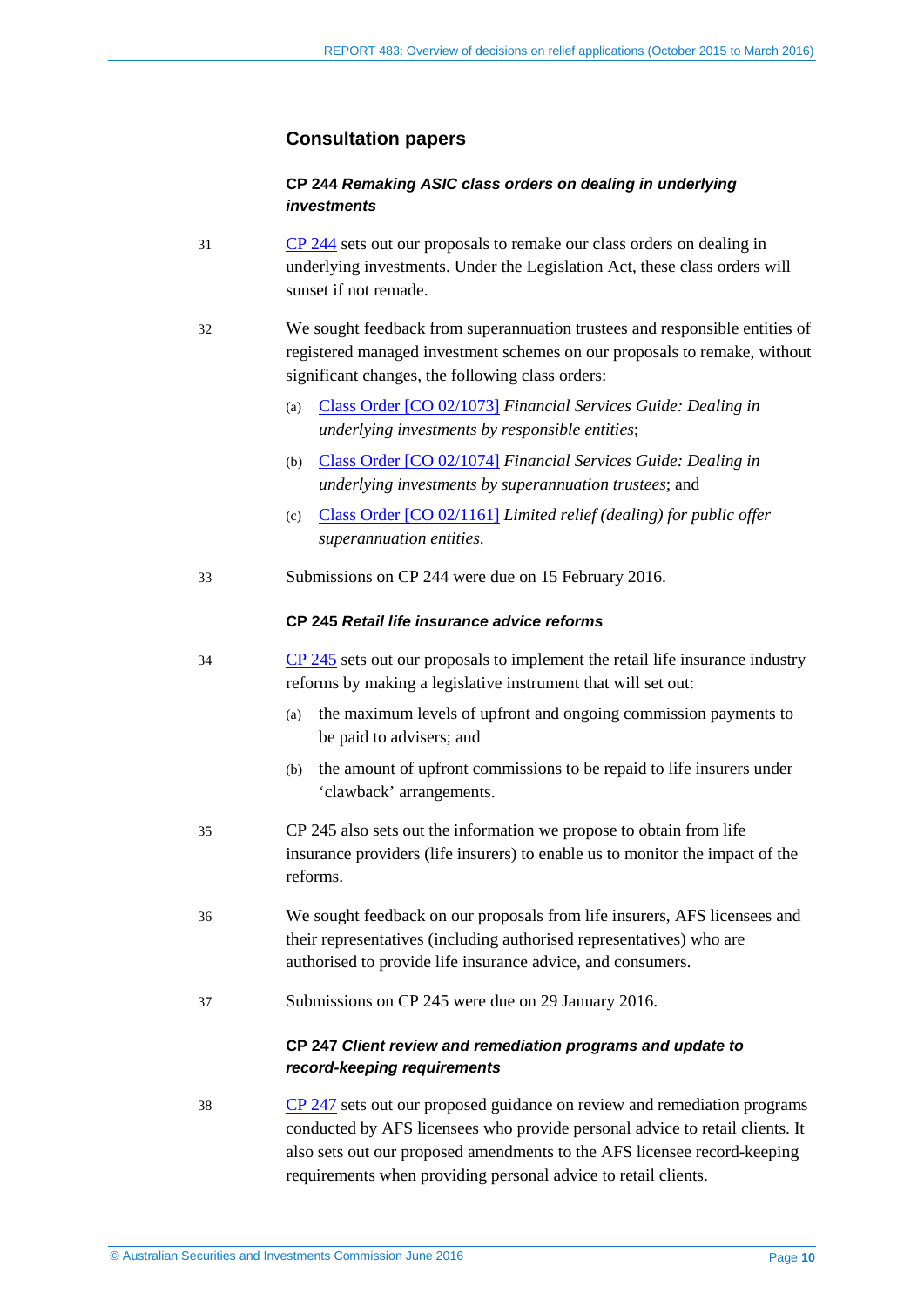## Consultation papers

### CP 244 *Remaking ASIC class orders on dealing in underlying investments*

31 CP 244 sets out our proposals to remake our class orders on dealing in underlying investments. Under the Legislation Act, these class orders will sunset if not remade.

32 We sought feedback from superannuation trustees and responsible entities of registered managed investment schemes on our proposals to remake, without significant changes, the following class orders:

(a) Class Order [CO 02/1073] *Financial Services Guide: Dealing in underlying investments by responsible entities*;

(b) Class Order [CO 02/1074] *Financial Services Guide: Dealing in underlying investments by superannuation trustees*; and

(c) Class Order [CO 02/1161] *Limited relief (dealing) for public offer superannuation entities*.

33 Submissions on CP 244 were due on 15 February 2016.

### CP 245 *Retail life insurance advice reforms*

34 CP 245 sets out our proposals to implement the retail life insurance industry reforms by making a legislative instrument that will set out:

(a) the maximum levels of upfront and ongoing commission payments to be paid to advisers; and

(b) the amount of upfront commissions to be repaid to life insurers under 'clawback' arrangements.

35 CP 245 also sets out the information we propose to obtain from life insurance providers (life insurers) to enable us to monitor the impact of the reforms.

36 We sought feedback on our proposals from life insurers, AFS licensees and their representatives (including authorised representatives) who are authorised to provide life insurance advice, and consumers.

37 Submissions on CP 245 were due on 29 January 2016.

### CP 247 *Client review and remediation programs and update to record-keeping requirements*

38 CP 247 sets out our proposed guidance on review and remediation programs conducted by AFS licensees who provide personal advice to retail clients. It also sets out our proposed amendments to the AFS licensee record-keeping requirements when providing personal advice to retail clients.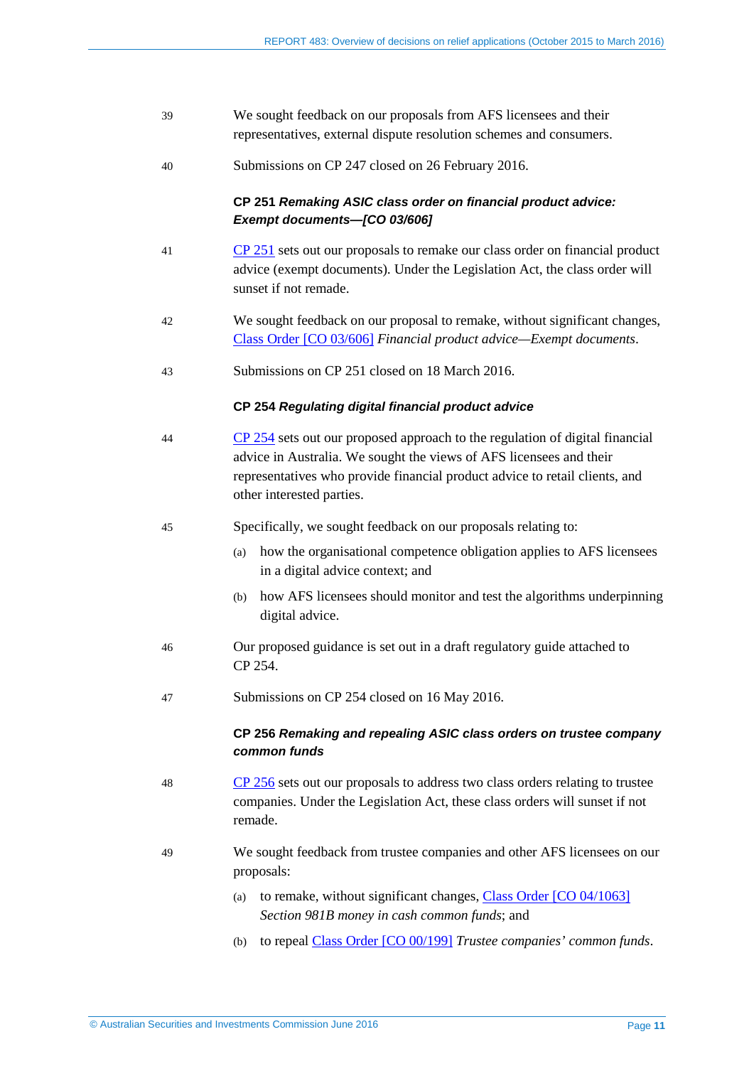39 We sought feedback on our proposals from AFS licensees and their representatives, external dispute resolution schemes and consumers.

40 Submissions on CP 247 closed on 26 February 2016.

### CP 251 *Remaking ASIC class order on financial product advice: Exempt documents—[CO 03/606]*

41 CP 251 sets out our proposals to remake our class order on financial product advice (exempt documents). Under the Legislation Act, the class order will sunset if not remade.

42 We sought feedback on our proposal to remake, without significant changes, Class Order [CO 03/606] *Financial product advice—Exempt documents*.

43 Submissions on CP 251 closed on 18 March 2016.

### CP 254 *Regulating digital financial product advice*

44 CP 254 sets out our proposed approach to the regulation of digital financial advice in Australia. We sought the views of AFS licensees and their representatives who provide financial product advice to retail clients, and other interested parties.

45 Specifically, we sought feedback on our proposals relating to:

(a) how the organisational competence obligation applies to AFS licensees in a digital advice context; and

(b) how AFS licensees should monitor and test the algorithms underpinning digital advice.

46 Our proposed guidance is set out in a draft regulatory guide attached to CP 254.

47 Submissions on CP 254 closed on 16 May 2016.

### CP 256 *Remaking and repealing ASIC class orders on trustee company common funds*

48 CP 256 sets out our proposals to address two class orders relating to trustee companies. Under the Legislation Act, these class orders will sunset if not remade.

49 We sought feedback from trustee companies and other AFS licensees on our proposals:

(a) to remake, without significant changes, Class Order [CO 04/1063] *Section 981B money in cash common funds*; and

(b) to repeal Class Order [CO 00/199] *Trustee companies' common funds*.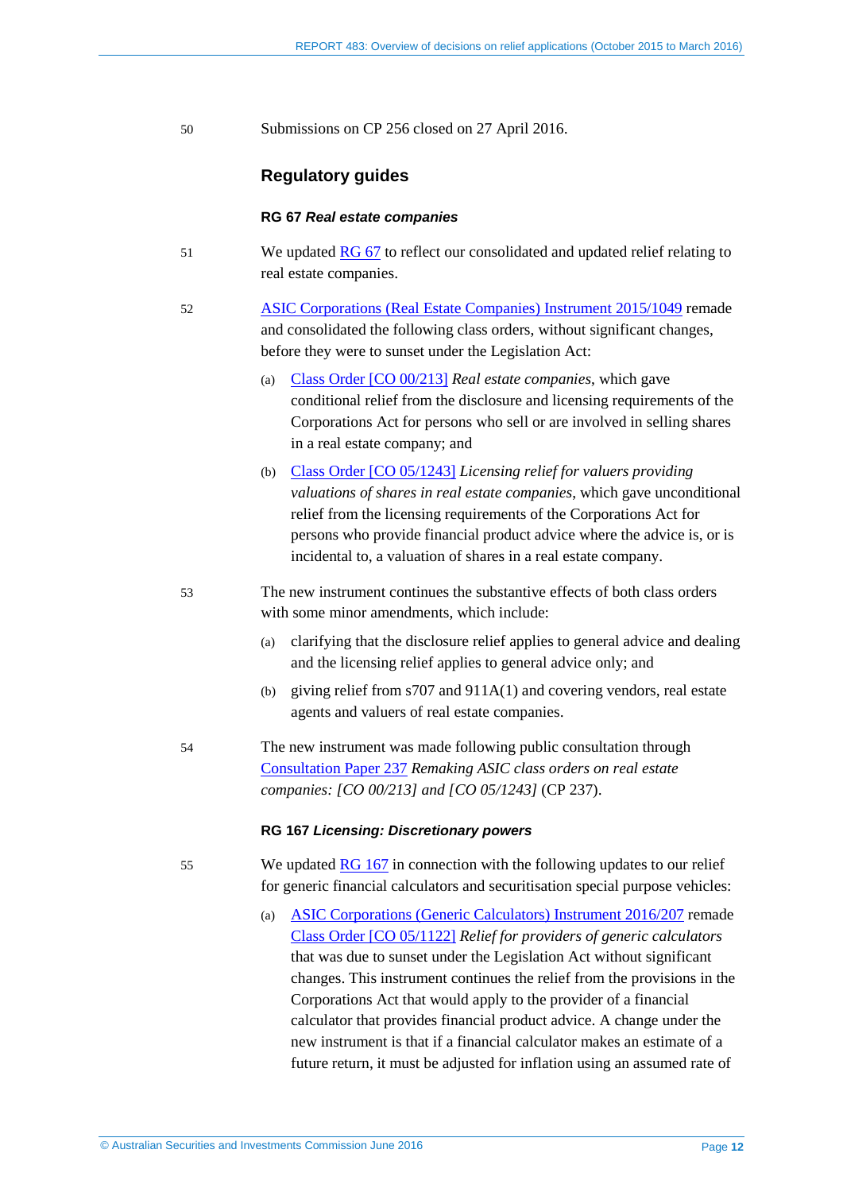50 Submissions on CP 256 closed on 27 April 2016.

## Regulatory guides

### RG 67 *Real estate companies*

51 We updated RG 67 to reflect our consolidated and updated relief relating to real estate companies.

52 ASIC Corporations (Real Estate Companies) Instrument 2015/1049 remade and consolidated the following class orders, without significant changes, before they were to sunset under the Legislation Act:

(a) Class Order [CO 00/213] *Real estate companies*, which gave conditional relief from the disclosure and licensing requirements of the Corporations Act for persons who sell or are involved in selling shares in a real estate company; and

(b) Class Order [CO 05/1243] *Licensing relief for valuers providing valuations of shares in real estate companies*, which gave unconditional relief from the licensing requirements of the Corporations Act for persons who provide financial product advice where the advice is, or is incidental to, a valuation of shares in a real estate company.

53 The new instrument continues the substantive effects of both class orders with some minor amendments, which include:

(a) clarifying that the disclosure relief applies to general advice and dealing and the licensing relief applies to general advice only; and

(b) giving relief from s707 and 911A(1) and covering vendors, real estate agents and valuers of real estate companies.

54 The new instrument was made following public consultation through Consultation Paper 237 *Remaking ASIC class orders on real estate companies: [CO 00/213] and [CO 05/1243]* (CP 237).

### RG 167 *Licensing: Discretionary powers*

55 We updated RG 167 in connection with the following updates to our relief for generic financial calculators and securitisation special purpose vehicles:

(a) ASIC Corporations (Generic Calculators) Instrument 2016/207 remade Class Order [CO 05/1122] *Relief for providers of generic calculators* that was due to sunset under the Legislation Act without significant changes. This instrument continues the relief from the provisions in the Corporations Act that would apply to the provider of a financial calculator that provides financial product advice. A change under the new instrument is that if a financial calculator makes an estimate of a future return, it must be adjusted for inflation using an assumed rate of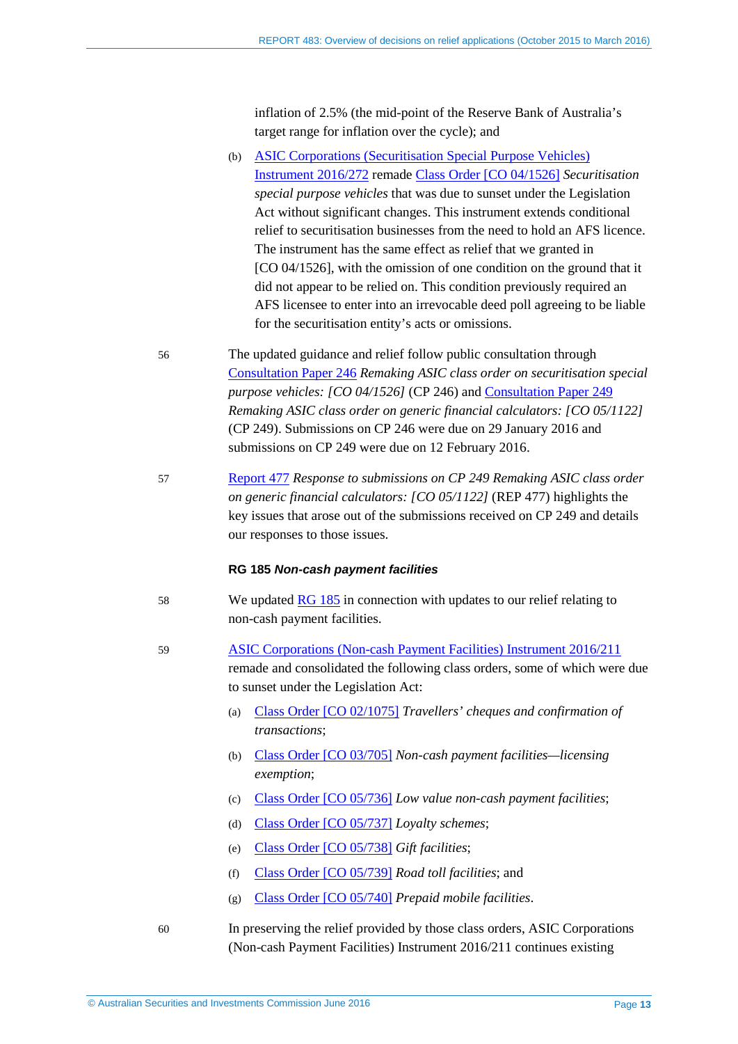inflation of 2.5% (the mid-point of the Reserve Bank of Australia's target range for inflation over the cycle); and

(b) ASIC Corporations (Securitisation Special Purpose Vehicles) Instrument 2016/272 remade Class Order [CO 04/1526] *Securitisation special purpose vehicles* that was due to sunset under the Legislation Act without significant changes. This instrument extends conditional relief to securitisation businesses from the need to hold an AFS licence. The instrument has the same effect as relief that we granted in [CO 04/1526], with the omission of one condition on the ground that it did not appear to be relied on. This condition previously required an AFS licensee to enter into an irrevocable deed poll agreeing to be liable for the securitisation entity's acts or omissions.

56 The updated guidance and relief follow public consultation through Consultation Paper 246 *Remaking ASIC class order on securitisation special purpose vehicles: [CO 04/1526]* (CP 246) and Consultation Paper 249 *Remaking ASIC class order on generic financial calculators: [CO 05/1122]* (CP 249). Submissions on CP 246 were due on 29 January 2016 and submissions on CP 249 were due on 12 February 2016.

57 Report 477 *Response to submissions on CP 249 Remaking ASIC class order on generic financial calculators: [CO 05/1122]* (REP 477) highlights the key issues that arose out of the submissions received on CP 249 and details our responses to those issues.

#### RG 185 *Non-cash payment facilities*

58 We updated RG 185 in connection with updates to our relief relating to non-cash payment facilities.

59 ASIC Corporations (Non-cash Payment Facilities) Instrument 2016/211 remade and consolidated the following class orders, some of which were due to sunset under the Legislation Act:

(a) Class Order [CO 02/1075] *Travellers' cheques and confirmation of transactions*;

(b) Class Order [CO 03/705] *Non-cash payment facilities—licensing exemption*;

(c) Class Order [CO 05/736] *Low value non-cash payment facilities*;

(d) Class Order [CO 05/737] *Loyalty schemes*;

(e) Class Order [CO 05/738] *Gift facilities*;

(f) Class Order [CO 05/739] *Road toll facilities*; and

(g) Class Order [CO 05/740] *Prepaid mobile facilities*.

60 In preserving the relief provided by those class orders, ASIC Corporations (Non-cash Payment Facilities) Instrument 2016/211 continues existing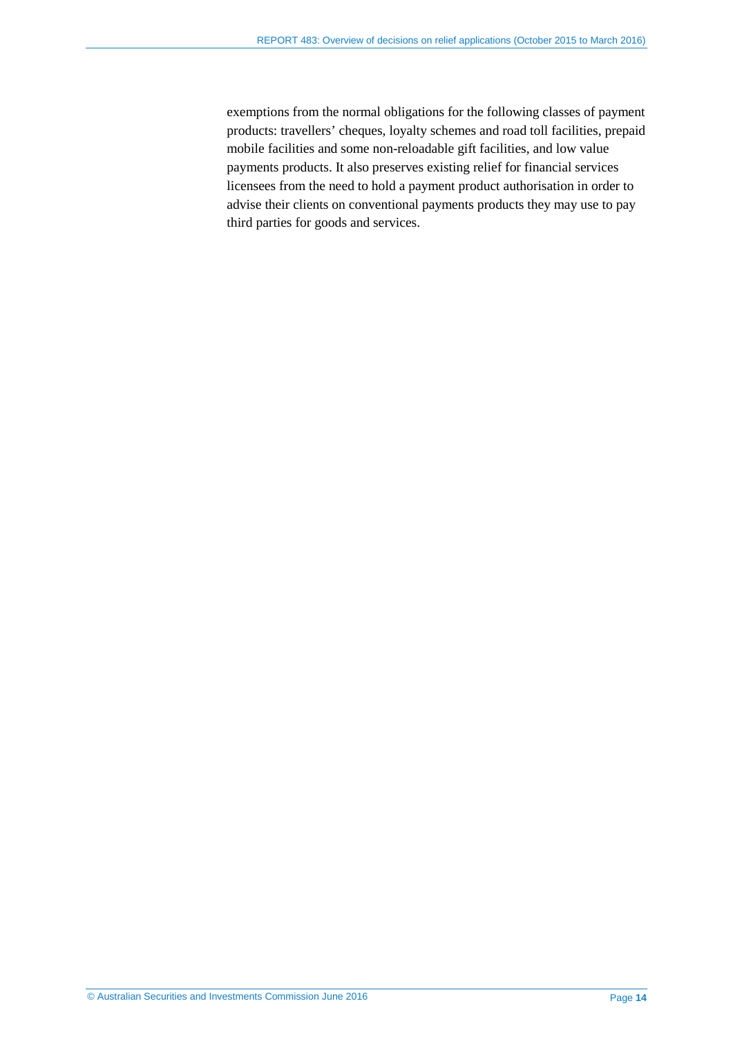exemptions from the normal obligations for the following classes of payment products: travellers' cheques, loyalty schemes and road toll facilities, prepaid mobile facilities and some non-reloadable gift facilities, and low value payments products. It also preserves existing relief for financial services licensees from the need to hold a payment product authorisation in order to advise their clients on conventional payments products they may use to pay third parties for goods and services.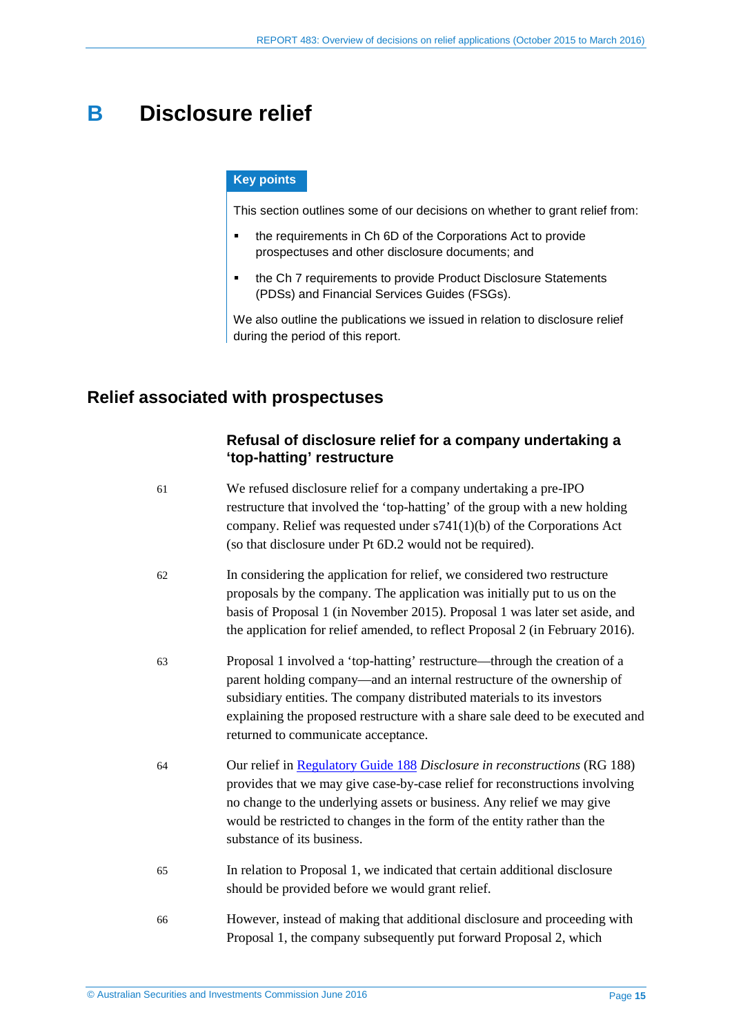# B Disclosure relief

**Key points**

This section outlines some of our decisions on whether to grant relief from:

- the requirements in Ch 6D of the Corporations Act to provide prospectuses and other disclosure documents; and
- the Ch 7 requirements to provide Product Disclosure Statements (PDSs) and Financial Services Guides (FSGs).

We also outline the publications we issued in relation to disclosure relief during the period of this report.

## Relief associated with prospectuses

### Refusal of disclosure relief for a company undertaking a 'top-hatting' restructure

61 We refused disclosure relief for a company undertaking a pre-IPO restructure that involved the 'top-hatting' of the group with a new holding company. Relief was requested under s741(1)(b) of the Corporations Act (so that disclosure under Pt 6D.2 would not be required).

62 In considering the application for relief, we considered two restructure proposals by the company. The application was initially put to us on the basis of Proposal 1 (in November 2015). Proposal 1 was later set aside, and the application for relief amended, to reflect Proposal 2 (in February 2016).

63 Proposal 1 involved a 'top-hatting' restructure—through the creation of a parent holding company—and an internal restructure of the ownership of subsidiary entities. The company distributed materials to its investors explaining the proposed restructure with a share sale deed to be executed and returned to communicate acceptance.

64 Our relief in Regulatory Guide 188 *Disclosure in reconstructions* (RG 188) provides that we may give case-by-case relief for reconstructions involving no change to the underlying assets or business. Any relief we may give would be restricted to changes in the form of the entity rather than the substance of its business.

65 In relation to Proposal 1, we indicated that certain additional disclosure should be provided before we would grant relief.

66 However, instead of making that additional disclosure and proceeding with Proposal 1, the company subsequently put forward Proposal 2, which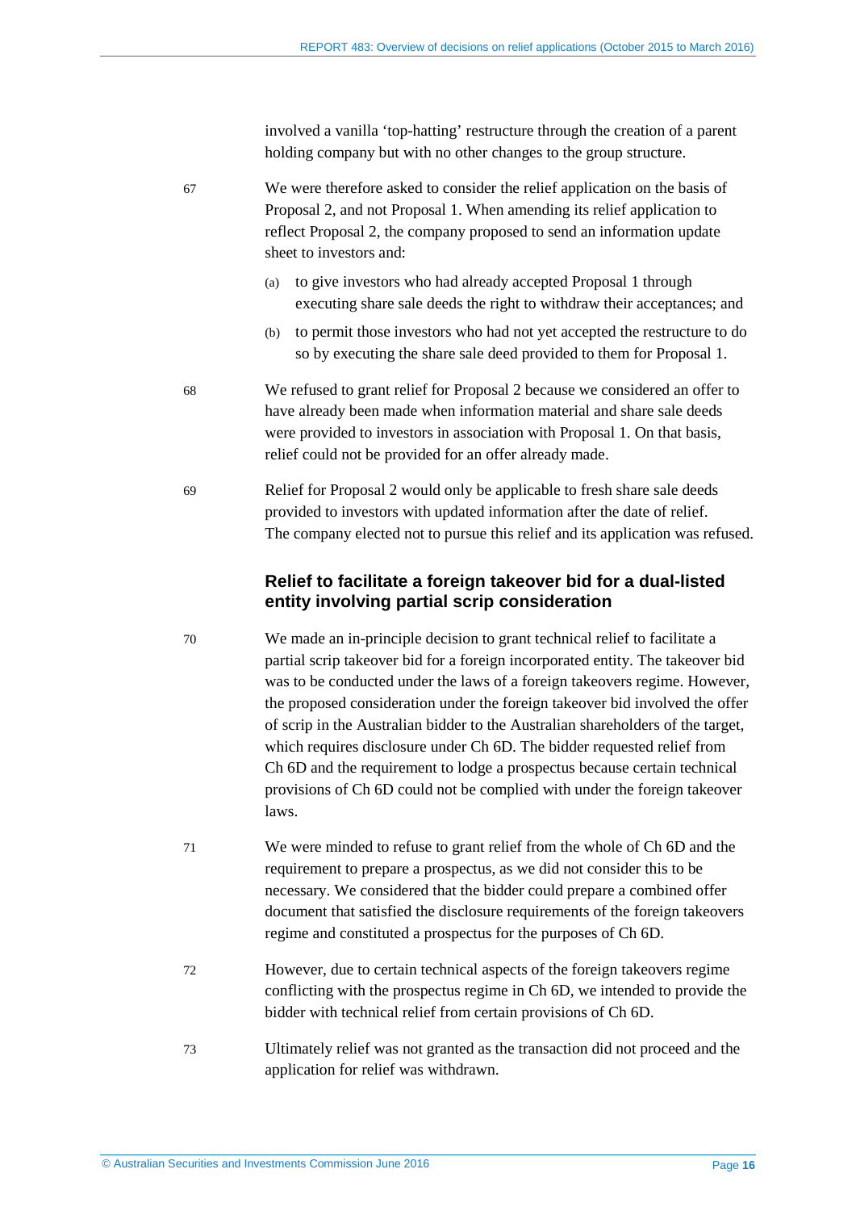involved a vanilla 'top-hatting' restructure through the creation of a parent holding company but with no other changes to the group structure.

67 We were therefore asked to consider the relief application on the basis of Proposal 2, and not Proposal 1. When amending its relief application to reflect Proposal 2, the company proposed to send an information update sheet to investors and:

(a) to give investors who had already accepted Proposal 1 through executing share sale deeds the right to withdraw their acceptances; and

(b) to permit those investors who had not yet accepted the restructure to do so by executing the share sale deed provided to them for Proposal 1.

68 We refused to grant relief for Proposal 2 because we considered an offer to have already been made when information material and share sale deeds were provided to investors in association with Proposal 1. On that basis, relief could not be provided for an offer already made.

69 Relief for Proposal 2 would only be applicable to fresh share sale deeds provided to investors with updated information after the date of relief. The company elected not to pursue this relief and its application was refused.

### Relief to facilitate a foreign takeover bid for a dual-listed entity involving partial scrip consideration

70 We made an in-principle decision to grant technical relief to facilitate a partial scrip takeover bid for a foreign incorporated entity. The takeover bid was to be conducted under the laws of a foreign takeovers regime. However, the proposed consideration under the foreign takeover bid involved the offer of scrip in the Australian bidder to the Australian shareholders of the target, which requires disclosure under Ch 6D. The bidder requested relief from Ch 6D and the requirement to lodge a prospectus because certain technical provisions of Ch 6D could not be complied with under the foreign takeover laws.

71 We were minded to refuse to grant relief from the whole of Ch 6D and the requirement to prepare a prospectus, as we did not consider this to be necessary. We considered that the bidder could prepare a combined offer document that satisfied the disclosure requirements of the foreign takeovers regime and constituted a prospectus for the purposes of Ch 6D.

72 However, due to certain technical aspects of the foreign takeovers regime conflicting with the prospectus regime in Ch 6D, we intended to provide the bidder with technical relief from certain provisions of Ch 6D.

73 Ultimately relief was not granted as the transaction did not proceed and the application for relief was withdrawn.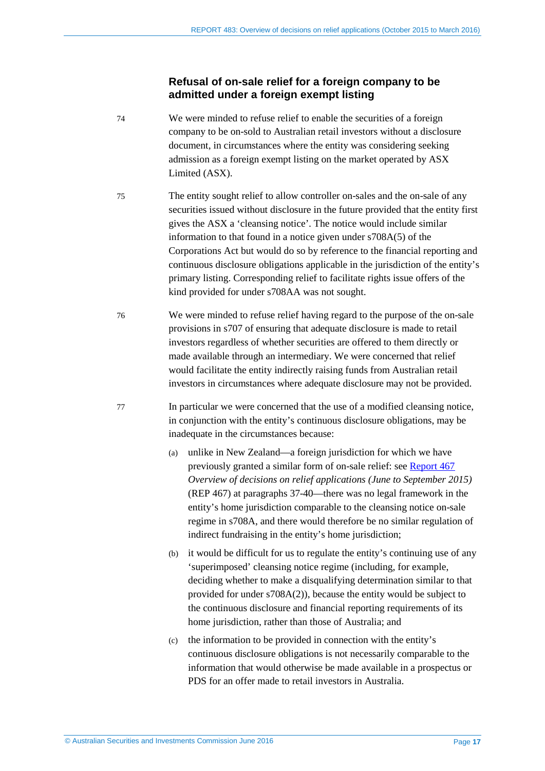### Refusal of on-sale relief for a foreign company to be admitted under a foreign exempt listing

74 We were minded to refuse relief to enable the securities of a foreign company to be on-sold to Australian retail investors without a disclosure document, in circumstances where the entity was considering seeking admission as a foreign exempt listing on the market operated by ASX Limited (ASX).

75 The entity sought relief to allow controller on-sales and the on-sale of any securities issued without disclosure in the future provided that the entity first gives the ASX a 'cleansing notice'. The notice would include similar information to that found in a notice given under s708A(5) of the Corporations Act but would do so by reference to the financial reporting and continuous disclosure obligations applicable in the jurisdiction of the entity's primary listing. Corresponding relief to facilitate rights issue offers of the kind provided for under s708AA was not sought.

76 We were minded to refuse relief having regard to the purpose of the on-sale provisions in s707 of ensuring that adequate disclosure is made to retail investors regardless of whether securities are offered to them directly or made available through an intermediary. We were concerned that relief would facilitate the entity indirectly raising funds from Australian retail investors in circumstances where adequate disclosure may not be provided.

77 In particular we were concerned that the use of a modified cleansing notice, in conjunction with the entity's continuous disclosure obligations, may be inadequate in the circumstances because:

(a) unlike in New Zealand—a foreign jurisdiction for which we have previously granted a similar form of on-sale relief: see Report 467 *Overview of decisions on relief applications (June to September 2015)* (REP 467) at paragraphs 37-40—there was no legal framework in the entity's home jurisdiction comparable to the cleansing notice on-sale regime in s708A, and there would therefore be no similar regulation of indirect fundraising in the entity's home jurisdiction;

(b) it would be difficult for us to regulate the entity's continuing use of any 'superimposed' cleansing notice regime (including, for example, deciding whether to make a disqualifying determination similar to that provided for under s708A(2)), because the entity would be subject to the continuous disclosure and financial reporting requirements of its home jurisdiction, rather than those of Australia; and

(c) the information to be provided in connection with the entity's continuous disclosure obligations is not necessarily comparable to the information that would otherwise be made available in a prospectus or PDS for an offer made to retail investors in Australia.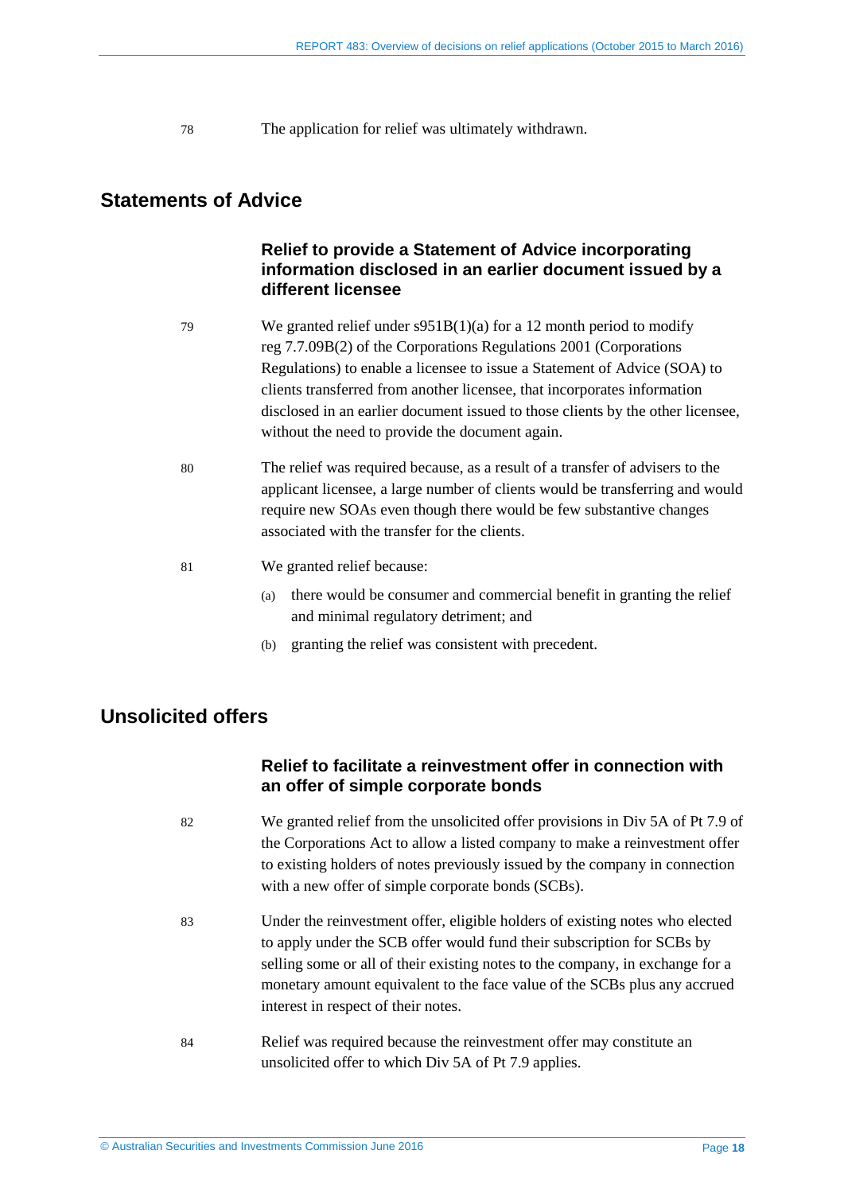78 The application for relief was ultimately withdrawn.

## Statements of Advice

### Relief to provide a Statement of Advice incorporating information disclosed in an earlier document issued by a different licensee

79 We granted relief under s951B(1)(a) for a 12 month period to modify reg 7.7.09B(2) of the Corporations Regulations 2001 (Corporations Regulations) to enable a licensee to issue a Statement of Advice (SOA) to clients transferred from another licensee, that incorporates information disclosed in an earlier document issued to those clients by the other licensee, without the need to provide the document again.

80 The relief was required because, as a result of a transfer of advisers to the applicant licensee, a large number of clients would be transferring and would require new SOAs even though there would be few substantive changes associated with the transfer for the clients.

81 We granted relief because:

(a) there would be consumer and commercial benefit in granting the relief and minimal regulatory detriment; and

(b) granting the relief was consistent with precedent.

## Unsolicited offers

### Relief to facilitate a reinvestment offer in connection with an offer of simple corporate bonds

82 We granted relief from the unsolicited offer provisions in Div 5A of Pt 7.9 of the Corporations Act to allow a listed company to make a reinvestment offer to existing holders of notes previously issued by the company in connection with a new offer of simple corporate bonds (SCBs).

83 Under the reinvestment offer, eligible holders of existing notes who elected to apply under the SCB offer would fund their subscription for SCBs by selling some or all of their existing notes to the company, in exchange for a monetary amount equivalent to the face value of the SCBs plus any accrued interest in respect of their notes.

84 Relief was required because the reinvestment offer may constitute an unsolicited offer to which Div 5A of Pt 7.9 applies.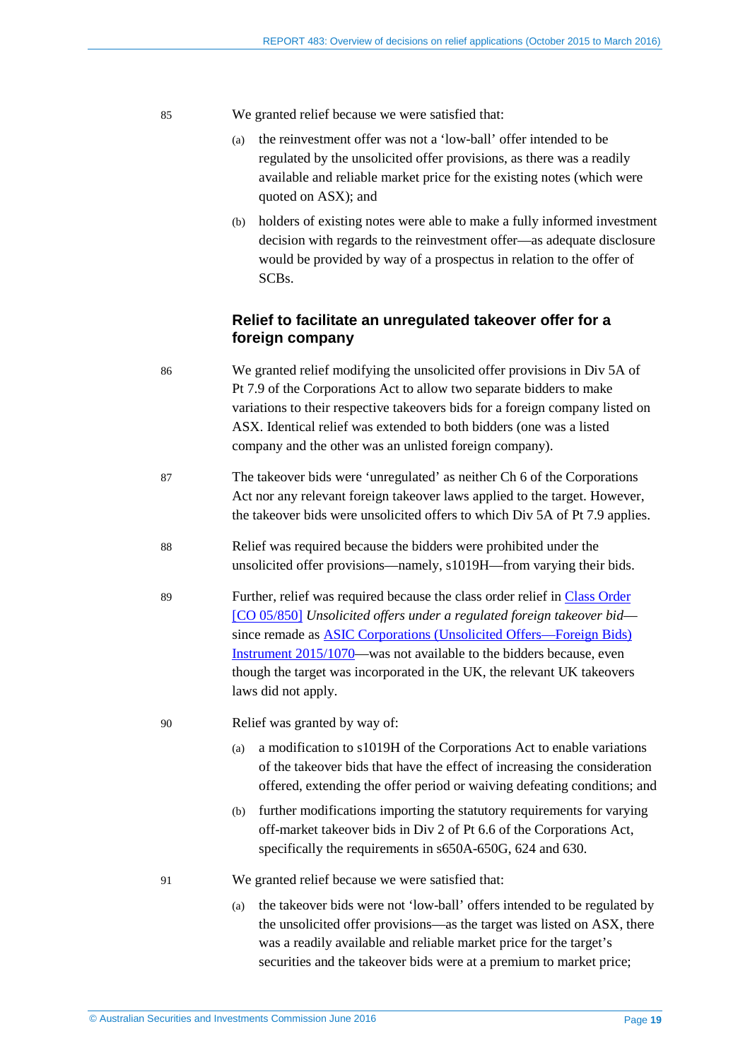85 We granted relief because we were satisfied that:

(a) the reinvestment offer was not a 'low-ball' offer intended to be regulated by the unsolicited offer provisions, as there was a readily available and reliable market price for the existing notes (which were quoted on ASX); and

(b) holders of existing notes were able to make a fully informed investment decision with regards to the reinvestment offer—as adequate disclosure would be provided by way of a prospectus in relation to the offer of SCBs.

### Relief to facilitate an unregulated takeover offer for a foreign company

86 We granted relief modifying the unsolicited offer provisions in Div 5A of Pt 7.9 of the Corporations Act to allow two separate bidders to make variations to their respective takeovers bids for a foreign company listed on ASX. Identical relief was extended to both bidders (one was a listed company and the other was an unlisted foreign company).

87 The takeover bids were 'unregulated' as neither Ch 6 of the Corporations Act nor any relevant foreign takeover laws applied to the target. However, the takeover bids were unsolicited offers to which Div 5A of Pt 7.9 applies.

88 Relief was required because the bidders were prohibited under the unsolicited offer provisions—namely, s1019H—from varying their bids.

89 Further, relief was required because the class order relief in Class Order [CO 05/850] *Unsolicited offers under a regulated foreign takeover bid*—since remade as ASIC Corporations (Unsolicited Offers—Foreign Bids) Instrument 2015/1070—was not available to the bidders because, even though the target was incorporated in the UK, the relevant UK takeovers laws did not apply.

90 Relief was granted by way of:

(a) a modification to s1019H of the Corporations Act to enable variations of the takeover bids that have the effect of increasing the consideration offered, extending the offer period or waiving defeating conditions; and

(b) further modifications importing the statutory requirements for varying off-market takeover bids in Div 2 of Pt 6.6 of the Corporations Act, specifically the requirements in s650A-650G, 624 and 630.

91 We granted relief because we were satisfied that:

(a) the takeover bids were not 'low-ball' offers intended to be regulated by the unsolicited offer provisions—as the target was listed on ASX, there was a readily available and reliable market price for the target's securities and the takeover bids were at a premium to market price;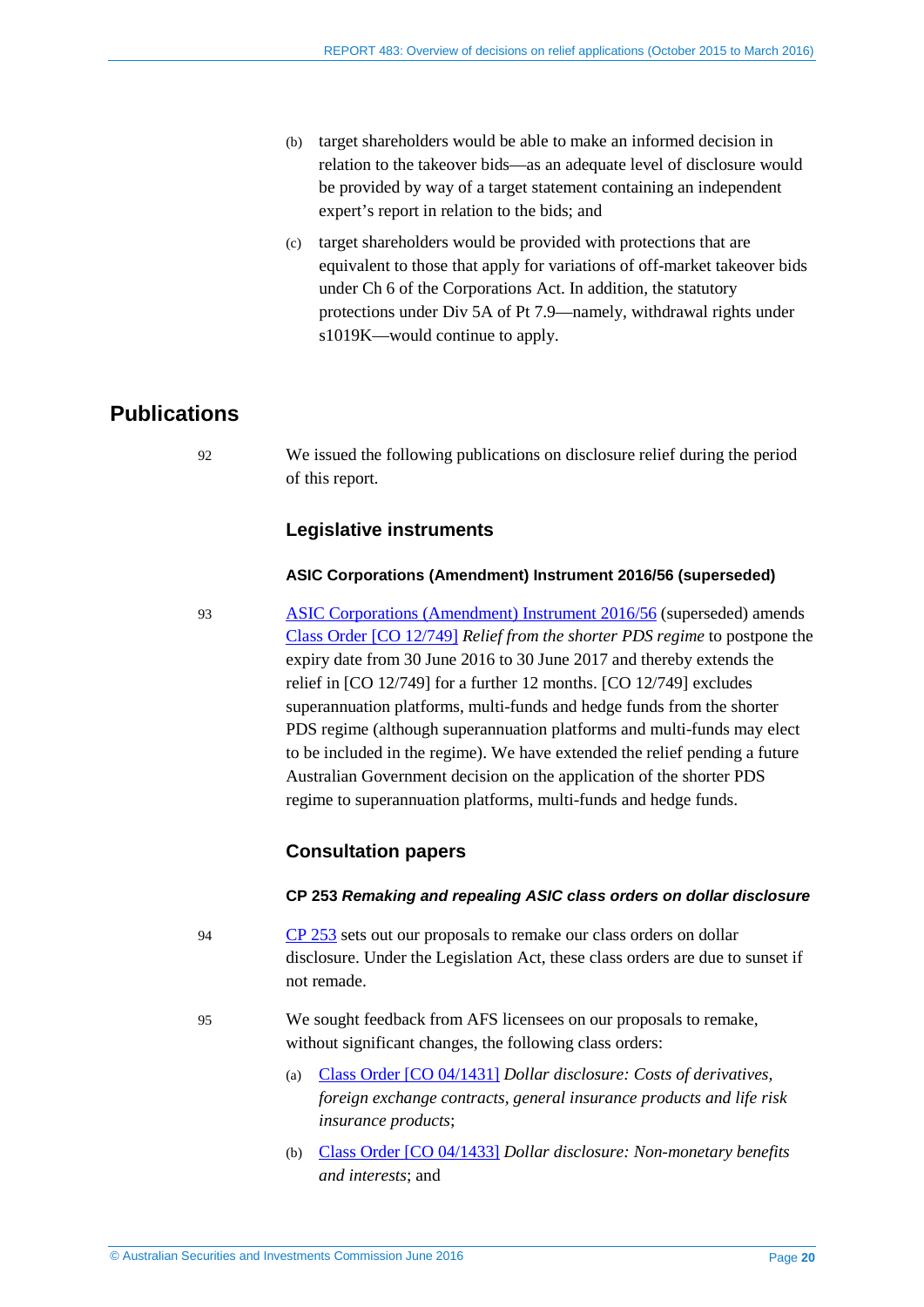(b) target shareholders would be able to make an informed decision in relation to the takeover bids—as an adequate level of disclosure would be provided by way of a target statement containing an independent expert's report in relation to the bids; and

(c) target shareholders would be provided with protections that are equivalent to those that apply for variations of off-market takeover bids under Ch 6 of the Corporations Act. In addition, the statutory protections under Div 5A of Pt 7.9—namely, withdrawal rights under s1019K—would continue to apply.

## Publications

92 We issued the following publications on disclosure relief during the period of this report.

### Legislative instruments

#### ASIC Corporations (Amendment) Instrument 2016/56 (superseded)

93 ASIC Corporations (Amendment) Instrument 2016/56 (superseded) amends Class Order [CO 12/749] *Relief from the shorter PDS regime* to postpone the expiry date from 30 June 2016 to 30 June 2017 and thereby extends the relief in [CO 12/749] for a further 12 months. [CO 12/749] excludes superannuation platforms, multi-funds and hedge funds from the shorter PDS regime (although superannuation platforms and multi-funds may elect to be included in the regime). We have extended the relief pending a future Australian Government decision on the application of the shorter PDS regime to superannuation platforms, multi-funds and hedge funds.

### Consultation papers

#### CP 253 *Remaking and repealing ASIC class orders on dollar disclosure*

94 CP 253 sets out our proposals to remake our class orders on dollar disclosure. Under the Legislation Act, these class orders are due to sunset if not remade.

95 We sought feedback from AFS licensees on our proposals to remake, without significant changes, the following class orders:

(a) Class Order [CO 04/1431] *Dollar disclosure: Costs of derivatives, foreign exchange contracts, general insurance products and life risk insurance products*;

(b) Class Order [CO 04/1433] *Dollar disclosure: Non-monetary benefits and interests*; and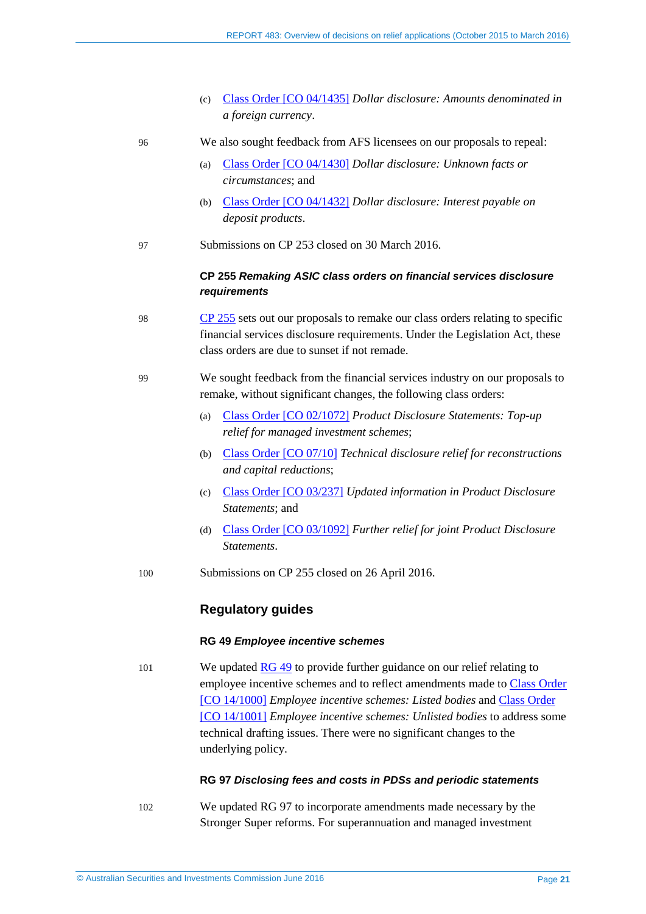(c) Class Order [CO 04/1435] *Dollar disclosure: Amounts denominated in a foreign currency*.

96 We also sought feedback from AFS licensees on our proposals to repeal:

(a) Class Order [CO 04/1430] *Dollar disclosure: Unknown facts or circumstances*; and

(b) Class Order [CO 04/1432] *Dollar disclosure: Interest payable on deposit products*.

97 Submissions on CP 253 closed on 30 March 2016.

#### CP 255 *Remaking ASIC class orders on financial services disclosure requirements*

98 CP 255 sets out our proposals to remake our class orders relating to specific financial services disclosure requirements. Under the Legislation Act, these class orders are due to sunset if not remade.

99 We sought feedback from the financial services industry on our proposals to remake, without significant changes, the following class orders:

(a) Class Order [CO 02/1072] *Product Disclosure Statements: Top-up relief for managed investment schemes*;

(b) Class Order [CO 07/10] *Technical disclosure relief for reconstructions and capital reductions*;

(c) Class Order [CO 03/237] *Updated information in Product Disclosure Statements*; and

(d) Class Order [CO 03/1092] *Further relief for joint Product Disclosure Statements*.

100 Submissions on CP 255 closed on 26 April 2016.

### Regulatory guides

#### RG 49 *Employee incentive schemes*

101 We updated RG 49 to provide further guidance on our relief relating to employee incentive schemes and to reflect amendments made to Class Order [CO 14/1000] *Employee incentive schemes: Listed bodies* and Class Order [CO 14/1001] *Employee incentive schemes: Unlisted bodies* to address some technical drafting issues. There were no significant changes to the underlying policy.

#### RG 97 *Disclosing fees and costs in PDSs and periodic statements*

102 We updated RG 97 to incorporate amendments made necessary by the Stronger Super reforms. For superannuation and managed investment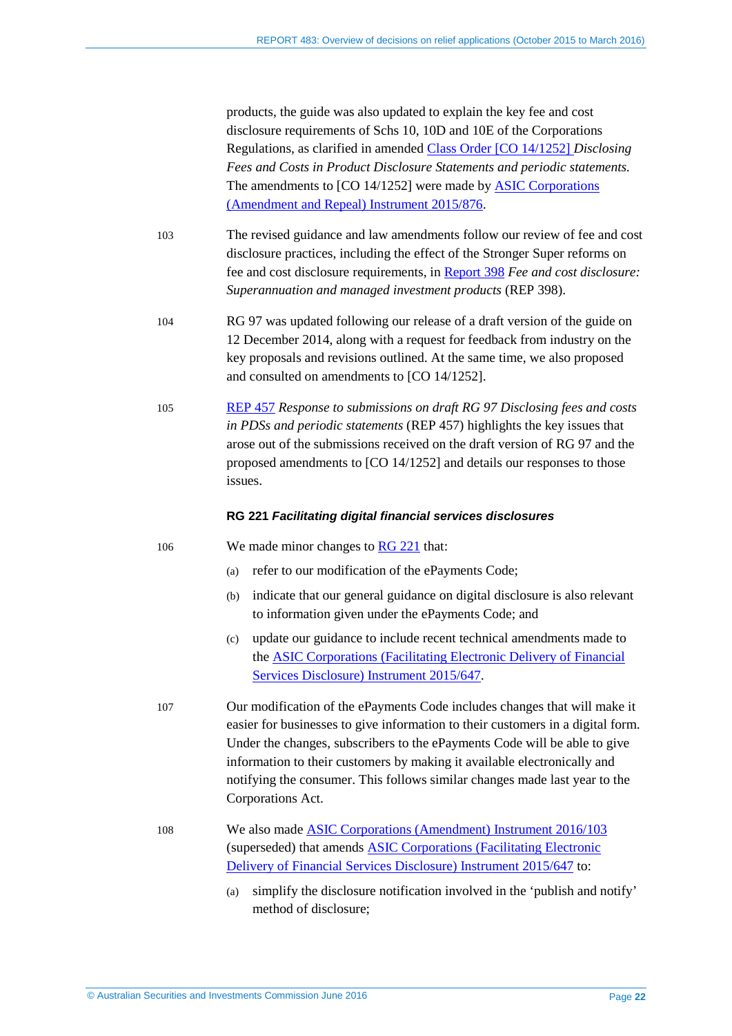products, the guide was also updated to explain the key fee and cost disclosure requirements of Schs 10, 10D and 10E of the Corporations Regulations, as clarified in amended Class Order [CO 14/1252] *Disclosing Fees and Costs in Product Disclosure Statements and periodic statements.* The amendments to [CO 14/1252] were made by ASIC Corporations (Amendment and Repeal) Instrument 2015/876.

103 The revised guidance and law amendments follow our review of fee and cost disclosure practices, including the effect of the Stronger Super reforms on fee and cost disclosure requirements, in Report 398 *Fee and cost disclosure: Superannuation and managed investment products* (REP 398).

104 RG 97 was updated following our release of a draft version of the guide on 12 December 2014, along with a request for feedback from industry on the key proposals and revisions outlined. At the same time, we also proposed and consulted on amendments to [CO 14/1252].

105 REP 457 *Response to submissions on draft RG 97 Disclosing fees and costs in PDSs and periodic statements* (REP 457) highlights the key issues that arose out of the submissions received on the draft version of RG 97 and the proposed amendments to [CO 14/1252] and details our responses to those issues.

#### RG 221 *Facilitating digital financial services disclosures*

106 We made minor changes to RG 221 that:

(a) refer to our modification of the ePayments Code;

(b) indicate that our general guidance on digital disclosure is also relevant to information given under the ePayments Code; and

(c) update our guidance to include recent technical amendments made to the ASIC Corporations (Facilitating Electronic Delivery of Financial Services Disclosure) Instrument 2015/647.

107 Our modification of the ePayments Code includes changes that will make it easier for businesses to give information to their customers in a digital form. Under the changes, subscribers to the ePayments Code will be able to give information to their customers by making it available electronically and notifying the consumer. This follows similar changes made last year to the Corporations Act.

108 We also made ASIC Corporations (Amendment) Instrument 2016/103 (superseded) that amends ASIC Corporations (Facilitating Electronic Delivery of Financial Services Disclosure) Instrument 2015/647 to:

(a) simplify the disclosure notification involved in the 'publish and notify' method of disclosure;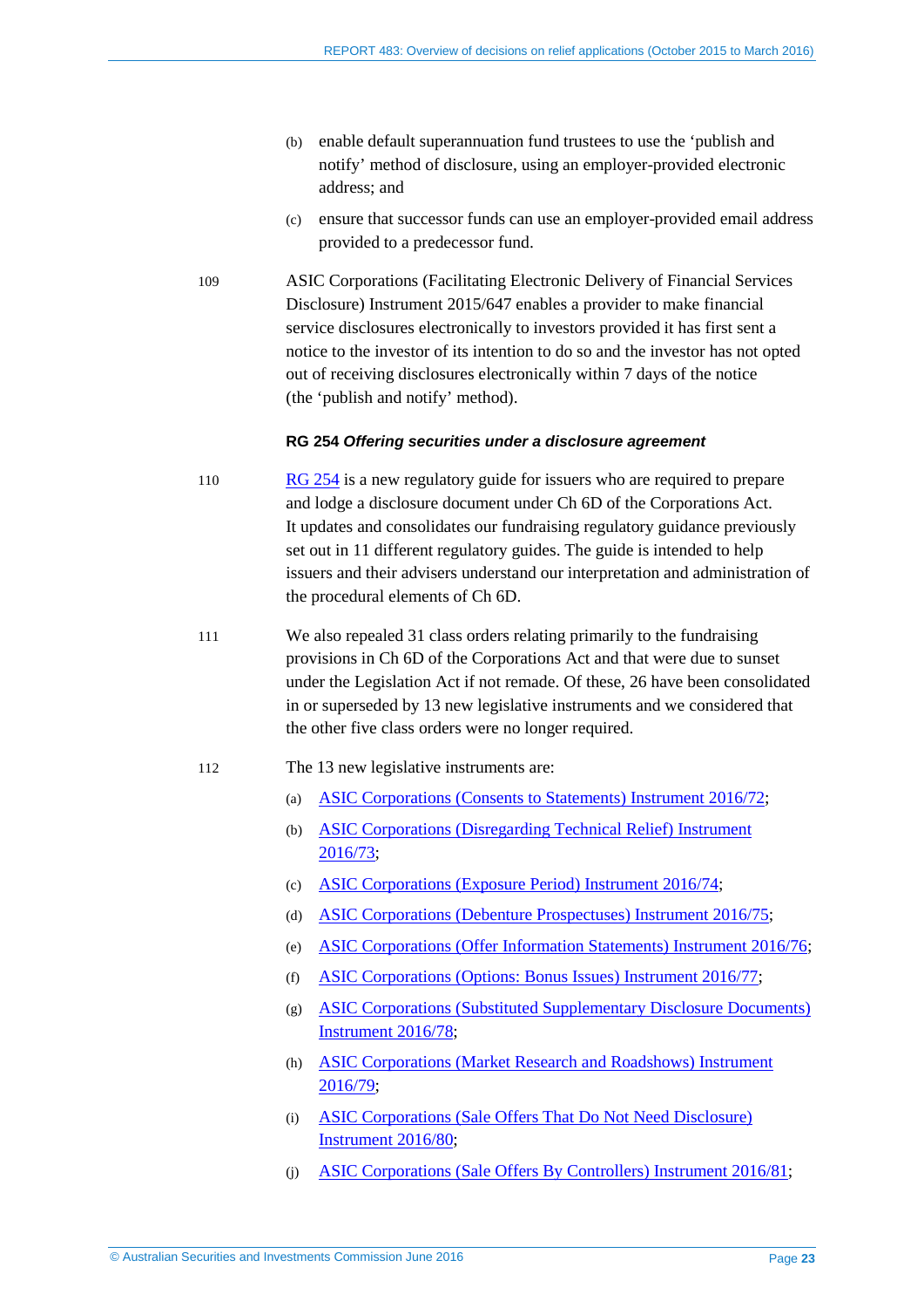(b) enable default superannuation fund trustees to use the 'publish and notify' method of disclosure, using an employer-provided electronic address; and

(c) ensure that successor funds can use an employer-provided email address provided to a predecessor fund.

109 ASIC Corporations (Facilitating Electronic Delivery of Financial Services Disclosure) Instrument 2015/647 enables a provider to make financial service disclosures electronically to investors provided it has first sent a notice to the investor of its intention to do so and the investor has not opted out of receiving disclosures electronically within 7 days of the notice (the 'publish and notify' method).

**RG 254 *Offering securities under a disclosure agreement***

110 RG 254 is a new regulatory guide for issuers who are required to prepare and lodge a disclosure document under Ch 6D of the Corporations Act. It updates and consolidates our fundraising regulatory guidance previously set out in 11 different regulatory guides. The guide is intended to help issuers and their advisers understand our interpretation and administration of the procedural elements of Ch 6D.

111 We also repealed 31 class orders relating primarily to the fundraising provisions in Ch 6D of the Corporations Act and that were due to sunset under the Legislation Act if not remade. Of these, 26 have been consolidated in or superseded by 13 new legislative instruments and we considered that the other five class orders were no longer required.

112 The 13 new legislative instruments are:

(a) ASIC Corporations (Consents to Statements) Instrument 2016/72;

(b) ASIC Corporations (Disregarding Technical Relief) Instrument 2016/73;

(c) ASIC Corporations (Exposure Period) Instrument 2016/74;

(d) ASIC Corporations (Debenture Prospectuses) Instrument 2016/75;

(e) ASIC Corporations (Offer Information Statements) Instrument 2016/76;

(f) ASIC Corporations (Options: Bonus Issues) Instrument 2016/77;

(g) ASIC Corporations (Substituted Supplementary Disclosure Documents) Instrument 2016/78;

(h) ASIC Corporations (Market Research and Roadshows) Instrument 2016/79;

(i) ASIC Corporations (Sale Offers That Do Not Need Disclosure) Instrument 2016/80;

(j) ASIC Corporations (Sale Offers By Controllers) Instrument 2016/81;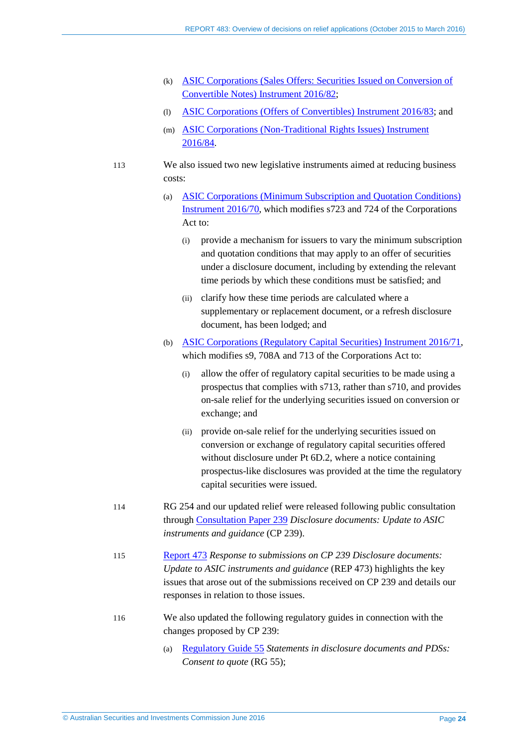(k) ASIC Corporations (Sales Offers: Securities Issued on Conversion of Convertible Notes) Instrument 2016/82;

(l) ASIC Corporations (Offers of Convertibles) Instrument 2016/83; and

(m) ASIC Corporations (Non-Traditional Rights Issues) Instrument 2016/84.

113 We also issued two new legislative instruments aimed at reducing business costs:

(a) ASIC Corporations (Minimum Subscription and Quotation Conditions) Instrument 2016/70, which modifies s723 and 724 of the Corporations Act to:

(i) provide a mechanism for issuers to vary the minimum subscription and quotation conditions that may apply to an offer of securities under a disclosure document, including by extending the relevant time periods by which these conditions must be satisfied; and

(ii) clarify how these time periods are calculated where a supplementary or replacement document, or a refresh disclosure document, has been lodged; and

(b) ASIC Corporations (Regulatory Capital Securities) Instrument 2016/71, which modifies s9, 708A and 713 of the Corporations Act to:

(i) allow the offer of regulatory capital securities to be made using a prospectus that complies with s713, rather than s710, and provides on-sale relief for the underlying securities issued on conversion or exchange; and

(ii) provide on-sale relief for the underlying securities issued on conversion or exchange of regulatory capital securities offered without disclosure under Pt 6D.2, where a notice containing prospectus-like disclosures was provided at the time the regulatory capital securities were issued.

114 RG 254 and our updated relief were released following public consultation through Consultation Paper 239 *Disclosure documents: Update to ASIC instruments and guidance* (CP 239).

115 Report 473 *Response to submissions on CP 239 Disclosure documents: Update to ASIC instruments and guidance* (REP 473) highlights the key issues that arose out of the submissions received on CP 239 and details our responses in relation to those issues.

116 We also updated the following regulatory guides in connection with the changes proposed by CP 239:

(a) Regulatory Guide 55 *Statements in disclosure documents and PDSs: Consent to quote* (RG 55);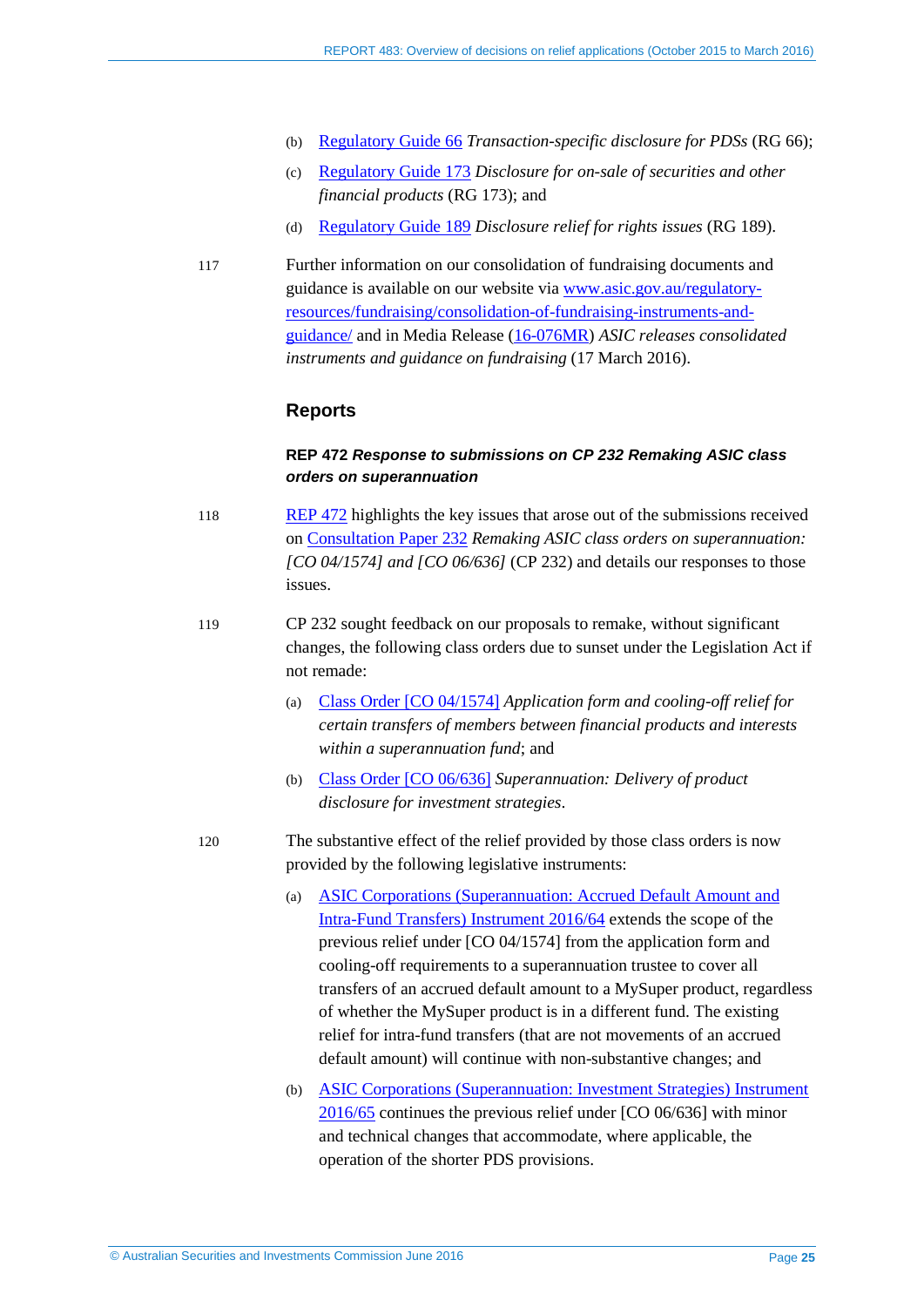(b) Regulatory Guide 66 *Transaction-specific disclosure for PDSs* (RG 66);

(c) Regulatory Guide 173 *Disclosure for on-sale of securities and other financial products* (RG 173); and

(d) Regulatory Guide 189 *Disclosure relief for rights issues* (RG 189).

117 Further information on our consolidation of fundraising documents and guidance is available on our website via www.asic.gov.au/regulatory-resources/fundraising/consolidation-of-fundraising-instruments-and-guidance/ and in Media Release (16-076MR) *ASIC releases consolidated instruments and guidance on fundraising* (17 March 2016).

## Reports

### REP 472 *Response to submissions on CP 232 Remaking ASIC class orders on superannuation*

118 REP 472 highlights the key issues that arose out of the submissions received on Consultation Paper 232 *Remaking ASIC class orders on superannuation: [CO 04/1574] and [CO 06/636]* (CP 232) and details our responses to those issues.

119 CP 232 sought feedback on our proposals to remake, without significant changes, the following class orders due to sunset under the Legislation Act if not remade:

(a) Class Order [CO 04/1574] *Application form and cooling-off relief for certain transfers of members between financial products and interests within a superannuation fund*; and

(b) Class Order [CO 06/636] *Superannuation: Delivery of product disclosure for investment strategies*.

120 The substantive effect of the relief provided by those class orders is now provided by the following legislative instruments:

(a) ASIC Corporations (Superannuation: Accrued Default Amount and Intra-Fund Transfers) Instrument 2016/64 extends the scope of the previous relief under [CO 04/1574] from the application form and cooling-off requirements to a superannuation trustee to cover all transfers of an accrued default amount to a MySuper product, regardless of whether the MySuper product is in a different fund. The existing relief for intra-fund transfers (that are not movements of an accrued default amount) will continue with non-substantive changes; and

(b) ASIC Corporations (Superannuation: Investment Strategies) Instrument 2016/65 continues the previous relief under [CO 06/636] with minor and technical changes that accommodate, where applicable, the operation of the shorter PDS provisions.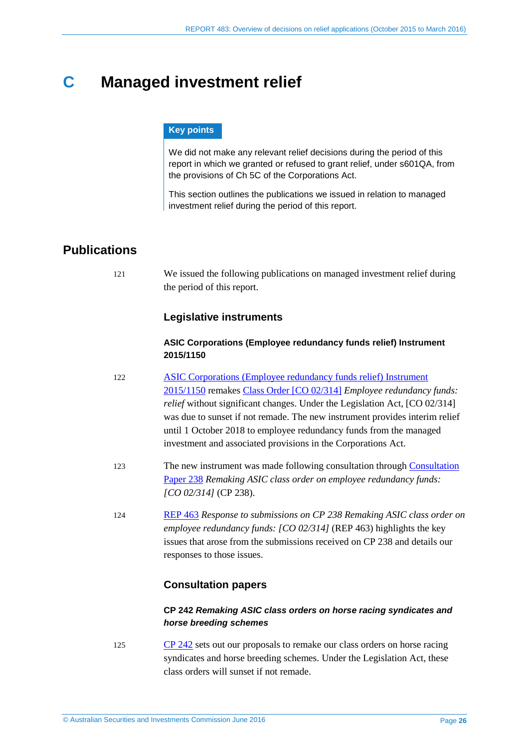# C Managed investment relief

**Key points**

We did not make any relevant relief decisions during the period of this report in which we granted or refused to grant relief, under s601QA, from the provisions of Ch 5C of the Corporations Act.

This section outlines the publications we issued in relation to managed investment relief during the period of this report.

## Publications

121 We issued the following publications on managed investment relief during the period of this report.

### Legislative instruments

#### ASIC Corporations (Employee redundancy funds relief) Instrument 2015/1150

122 ASIC Corporations (Employee redundancy funds relief) Instrument 2015/1150 remakes Class Order [CO 02/314] *Employee redundancy funds: relief* without significant changes. Under the Legislation Act, [CO 02/314] was due to sunset if not remade. The new instrument provides interim relief until 1 October 2018 to employee redundancy funds from the managed investment and associated provisions in the Corporations Act.

123 The new instrument was made following consultation through Consultation Paper 238 *Remaking ASIC class order on employee redundancy funds: [CO 02/314]* (CP 238).

124 REP 463 *Response to submissions on CP 238 Remaking ASIC class order on employee redundancy funds: [CO 02/314]* (REP 463) highlights the key issues that arose from the submissions received on CP 238 and details our responses to those issues.

### Consultation papers

#### CP 242 *Remaking ASIC class orders on horse racing syndicates and horse breeding schemes*

125 CP 242 sets out our proposals to remake our class orders on horse racing syndicates and horse breeding schemes. Under the Legislation Act, these class orders will sunset if not remade.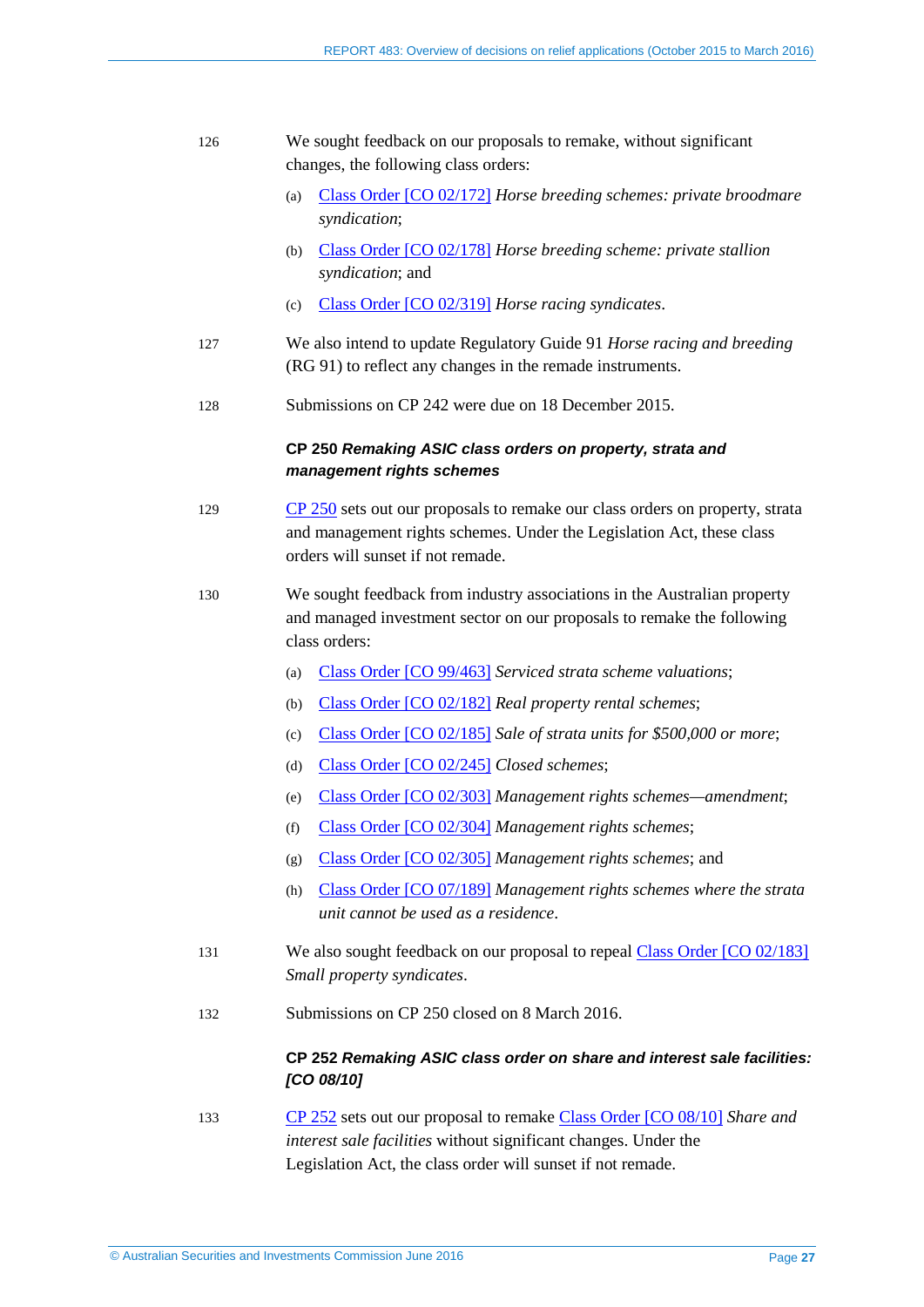126 We sought feedback on our proposals to remake, without significant changes, the following class orders:

(a) Class Order [CO 02/172] *Horse breeding schemes: private broodmare syndication*;

(b) Class Order [CO 02/178] *Horse breeding scheme: private stallion syndication*; and

(c) Class Order [CO 02/319] *Horse racing syndicates*.

127 We also intend to update Regulatory Guide 91 *Horse racing and breeding* (RG 91) to reflect any changes in the remade instruments.

128 Submissions on CP 242 were due on 18 December 2015.

### CP 250 *Remaking ASIC class orders on property, strata and management rights schemes*

129 CP 250 sets out our proposals to remake our class orders on property, strata and management rights schemes. Under the Legislation Act, these class orders will sunset if not remade.

130 We sought feedback from industry associations in the Australian property and managed investment sector on our proposals to remake the following class orders:

(a) Class Order [CO 99/463] *Serviced strata scheme valuations*;

(b) Class Order [CO 02/182] *Real property rental schemes*;

(c) Class Order [CO 02/185] *Sale of strata units for $500,000 or more*;

(d) Class Order [CO 02/245] *Closed schemes*;

(e) Class Order [CO 02/303] *Management rights schemes—amendment*;

(f) Class Order [CO 02/304] *Management rights schemes*;

(g) Class Order [CO 02/305] *Management rights schemes*; and

(h) Class Order [CO 07/189] *Management rights schemes where the strata unit cannot be used as a residence*.

131 We also sought feedback on our proposal to repeal Class Order [CO 02/183] *Small property syndicates*.

132 Submissions on CP 250 closed on 8 March 2016.

### CP 252 *Remaking ASIC class order on share and interest sale facilities: [CO 08/10]*

133 CP 252 sets out our proposal to remake Class Order [CO 08/10] *Share and interest sale facilities* without significant changes. Under the Legislation Act, the class order will sunset if not remade.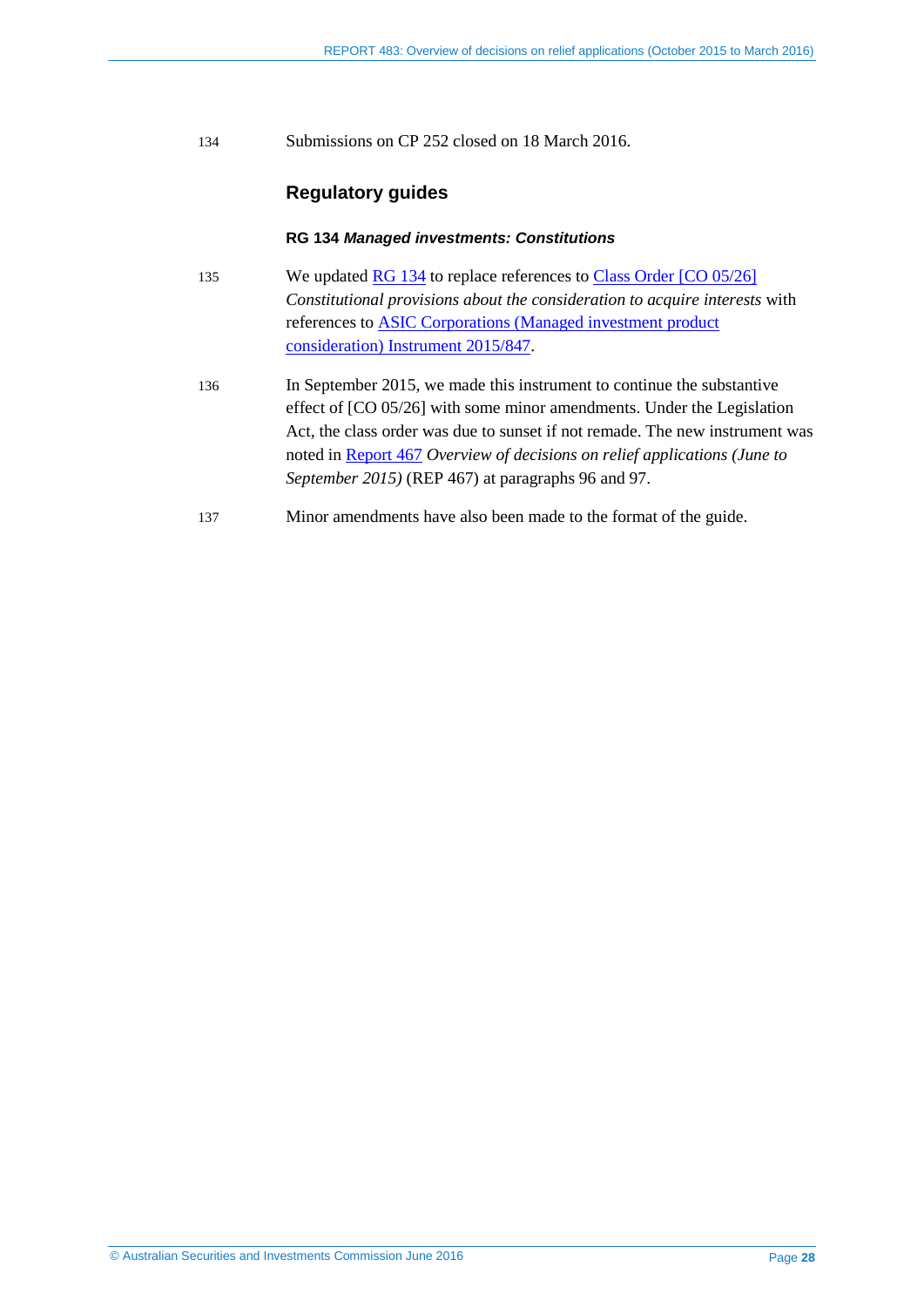134 Submissions on CP 252 closed on 18 March 2016.

## Regulatory guides

### RG 134 *Managed investments: Constitutions*

135 We updated RG 134 to replace references to Class Order [CO 05/26] *Constitutional provisions about the consideration to acquire interests* with references to ASIC Corporations (Managed investment product consideration) Instrument 2015/847.

136 In September 2015, we made this instrument to continue the substantive effect of [CO 05/26] with some minor amendments. Under the Legislation Act, the class order was due to sunset if not remade. The new instrument was noted in Report 467 *Overview of decisions on relief applications (June to September 2015)* (REP 467) at paragraphs 96 and 97.

137 Minor amendments have also been made to the format of the guide.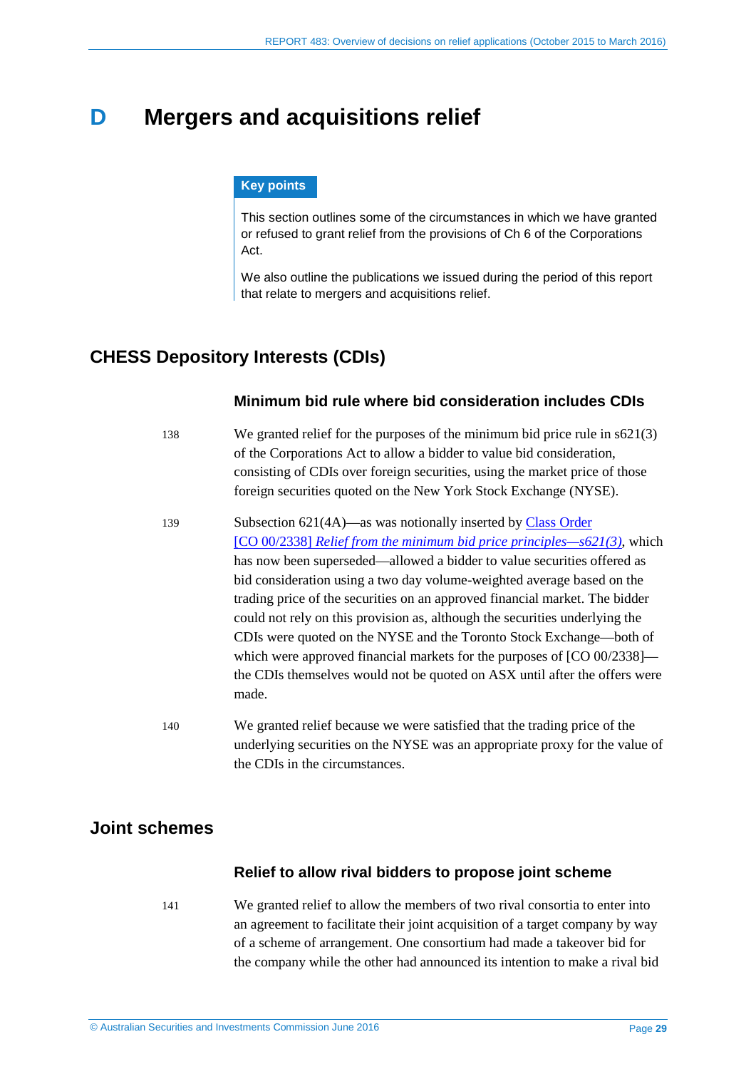# D Mergers and acquisitions relief

**Key points**

This section outlines some of the circumstances in which we have granted or refused to grant relief from the provisions of Ch 6 of the Corporations Act.

We also outline the publications we issued during the period of this report that relate to mergers and acquisitions relief.

## CHESS Depository Interests (CDIs)

### Minimum bid rule where bid consideration includes CDIs

138 We granted relief for the purposes of the minimum bid price rule in s621(3) of the Corporations Act to allow a bidder to value bid consideration, consisting of CDIs over foreign securities, using the market price of those foreign securities quoted on the New York Stock Exchange (NYSE).

139 Subsection 621(4A)—as was notionally inserted by Class Order [CO 00/2338] *Relief from the minimum bid price principles—s621(3)*, which has now been superseded—allowed a bidder to value securities offered as bid consideration using a two day volume-weighted average based on the trading price of the securities on an approved financial market. The bidder could not rely on this provision as, although the securities underlying the CDIs were quoted on the NYSE and the Toronto Stock Exchange—both of which were approved financial markets for the purposes of [CO 00/2338]—the CDIs themselves would not be quoted on ASX until after the offers were made.

140 We granted relief because we were satisfied that the trading price of the underlying securities on the NYSE was an appropriate proxy for the value of the CDIs in the circumstances.

## Joint schemes

### Relief to allow rival bidders to propose joint scheme

141 We granted relief to allow the members of two rival consortia to enter into an agreement to facilitate their joint acquisition of a target company by way of a scheme of arrangement. One consortium had made a takeover bid for the company while the other had announced its intention to make a rival bid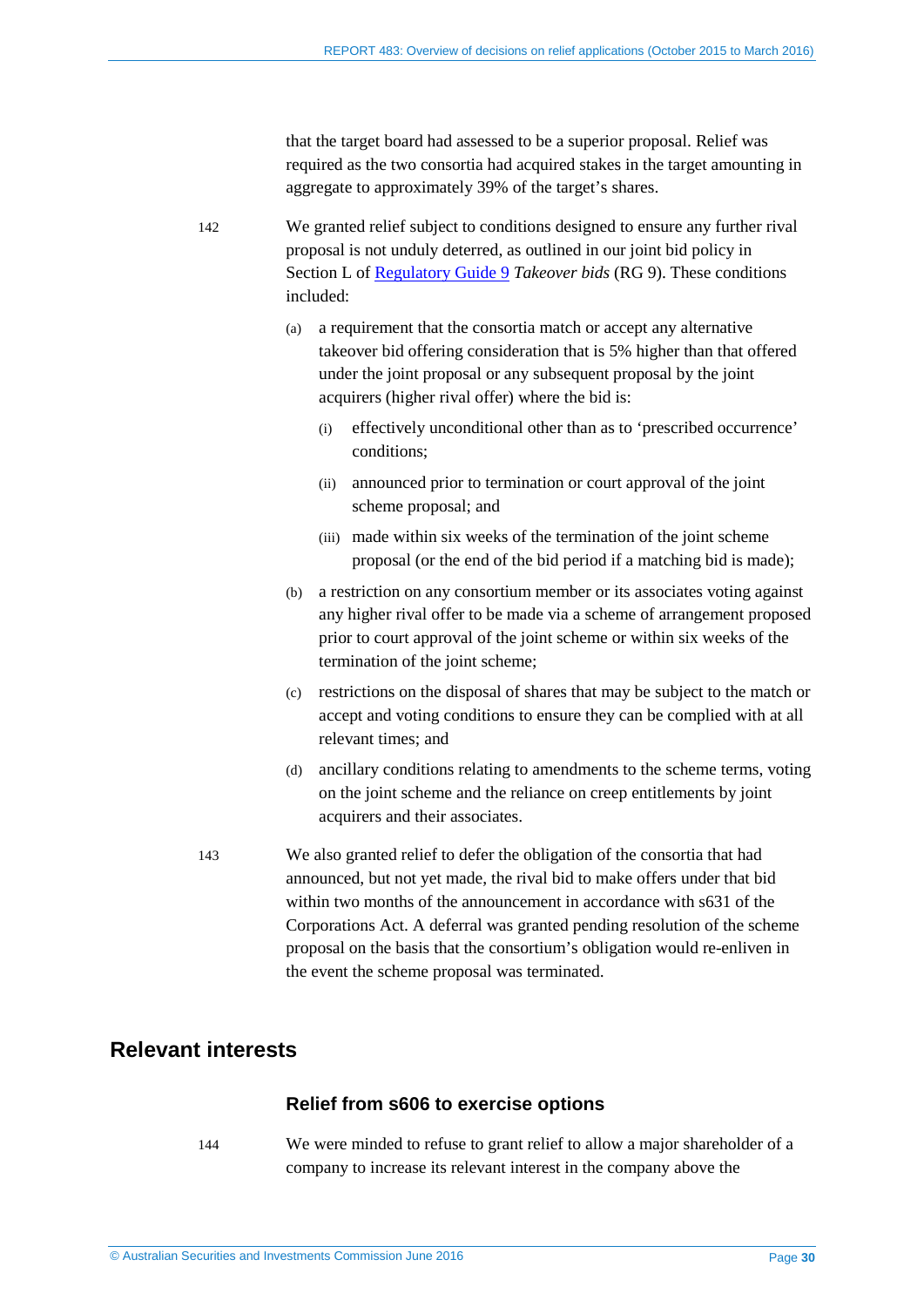that the target board had assessed to be a superior proposal. Relief was required as the two consortia had acquired stakes in the target amounting in aggregate to approximately 39% of the target's shares.

142 We granted relief subject to conditions designed to ensure any further rival proposal is not unduly deterred, as outlined in our joint bid policy in Section L of [Regulatory Guide 9](#) *Takeover bids* (RG 9). These conditions included:

(a) a requirement that the consortia match or accept any alternative takeover bid offering consideration that is 5% higher than that offered under the joint proposal or any subsequent proposal by the joint acquirers (higher rival offer) where the bid is:

  (i) effectively unconditional other than as to 'prescribed occurrence' conditions;

  (ii) announced prior to termination or court approval of the joint scheme proposal; and

  (iii) made within six weeks of the termination of the joint scheme proposal (or the end of the bid period if a matching bid is made);

(b) a restriction on any consortium member or its associates voting against any higher rival offer to be made via a scheme of arrangement proposed prior to court approval of the joint scheme or within six weeks of the termination of the joint scheme;

(c) restrictions on the disposal of shares that may be subject to the match or accept and voting conditions to ensure they can be complied with at all relevant times; and

(d) ancillary conditions relating to amendments to the scheme terms, voting on the joint scheme and the reliance on creep entitlements by joint acquirers and their associates.

143 We also granted relief to defer the obligation of the consortia that had announced, but not yet made, the rival bid to make offers under that bid within two months of the announcement in accordance with s631 of the Corporations Act. A deferral was granted pending resolution of the scheme proposal on the basis that the consortium's obligation would re-enliven in the event the scheme proposal was terminated.

## Relevant interests

### Relief from s606 to exercise options

144 We were minded to refuse to grant relief to allow a major shareholder of a company to increase its relevant interest in the company above the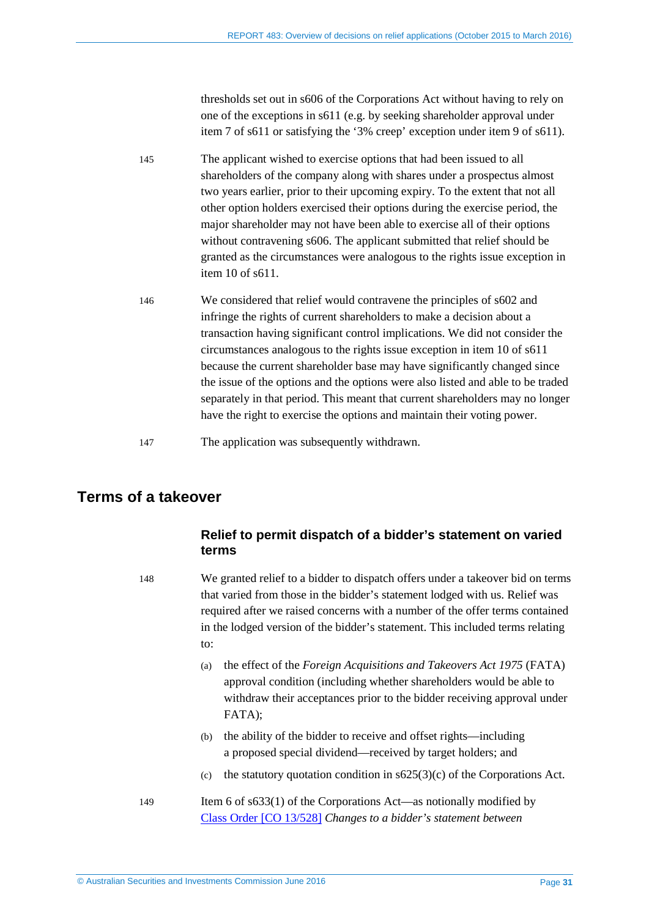thresholds set out in s606 of the Corporations Act without having to rely on one of the exceptions in s611 (e.g. by seeking shareholder approval under item 7 of s611 or satisfying the '3% creep' exception under item 9 of s611).

145 The applicant wished to exercise options that had been issued to all shareholders of the company along with shares under a prospectus almost two years earlier, prior to their upcoming expiry. To the extent that not all other option holders exercised their options during the exercise period, the major shareholder may not have been able to exercise all of their options without contravening s606. The applicant submitted that relief should be granted as the circumstances were analogous to the rights issue exception in item 10 of s611.

146 We considered that relief would contravene the principles of s602 and infringe the rights of current shareholders to make a decision about a transaction having significant control implications. We did not consider the circumstances analogous to the rights issue exception in item 10 of s611 because the current shareholder base may have significantly changed since the issue of the options and the options were also listed and able to be traded separately in that period. This meant that current shareholders may no longer have the right to exercise the options and maintain their voting power.

147 The application was subsequently withdrawn.

## Terms of a takeover

### Relief to permit dispatch of a bidder's statement on varied terms

148 We granted relief to a bidder to dispatch offers under a takeover bid on terms that varied from those in the bidder's statement lodged with us. Relief was required after we raised concerns with a number of the offer terms contained in the lodged version of the bidder's statement. This included terms relating to:

(a) the effect of the *Foreign Acquisitions and Takeovers Act 1975* (FATA) approval condition (including whether shareholders would be able to withdraw their acceptances prior to the bidder receiving approval under FATA);

(b) the ability of the bidder to receive and offset rights—including a proposed special dividend—received by target holders; and

(c) the statutory quotation condition in s625(3)(c) of the Corporations Act.

149 Item 6 of s633(1) of the Corporations Act—as notionally modified by Class Order [CO 13/528] *Changes to a bidder's statement between*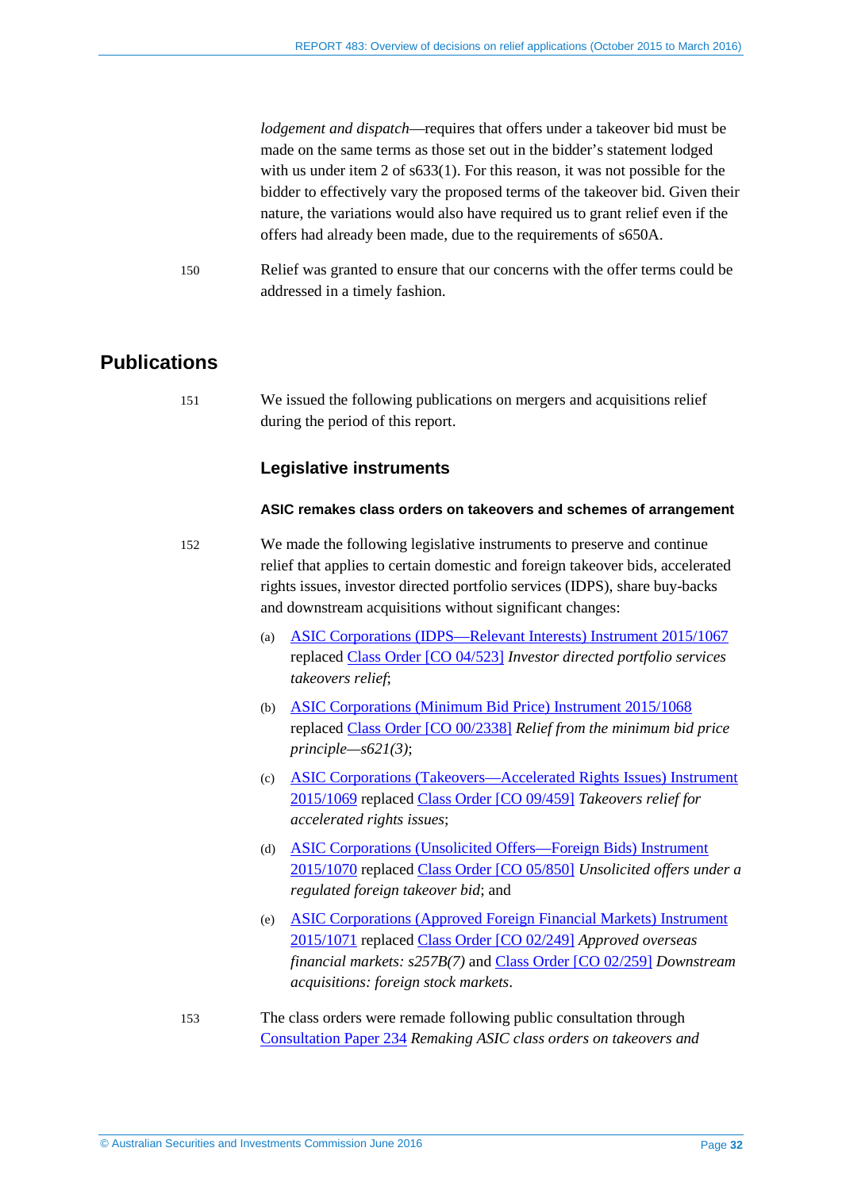*lodgement and dispatch*—requires that offers under a takeover bid must be made on the same terms as those set out in the bidder's statement lodged with us under item 2 of s633(1). For this reason, it was not possible for the bidder to effectively vary the proposed terms of the takeover bid. Given their nature, the variations would also have required us to grant relief even if the offers had already been made, due to the requirements of s650A.

150 Relief was granted to ensure that our concerns with the offer terms could be addressed in a timely fashion.

## Publications

151 We issued the following publications on mergers and acquisitions relief during the period of this report.

### Legislative instruments

#### ASIC remakes class orders on takeovers and schemes of arrangement

152 We made the following legislative instruments to preserve and continue relief that applies to certain domestic and foreign takeover bids, accelerated rights issues, investor directed portfolio services (IDPS), share buy-backs and downstream acquisitions without significant changes:

(a) ASIC Corporations (IDPS—Relevant Interests) Instrument 2015/1067 replaced Class Order [CO 04/523] *Investor directed portfolio services takeovers relief*;

(b) ASIC Corporations (Minimum Bid Price) Instrument 2015/1068 replaced Class Order [CO 00/2338] *Relief from the minimum bid price principle—s621(3)*;

(c) ASIC Corporations (Takeovers—Accelerated Rights Issues) Instrument 2015/1069 replaced Class Order [CO 09/459] *Takeovers relief for accelerated rights issues*;

(d) ASIC Corporations (Unsolicited Offers—Foreign Bids) Instrument 2015/1070 replaced Class Order [CO 05/850] *Unsolicited offers under a regulated foreign takeover bid*; and

(e) ASIC Corporations (Approved Foreign Financial Markets) Instrument 2015/1071 replaced Class Order [CO 02/249] *Approved overseas financial markets: s257B(7)* and Class Order [CO 02/259] *Downstream acquisitions: foreign stock markets*.

153 The class orders were remade following public consultation through Consultation Paper 234 *Remaking ASIC class orders on takeovers and*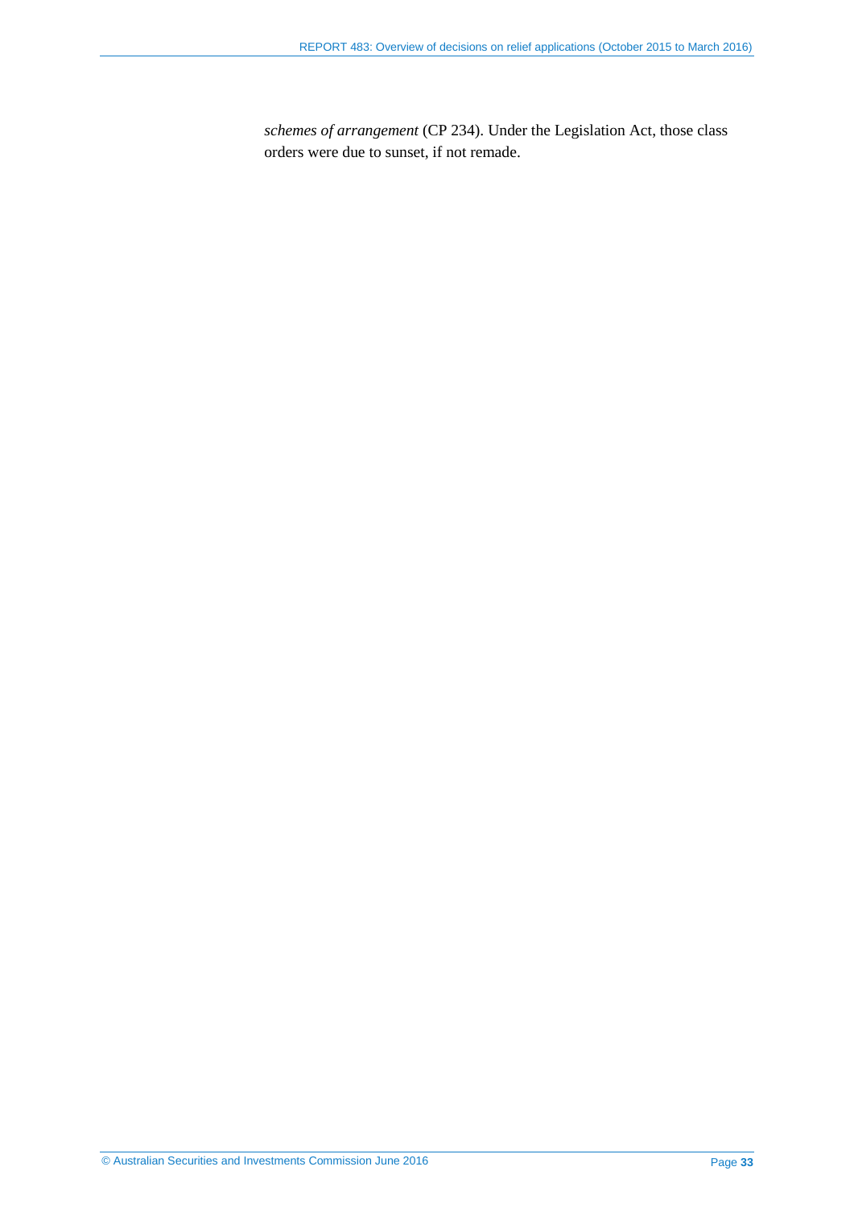*schemes of arrangement* (CP 234). Under the Legislation Act, those class orders were due to sunset, if not remade.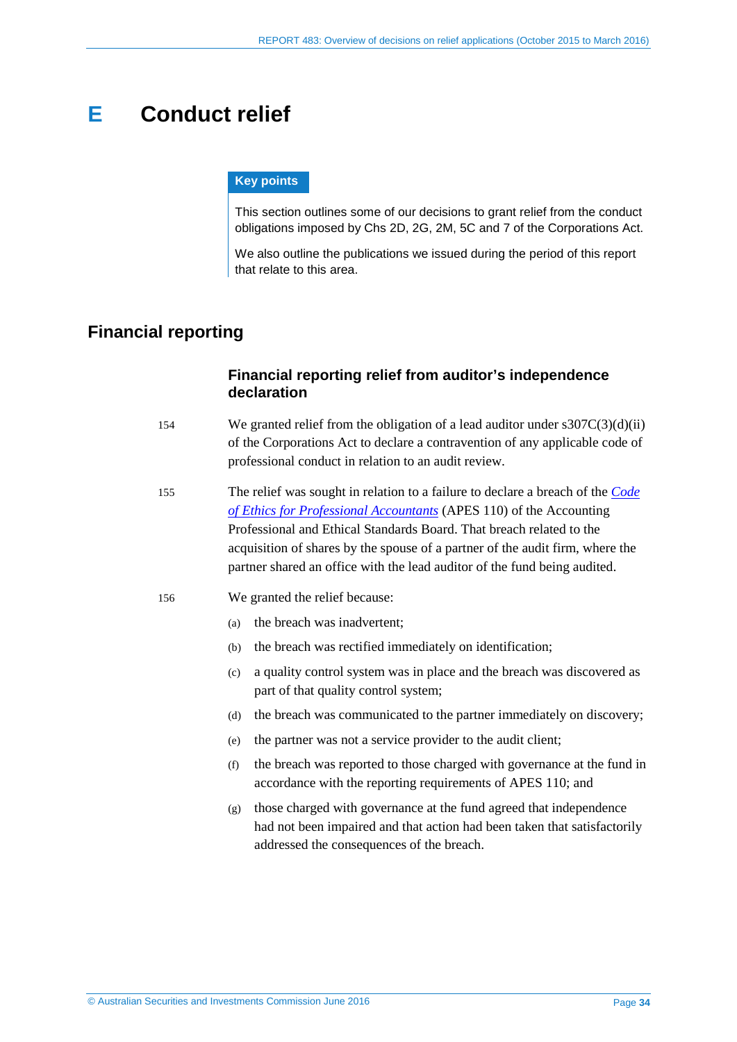# E Conduct relief

**Key points**

This section outlines some of our decisions to grant relief from the conduct obligations imposed by Chs 2D, 2G, 2M, 5C and 7 of the Corporations Act.

We also outline the publications we issued during the period of this report that relate to this area.

## Financial reporting

### Financial reporting relief from auditor's independence declaration

154 We granted relief from the obligation of a lead auditor under s307C(3)(d)(ii) of the Corporations Act to declare a contravention of any applicable code of professional conduct in relation to an audit review.

155 The relief was sought in relation to a failure to declare a breach of the *Code of Ethics for Professional Accountants* (APES 110) of the Accounting Professional and Ethical Standards Board. That breach related to the acquisition of shares by the spouse of a partner of the audit firm, where the partner shared an office with the lead auditor of the fund being audited.

156 We granted the relief because:

(a) the breach was inadvertent;

(b) the breach was rectified immediately on identification;

(c) a quality control system was in place and the breach was discovered as part of that quality control system;

(d) the breach was communicated to the partner immediately on discovery;

(e) the partner was not a service provider to the audit client;

(f) the breach was reported to those charged with governance at the fund in accordance with the reporting requirements of APES 110; and

(g) those charged with governance at the fund agreed that independence had not been impaired and that action had been taken that satisfactorily addressed the consequences of the breach.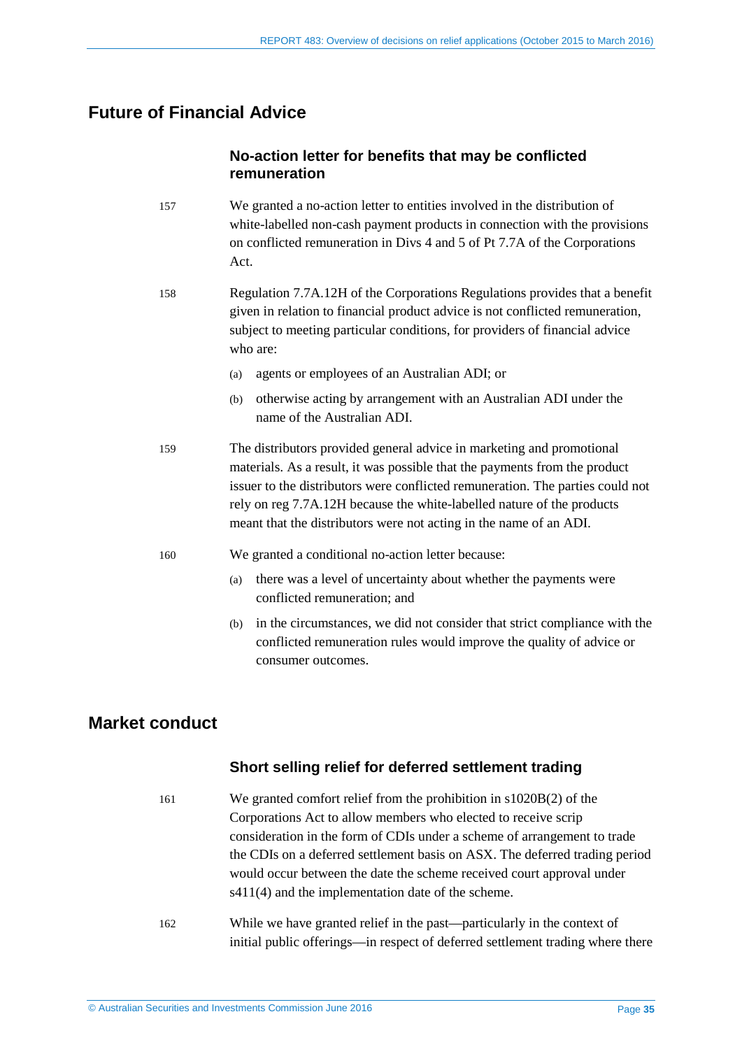## Future of Financial Advice

### No-action letter for benefits that may be conflicted remuneration

157 We granted a no-action letter to entities involved in the distribution of white-labelled non-cash payment products in connection with the provisions on conflicted remuneration in Divs 4 and 5 of Pt 7.7A of the Corporations Act.

158 Regulation 7.7A.12H of the Corporations Regulations provides that a benefit given in relation to financial product advice is not conflicted remuneration, subject to meeting particular conditions, for providers of financial advice who are:

(a) agents or employees of an Australian ADI; or

(b) otherwise acting by arrangement with an Australian ADI under the name of the Australian ADI.

159 The distributors provided general advice in marketing and promotional materials. As a result, it was possible that the payments from the product issuer to the distributors were conflicted remuneration. The parties could not rely on reg 7.7A.12H because the white-labelled nature of the products meant that the distributors were not acting in the name of an ADI.

160 We granted a conditional no-action letter because:

(a) there was a level of uncertainty about whether the payments were conflicted remuneration; and

(b) in the circumstances, we did not consider that strict compliance with the conflicted remuneration rules would improve the quality of advice or consumer outcomes.

## Market conduct

### Short selling relief for deferred settlement trading

161 We granted comfort relief from the prohibition in s1020B(2) of the Corporations Act to allow members who elected to receive scrip consideration in the form of CDIs under a scheme of arrangement to trade the CDIs on a deferred settlement basis on ASX. The deferred trading period would occur between the date the scheme received court approval under s411(4) and the implementation date of the scheme.

162 While we have granted relief in the past—particularly in the context of initial public offerings—in respect of deferred settlement trading where there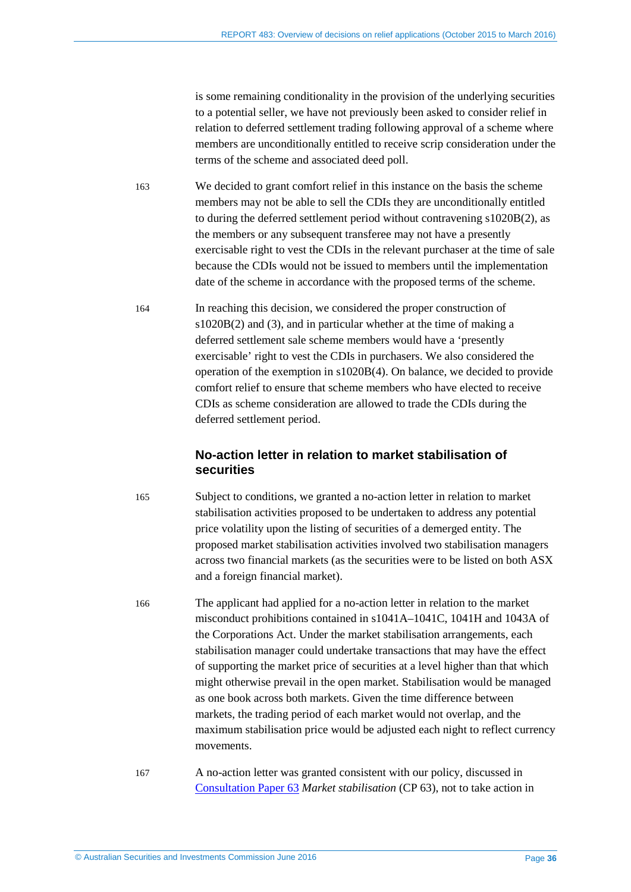is some remaining conditionality in the provision of the underlying securities to a potential seller, we have not previously been asked to consider relief in relation to deferred settlement trading following approval of a scheme where members are unconditionally entitled to receive scrip consideration under the terms of the scheme and associated deed poll.

163 We decided to grant comfort relief in this instance on the basis the scheme members may not be able to sell the CDIs they are unconditionally entitled to during the deferred settlement period without contravening s1020B(2), as the members or any subsequent transferee may not have a presently exercisable right to vest the CDIs in the relevant purchaser at the time of sale because the CDIs would not be issued to members until the implementation date of the scheme in accordance with the proposed terms of the scheme.

164 In reaching this decision, we considered the proper construction of s1020B(2) and (3), and in particular whether at the time of making a deferred settlement sale scheme members would have a 'presently exercisable' right to vest the CDIs in purchasers. We also considered the operation of the exemption in s1020B(4). On balance, we decided to provide comfort relief to ensure that scheme members who have elected to receive CDIs as scheme consideration are allowed to trade the CDIs during the deferred settlement period.

### No-action letter in relation to market stabilisation of securities

165 Subject to conditions, we granted a no-action letter in relation to market stabilisation activities proposed to be undertaken to address any potential price volatility upon the listing of securities of a demerged entity. The proposed market stabilisation activities involved two stabilisation managers across two financial markets (as the securities were to be listed on both ASX and a foreign financial market).

166 The applicant had applied for a no-action letter in relation to the market misconduct prohibitions contained in s1041A–1041C, 1041H and 1043A of the Corporations Act. Under the market stabilisation arrangements, each stabilisation manager could undertake transactions that may have the effect of supporting the market price of securities at a level higher than that which might otherwise prevail in the open market. Stabilisation would be managed as one book across both markets. Given the time difference between markets, the trading period of each market would not overlap, and the maximum stabilisation price would be adjusted each night to reflect currency movements.

167 A no-action letter was granted consistent with our policy, discussed in Consultation Paper 63 *Market stabilisation* (CP 63), not to take action in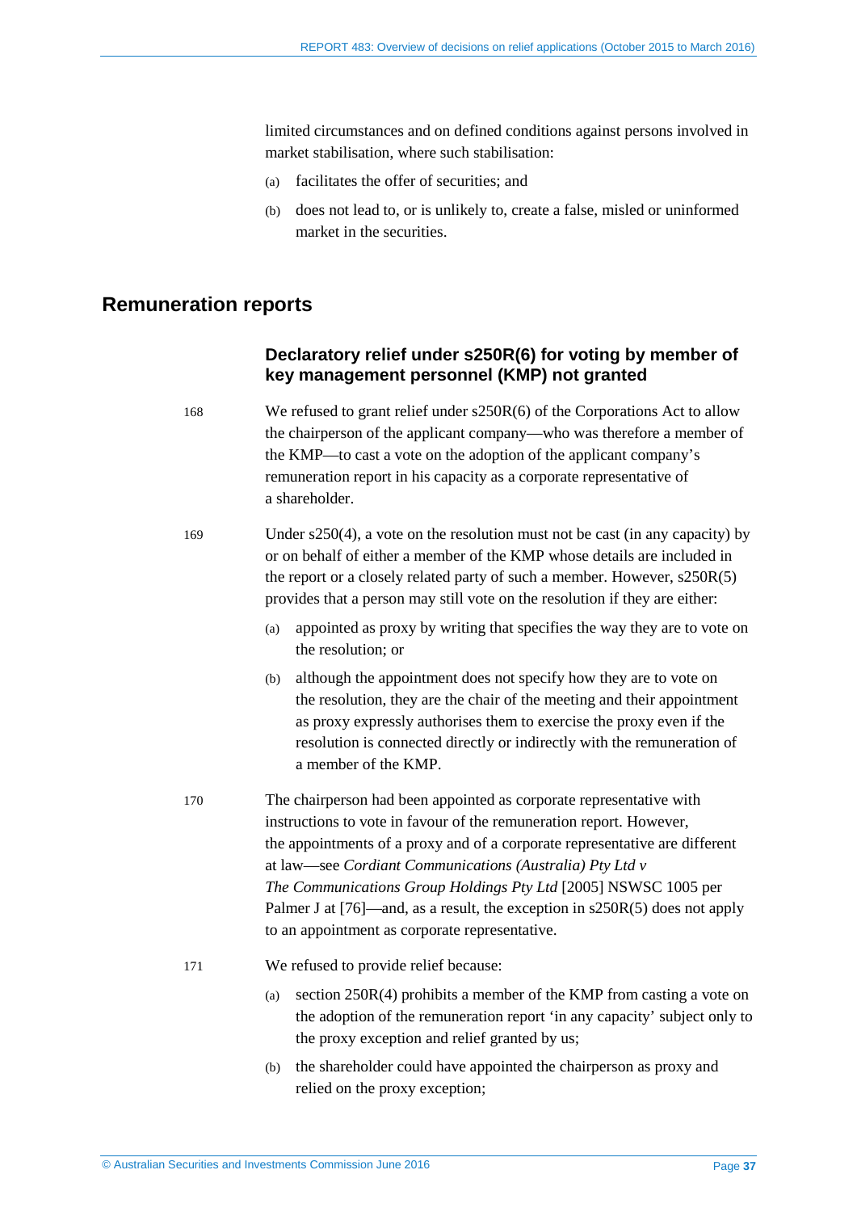limited circumstances and on defined conditions against persons involved in market stabilisation, where such stabilisation:

(a) facilitates the offer of securities; and

(b) does not lead to, or is unlikely to, create a false, misled or uninformed market in the securities.

## Remuneration reports

### Declaratory relief under s250R(6) for voting by member of key management personnel (KMP) not granted

168 We refused to grant relief under s250R(6) of the Corporations Act to allow the chairperson of the applicant company—who was therefore a member of the KMP—to cast a vote on the adoption of the applicant company's remuneration report in his capacity as a corporate representative of a shareholder.

169 Under s250(4), a vote on the resolution must not be cast (in any capacity) by or on behalf of either a member of the KMP whose details are included in the report or a closely related party of such a member. However, s250R(5) provides that a person may still vote on the resolution if they are either:

(a) appointed as proxy by writing that specifies the way they are to vote on the resolution; or

(b) although the appointment does not specify how they are to vote on the resolution, they are the chair of the meeting and their appointment as proxy expressly authorises them to exercise the proxy even if the resolution is connected directly or indirectly with the remuneration of a member of the KMP.

170 The chairperson had been appointed as corporate representative with instructions to vote in favour of the remuneration report. However, the appointments of a proxy and of a corporate representative are different at law—see *Cordiant Communications (Australia) Pty Ltd v The Communications Group Holdings Pty Ltd* [2005] NSWSC 1005 per Palmer J at [76]—and, as a result, the exception in s250R(5) does not apply to an appointment as corporate representative.

171 We refused to provide relief because:

(a) section 250R(4) prohibits a member of the KMP from casting a vote on the adoption of the remuneration report 'in any capacity' subject only to the proxy exception and relief granted by us;

(b) the shareholder could have appointed the chairperson as proxy and relied on the proxy exception;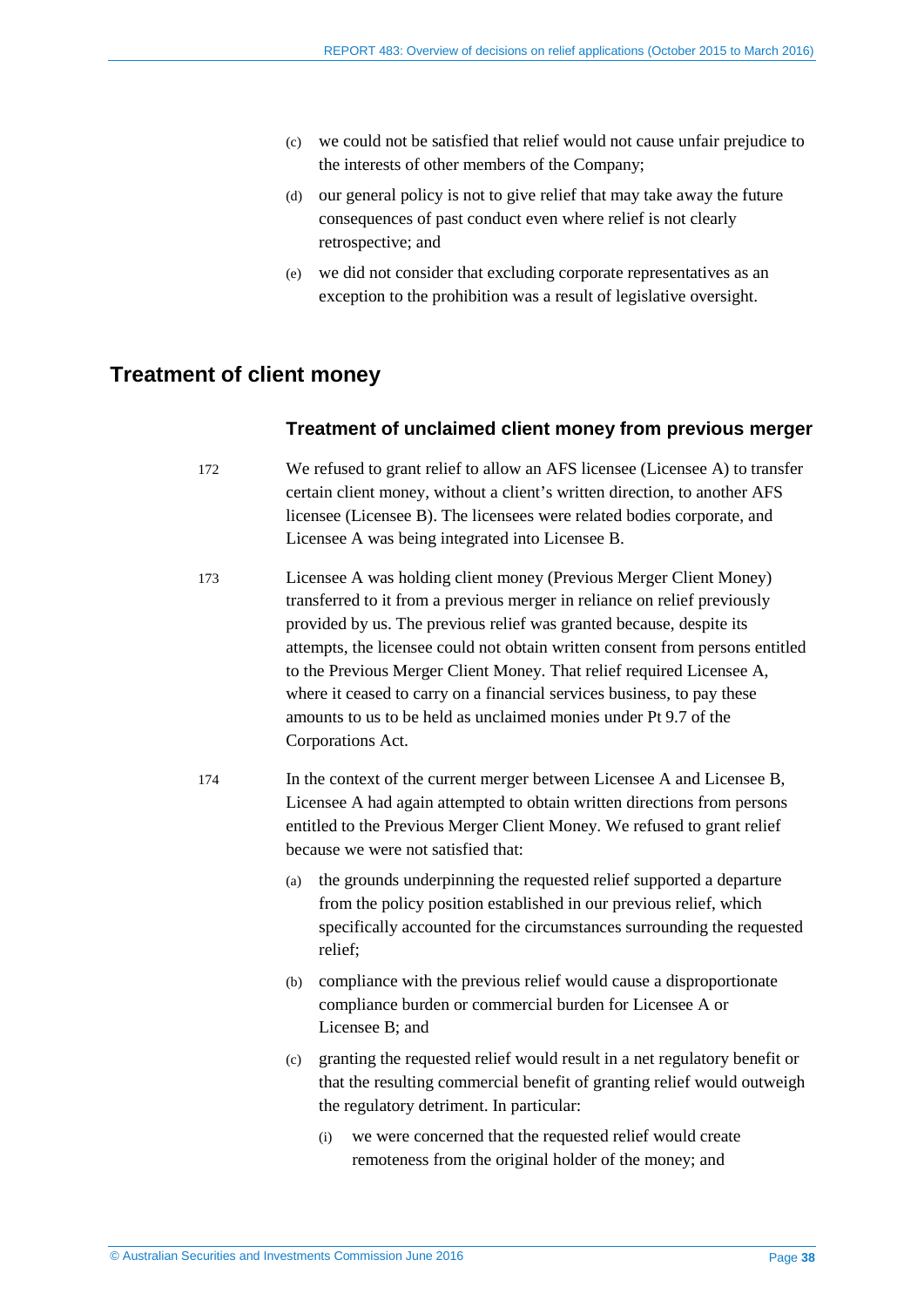(c) we could not be satisfied that relief would not cause unfair prejudice to the interests of other members of the Company;

(d) our general policy is not to give relief that may take away the future consequences of past conduct even where relief is not clearly retrospective; and

(e) we did not consider that excluding corporate representatives as an exception to the prohibition was a result of legislative oversight.

## Treatment of client money

### Treatment of unclaimed client money from previous merger

172 We refused to grant relief to allow an AFS licensee (Licensee A) to transfer certain client money, without a client's written direction, to another AFS licensee (Licensee B). The licensees were related bodies corporate, and Licensee A was being integrated into Licensee B.

173 Licensee A was holding client money (Previous Merger Client Money) transferred to it from a previous merger in reliance on relief previously provided by us. The previous relief was granted because, despite its attempts, the licensee could not obtain written consent from persons entitled to the Previous Merger Client Money. That relief required Licensee A, where it ceased to carry on a financial services business, to pay these amounts to us to be held as unclaimed monies under Pt 9.7 of the Corporations Act.

174 In the context of the current merger between Licensee A and Licensee B, Licensee A had again attempted to obtain written directions from persons entitled to the Previous Merger Client Money. We refused to grant relief because we were not satisfied that:

(a) the grounds underpinning the requested relief supported a departure from the policy position established in our previous relief, which specifically accounted for the circumstances surrounding the requested relief;

(b) compliance with the previous relief would cause a disproportionate compliance burden or commercial burden for Licensee A or Licensee B; and

(c) granting the requested relief would result in a net regulatory benefit or that the resulting commercial benefit of granting relief would outweigh the regulatory detriment. In particular:

(i) we were concerned that the requested relief would create remoteness from the original holder of the money; and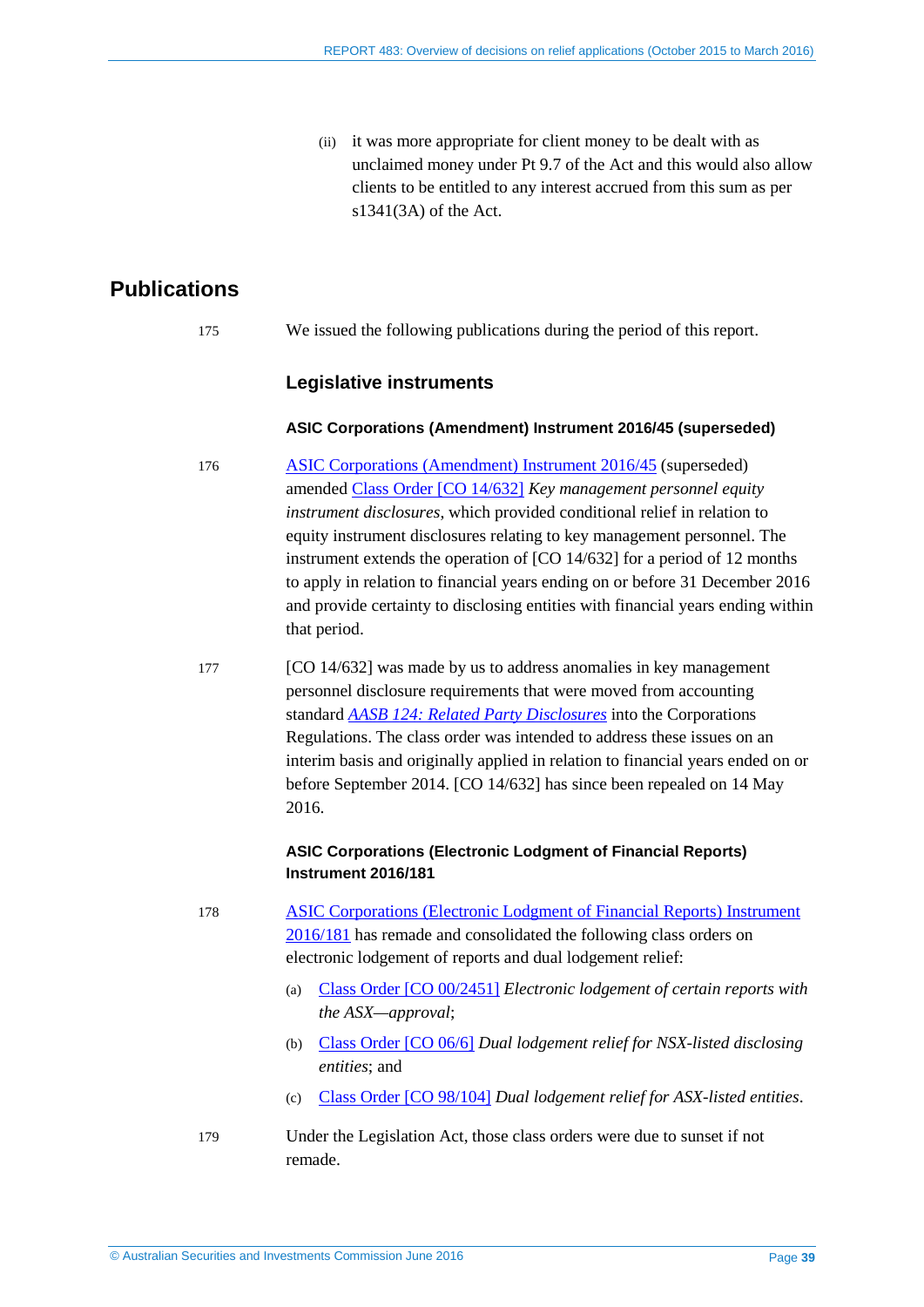(ii) it was more appropriate for client money to be dealt with as unclaimed money under Pt 9.7 of the Act and this would also allow clients to be entitled to any interest accrued from this sum as per s1341(3A) of the Act.

## Publications

175 We issued the following publications during the period of this report.

### Legislative instruments

#### ASIC Corporations (Amendment) Instrument 2016/45 (superseded)

176 ASIC Corporations (Amendment) Instrument 2016/45 (superseded) amended Class Order [CO 14/632] *Key management personnel equity instrument disclosures*, which provided conditional relief in relation to equity instrument disclosures relating to key management personnel. The instrument extends the operation of [CO 14/632] for a period of 12 months to apply in relation to financial years ending on or before 31 December 2016 and provide certainty to disclosing entities with financial years ending within that period.

177 [CO 14/632] was made by us to address anomalies in key management personnel disclosure requirements that were moved from accounting standard *AASB 124: Related Party Disclosures* into the Corporations Regulations. The class order was intended to address these issues on an interim basis and originally applied in relation to financial years ended on or before September 2014. [CO 14/632] has since been repealed on 14 May 2016.

#### ASIC Corporations (Electronic Lodgment of Financial Reports) Instrument 2016/181

178 ASIC Corporations (Electronic Lodgment of Financial Reports) Instrument 2016/181 has remade and consolidated the following class orders on electronic lodgement of reports and dual lodgement relief:

(a) Class Order [CO 00/2451] *Electronic lodgement of certain reports with the ASX—approval*;

(b) Class Order [CO 06/6] *Dual lodgement relief for NSX-listed disclosing entities*; and

(c) Class Order [CO 98/104] *Dual lodgement relief for ASX-listed entities*.

179 Under the Legislation Act, those class orders were due to sunset if not remade.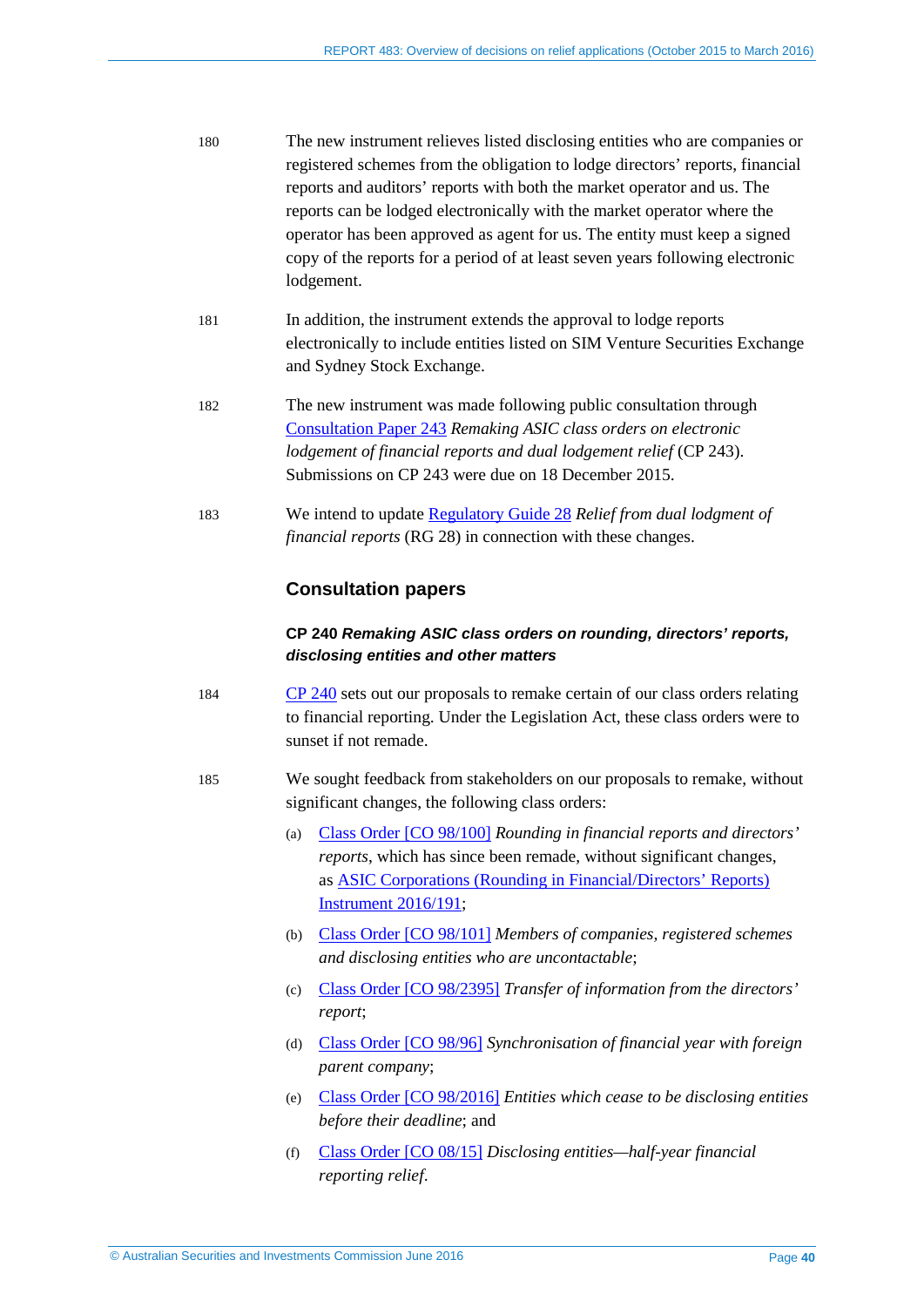180 The new instrument relieves listed disclosing entities who are companies or registered schemes from the obligation to lodge directors' reports, financial reports and auditors' reports with both the market operator and us. The reports can be lodged electronically with the market operator where the operator has been approved as agent for us. The entity must keep a signed copy of the reports for a period of at least seven years following electronic lodgement.

181 In addition, the instrument extends the approval to lodge reports electronically to include entities listed on SIM Venture Securities Exchange and Sydney Stock Exchange.

182 The new instrument was made following public consultation through Consultation Paper 243 *Remaking ASIC class orders on electronic lodgement of financial reports and dual lodgement relief* (CP 243). Submissions on CP 243 were due on 18 December 2015.

183 We intend to update Regulatory Guide 28 *Relief from dual lodgment of financial reports* (RG 28) in connection with these changes.

## Consultation papers

### CP 240 *Remaking ASIC class orders on rounding, directors' reports, disclosing entities and other matters*

184 CP 240 sets out our proposals to remake certain of our class orders relating to financial reporting. Under the Legislation Act, these class orders were to sunset if not remade.

185 We sought feedback from stakeholders on our proposals to remake, without significant changes, the following class orders:

- (a) Class Order [CO 98/100] *Rounding in financial reports and directors' reports*, which has since been remade, without significant changes, as ASIC Corporations (Rounding in Financial/Directors' Reports) Instrument 2016/191;
- (b) Class Order [CO 98/101] *Members of companies, registered schemes and disclosing entities who are uncontactable*;
- (c) Class Order [CO 98/2395] *Transfer of information from the directors' report*;
- (d) Class Order [CO 98/96] *Synchronisation of financial year with foreign parent company*;
- (e) Class Order [CO 98/2016] *Entities which cease to be disclosing entities before their deadline*; and
- (f) Class Order [CO 08/15] *Disclosing entities—half-year financial reporting relief*.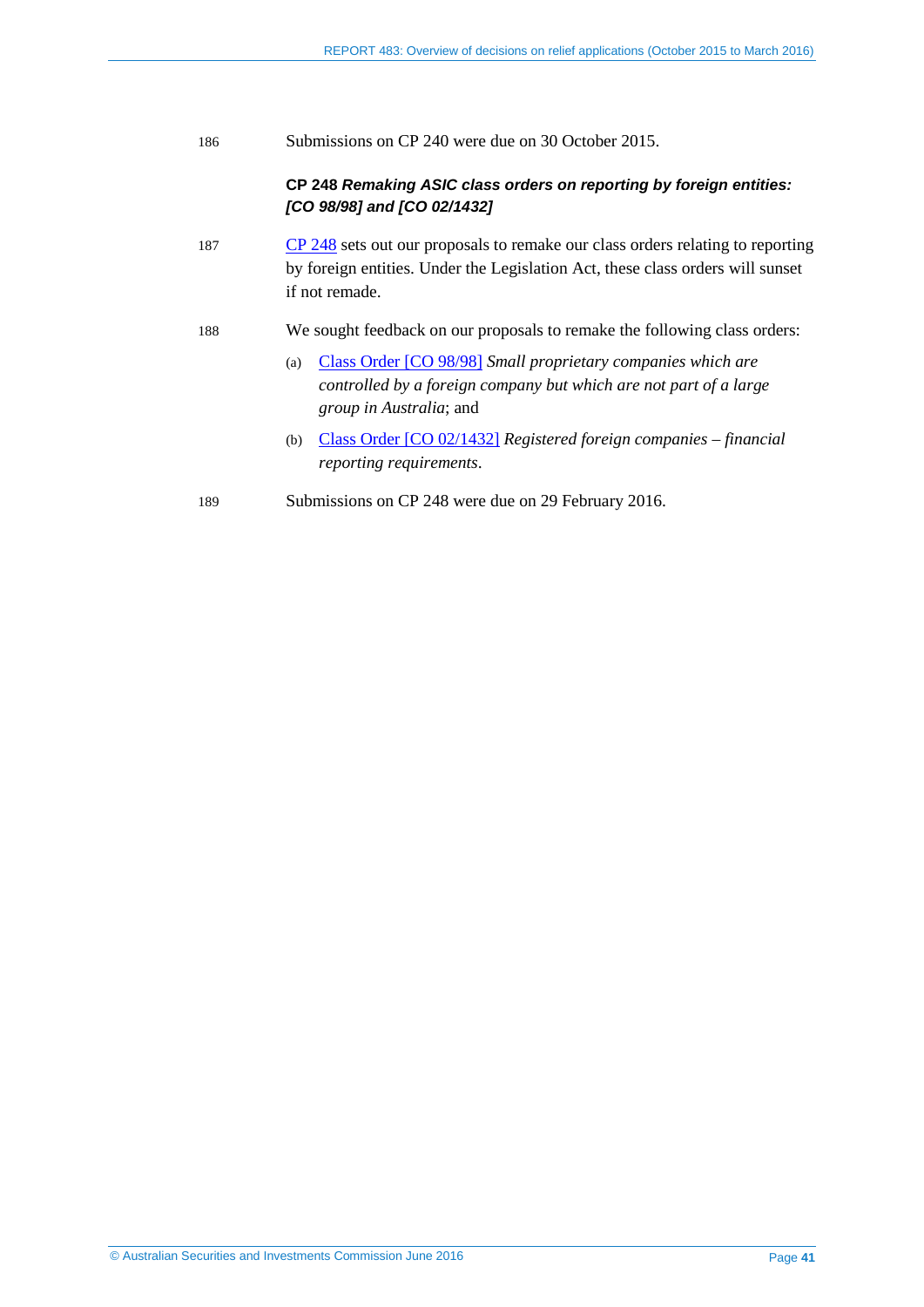186 Submissions on CP 240 were due on 30 October 2015.

### CP 248 *Remaking ASIC class orders on reporting by foreign entities: [CO 98/98] and [CO 02/1432]*

187 CP 248 sets out our proposals to remake our class orders relating to reporting by foreign entities. Under the Legislation Act, these class orders will sunset if not remade.

188 We sought feedback on our proposals to remake the following class orders:

(a) Class Order [CO 98/98] *Small proprietary companies which are controlled by a foreign company but which are not part of a large group in Australia*; and

(b) Class Order [CO 02/1432] *Registered foreign companies – financial reporting requirements*.

189 Submissions on CP 248 were due on 29 February 2016.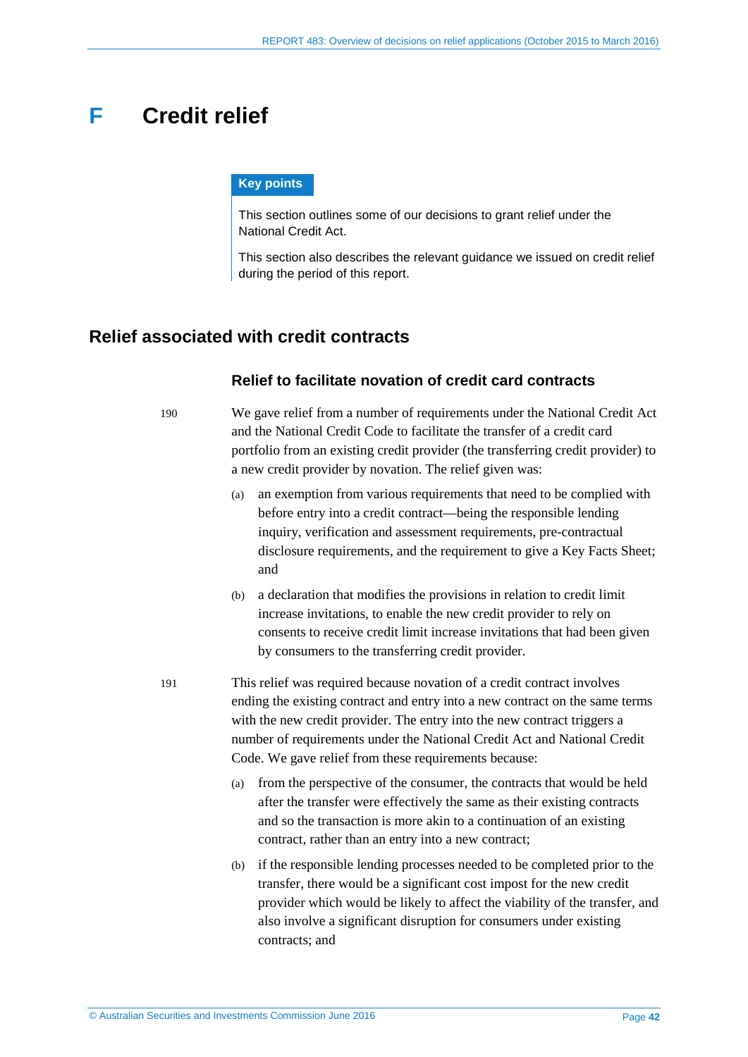# F Credit relief

**Key points**

This section outlines some of our decisions to grant relief under the National Credit Act.

This section also describes the relevant guidance we issued on credit relief during the period of this report.

## Relief associated with credit contracts

### Relief to facilitate novation of credit card contracts

190 We gave relief from a number of requirements under the National Credit Act and the National Credit Code to facilitate the transfer of a credit card portfolio from an existing credit provider (the transferring credit provider) to a new credit provider by novation. The relief given was:

(a) an exemption from various requirements that need to be complied with before entry into a credit contract—being the responsible lending inquiry, verification and assessment requirements, pre-contractual disclosure requirements, and the requirement to give a Key Facts Sheet; and

(b) a declaration that modifies the provisions in relation to credit limit increase invitations, to enable the new credit provider to rely on consents to receive credit limit increase invitations that had been given by consumers to the transferring credit provider.

191 This relief was required because novation of a credit contract involves ending the existing contract and entry into a new contract on the same terms with the new credit provider. The entry into the new contract triggers a number of requirements under the National Credit Act and National Credit Code. We gave relief from these requirements because:

(a) from the perspective of the consumer, the contracts that would be held after the transfer were effectively the same as their existing contracts and so the transaction is more akin to a continuation of an existing contract, rather than an entry into a new contract;

(b) if the responsible lending processes needed to be completed prior to the transfer, there would be a significant cost impost for the new credit provider which would be likely to affect the viability of the transfer, and also involve a significant disruption for consumers under existing contracts; and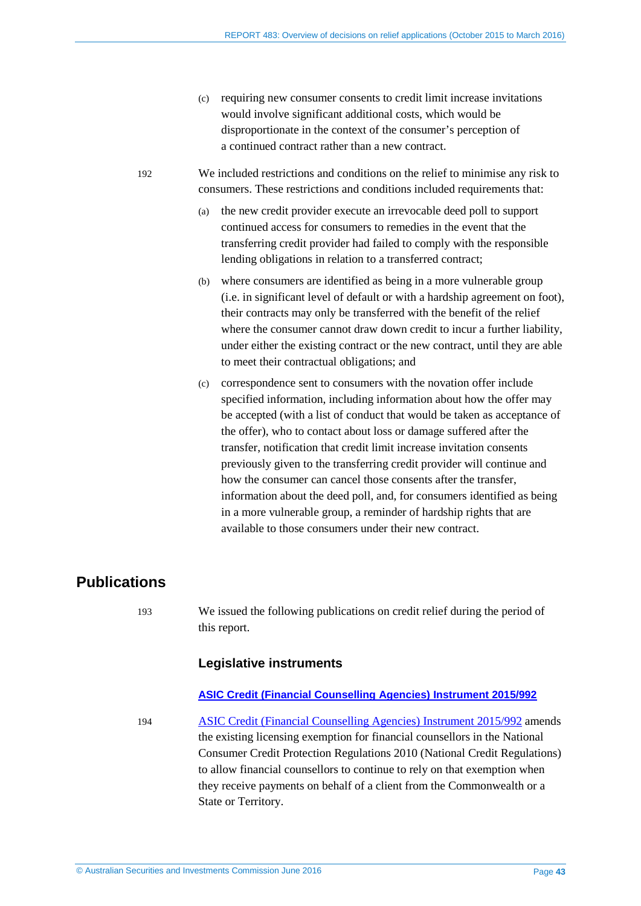(c) requiring new consumer consents to credit limit increase invitations would involve significant additional costs, which would be disproportionate in the context of the consumer's perception of a continued contract rather than a new contract.

192 We included restrictions and conditions on the relief to minimise any risk to consumers. These restrictions and conditions included requirements that:

(a) the new credit provider execute an irrevocable deed poll to support continued access for consumers to remedies in the event that the transferring credit provider had failed to comply with the responsible lending obligations in relation to a transferred contract;

(b) where consumers are identified as being in a more vulnerable group (i.e. in significant level of default or with a hardship agreement on foot), their contracts may only be transferred with the benefit of the relief where the consumer cannot draw down credit to incur a further liability, under either the existing contract or the new contract, until they are able to meet their contractual obligations; and

(c) correspondence sent to consumers with the novation offer include specified information, including information about how the offer may be accepted (with a list of conduct that would be taken as acceptance of the offer), who to contact about loss or damage suffered after the transfer, notification that credit limit increase invitation consents previously given to the transferring credit provider will continue and how the consumer can cancel those consents after the transfer, information about the deed poll, and, for consumers identified as being in a more vulnerable group, a reminder of hardship rights that are available to those consumers under their new contract.

## Publications

193 We issued the following publications on credit relief during the period of this report.

### Legislative instruments

**ASIC Credit (Financial Counselling Agencies) Instrument 2015/992**

194 ASIC Credit (Financial Counselling Agencies) Instrument 2015/992 amends the existing licensing exemption for financial counsellors in the National Consumer Credit Protection Regulations 2010 (National Credit Regulations) to allow financial counsellors to continue to rely on that exemption when they receive payments on behalf of a client from the Commonwealth or a State or Territory.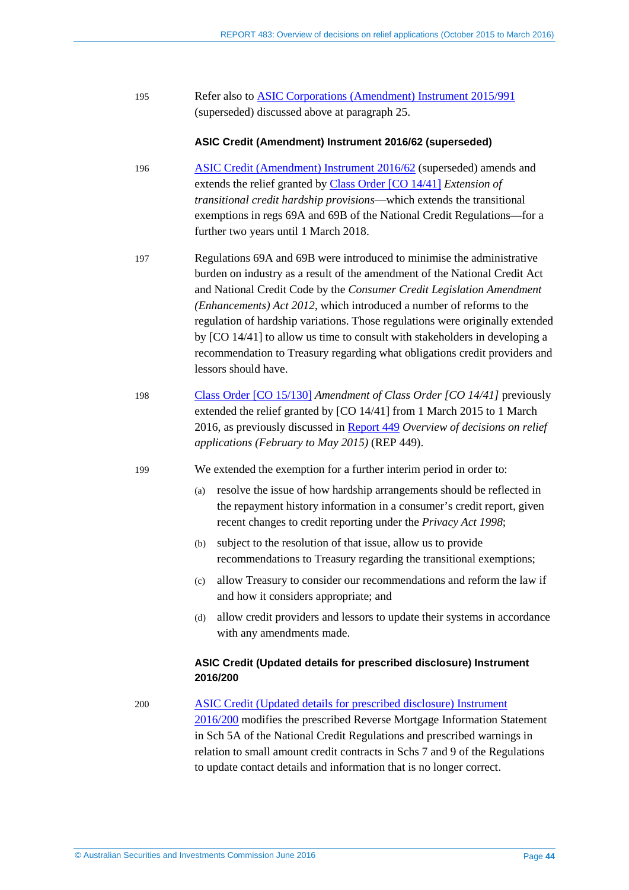195 Refer also to ASIC Corporations (Amendment) Instrument 2015/991 (superseded) discussed above at paragraph 25.

### ASIC Credit (Amendment) Instrument 2016/62 (superseded)

196 ASIC Credit (Amendment) Instrument 2016/62 (superseded) amends and extends the relief granted by Class Order [CO 14/41] *Extension of transitional credit hardship provisions*—which extends the transitional exemptions in regs 69A and 69B of the National Credit Regulations—for a further two years until 1 March 2018.

197 Regulations 69A and 69B were introduced to minimise the administrative burden on industry as a result of the amendment of the National Credit Act and National Credit Code by the *Consumer Credit Legislation Amendment (Enhancements) Act 2012*, which introduced a number of reforms to the regulation of hardship variations. Those regulations were originally extended by [CO 14/41] to allow us time to consult with stakeholders in developing a recommendation to Treasury regarding what obligations credit providers and lessors should have.

198 Class Order [CO 15/130] *Amendment of Class Order [CO 14/41]* previously extended the relief granted by [CO 14/41] from 1 March 2015 to 1 March 2016, as previously discussed in Report 449 *Overview of decisions on relief applications (February to May 2015)* (REP 449).

199 We extended the exemption for a further interim period in order to:

(a) resolve the issue of how hardship arrangements should be reflected in the repayment history information in a consumer's credit report, given recent changes to credit reporting under the *Privacy Act 1998*;

(b) subject to the resolution of that issue, allow us to provide recommendations to Treasury regarding the transitional exemptions;

(c) allow Treasury to consider our recommendations and reform the law if and how it considers appropriate; and

(d) allow credit providers and lessors to update their systems in accordance with any amendments made.

### ASIC Credit (Updated details for prescribed disclosure) Instrument 2016/200

200 ASIC Credit (Updated details for prescribed disclosure) Instrument 2016/200 modifies the prescribed Reverse Mortgage Information Statement in Sch 5A of the National Credit Regulations and prescribed warnings in relation to small amount credit contracts in Schs 7 and 9 of the Regulations to update contact details and information that is no longer correct.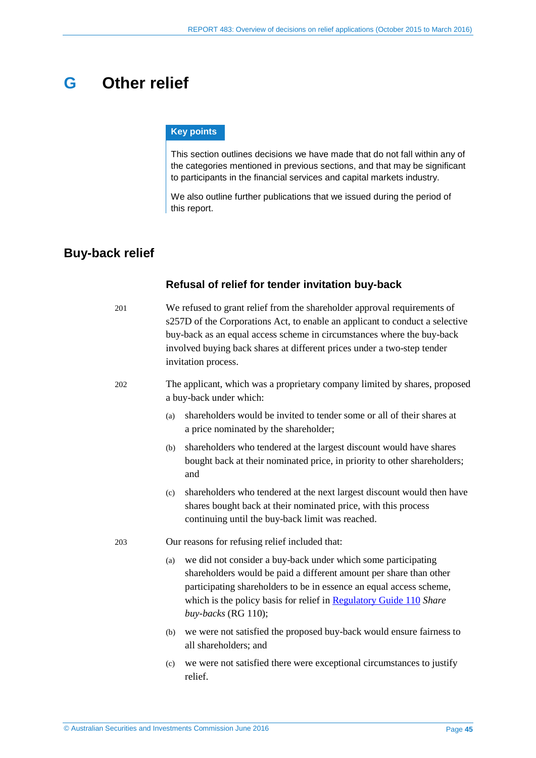# G Other relief

**Key points**

This section outlines decisions we have made that do not fall within any of the categories mentioned in previous sections, and that may be significant to participants in the financial services and capital markets industry.

We also outline further publications that we issued during the period of this report.

## Buy-back relief

### Refusal of relief for tender invitation buy-back

201 We refused to grant relief from the shareholder approval requirements of s257D of the Corporations Act, to enable an applicant to conduct a selective buy-back as an equal access scheme in circumstances where the buy-back involved buying back shares at different prices under a two-step tender invitation process.

202 The applicant, which was a proprietary company limited by shares, proposed a buy-back under which:

(a) shareholders would be invited to tender some or all of their shares at a price nominated by the shareholder;

(b) shareholders who tendered at the largest discount would have shares bought back at their nominated price, in priority to other shareholders; and

(c) shareholders who tendered at the next largest discount would then have shares bought back at their nominated price, with this process continuing until the buy-back limit was reached.

203 Our reasons for refusing relief included that:

(a) we did not consider a buy-back under which some participating shareholders would be paid a different amount per share than other participating shareholders to be in essence an equal access scheme, which is the policy basis for relief in Regulatory Guide 110 *Share buy-backs* (RG 110);

(b) we were not satisfied the proposed buy-back would ensure fairness to all shareholders; and

(c) we were not satisfied there were exceptional circumstances to justify relief.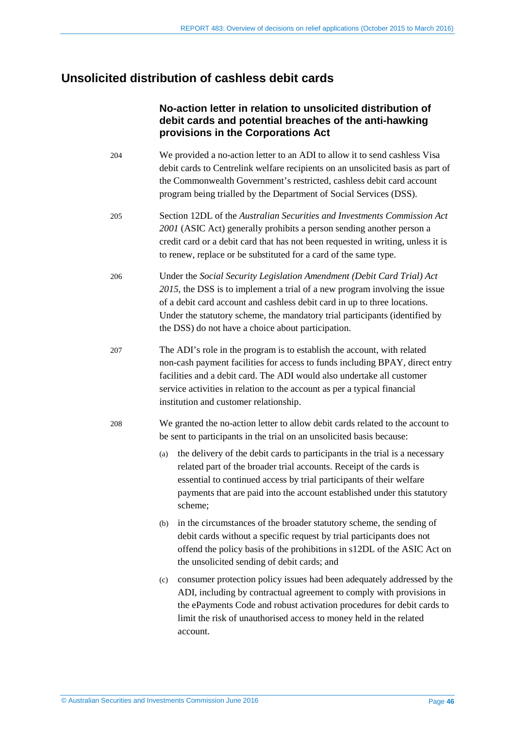## Unsolicited distribution of cashless debit cards

### No-action letter in relation to unsolicited distribution of debit cards and potential breaches of the anti-hawking provisions in the Corporations Act

204 We provided a no-action letter to an ADI to allow it to send cashless Visa debit cards to Centrelink welfare recipients on an unsolicited basis as part of the Commonwealth Government's restricted, cashless debit card account program being trialled by the Department of Social Services (DSS).

205 Section 12DL of the *Australian Securities and Investments Commission Act 2001* (ASIC Act) generally prohibits a person sending another person a credit card or a debit card that has not been requested in writing, unless it is to renew, replace or be substituted for a card of the same type.

206 Under the *Social Security Legislation Amendment (Debit Card Trial) Act 2015*, the DSS is to implement a trial of a new program involving the issue of a debit card account and cashless debit card in up to three locations. Under the statutory scheme, the mandatory trial participants (identified by the DSS) do not have a choice about participation.

207 The ADI's role in the program is to establish the account, with related non-cash payment facilities for access to funds including BPAY, direct entry facilities and a debit card. The ADI would also undertake all customer service activities in relation to the account as per a typical financial institution and customer relationship.

208 We granted the no-action letter to allow debit cards related to the account to be sent to participants in the trial on an unsolicited basis because:

(a) the delivery of the debit cards to participants in the trial is a necessary related part of the broader trial accounts. Receipt of the cards is essential to continued access by trial participants of their welfare payments that are paid into the account established under this statutory scheme;

(b) in the circumstances of the broader statutory scheme, the sending of debit cards without a specific request by trial participants does not offend the policy basis of the prohibitions in s12DL of the ASIC Act on the unsolicited sending of debit cards; and

(c) consumer protection policy issues had been adequately addressed by the ADI, including by contractual agreement to comply with provisions in the ePayments Code and robust activation procedures for debit cards to limit the risk of unauthorised access to money held in the related account.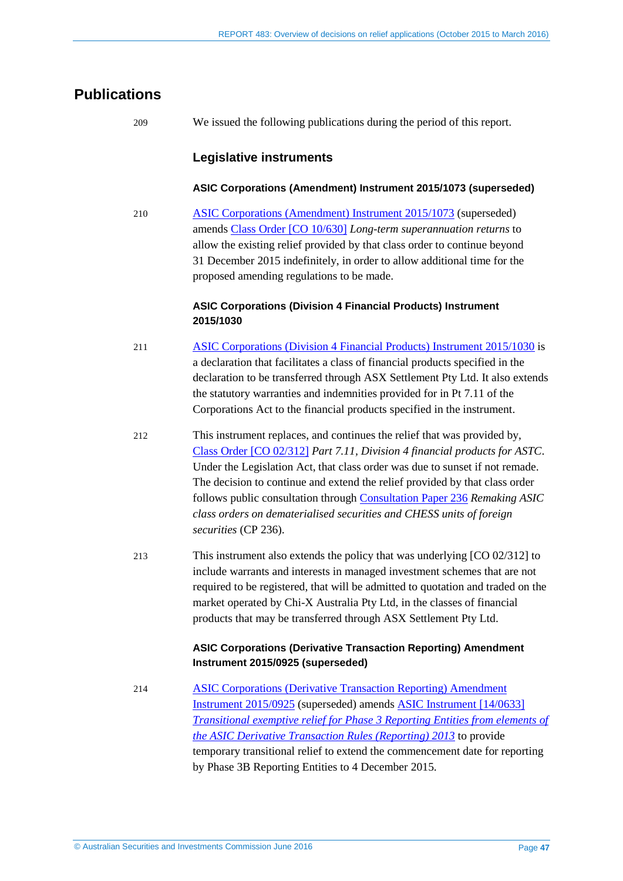# Publications

209 We issued the following publications during the period of this report.

## Legislative instruments

### ASIC Corporations (Amendment) Instrument 2015/1073 (superseded)

210 ASIC Corporations (Amendment) Instrument 2015/1073 (superseded) amends Class Order [CO 10/630] *Long-term superannuation returns* to allow the existing relief provided by that class order to continue beyond 31 December 2015 indefinitely, in order to allow additional time for the proposed amending regulations to be made.

### ASIC Corporations (Division 4 Financial Products) Instrument 2015/1030

211 ASIC Corporations (Division 4 Financial Products) Instrument 2015/1030 is a declaration that facilitates a class of financial products specified in the declaration to be transferred through ASX Settlement Pty Ltd. It also extends the statutory warranties and indemnities provided for in Pt 7.11 of the Corporations Act to the financial products specified in the instrument.

212 This instrument replaces, and continues the relief that was provided by, Class Order [CO 02/312] *Part 7.11, Division 4 financial products for ASTC*. Under the Legislation Act, that class order was due to sunset if not remade. The decision to continue and extend the relief provided by that class order follows public consultation through Consultation Paper 236 *Remaking ASIC class orders on dematerialised securities and CHESS units of foreign securities* (CP 236).

213 This instrument also extends the policy that was underlying [CO 02/312] to include warrants and interests in managed investment schemes that are not required to be registered, that will be admitted to quotation and traded on the market operated by Chi-X Australia Pty Ltd, in the classes of financial products that may be transferred through ASX Settlement Pty Ltd.

### ASIC Corporations (Derivative Transaction Reporting) Amendment Instrument 2015/0925 (superseded)

214 ASIC Corporations (Derivative Transaction Reporting) Amendment Instrument 2015/0925 (superseded) amends ASIC Instrument [14/0633] *Transitional exemptive relief for Phase 3 Reporting Entities from elements of the ASIC Derivative Transaction Rules (Reporting) 2013* to provide temporary transitional relief to extend the commencement date for reporting by Phase 3B Reporting Entities to 4 December 2015.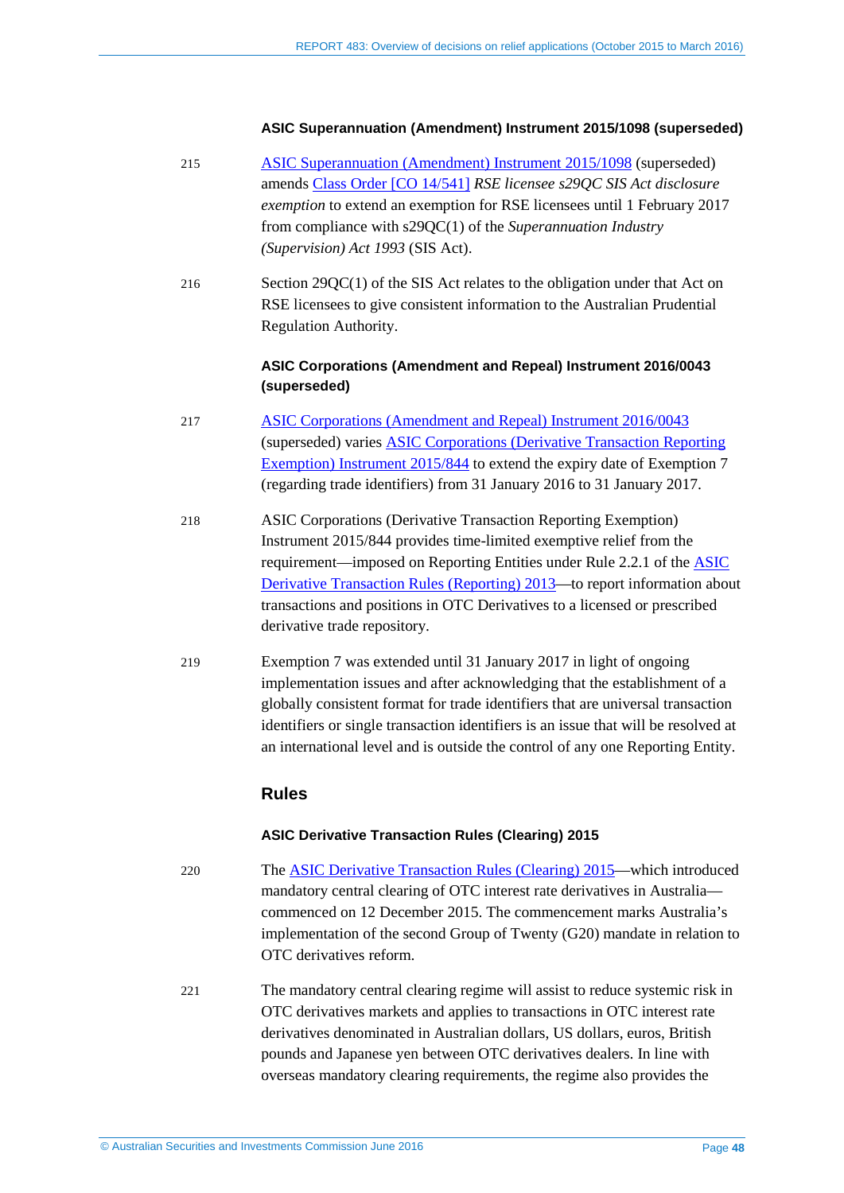#### ASIC Superannuation (Amendment) Instrument 2015/1098 (superseded)

215 ASIC Superannuation (Amendment) Instrument 2015/1098 (superseded) amends Class Order [CO 14/541] *RSE licensee s29QC SIS Act disclosure exemption* to extend an exemption for RSE licensees until 1 February 2017 from compliance with s29QC(1) of the *Superannuation Industry (Supervision) Act 1993* (SIS Act).

216 Section 29QC(1) of the SIS Act relates to the obligation under that Act on RSE licensees to give consistent information to the Australian Prudential Regulation Authority.

#### ASIC Corporations (Amendment and Repeal) Instrument 2016/0043 (superseded)

217 ASIC Corporations (Amendment and Repeal) Instrument 2016/0043 (superseded) varies ASIC Corporations (Derivative Transaction Reporting Exemption) Instrument 2015/844 to extend the expiry date of Exemption 7 (regarding trade identifiers) from 31 January 2016 to 31 January 2017.

218 ASIC Corporations (Derivative Transaction Reporting Exemption) Instrument 2015/844 provides time-limited exemptive relief from the requirement—imposed on Reporting Entities under Rule 2.2.1 of the ASIC Derivative Transaction Rules (Reporting) 2013—to report information about transactions and positions in OTC Derivatives to a licensed or prescribed derivative trade repository.

219 Exemption 7 was extended until 31 January 2017 in light of ongoing implementation issues and after acknowledging that the establishment of a globally consistent format for trade identifiers that are universal transaction identifiers or single transaction identifiers is an issue that will be resolved at an international level and is outside the control of any one Reporting Entity.

### Rules

#### ASIC Derivative Transaction Rules (Clearing) 2015

220 The ASIC Derivative Transaction Rules (Clearing) 2015—which introduced mandatory central clearing of OTC interest rate derivatives in Australia—commenced on 12 December 2015. The commencement marks Australia's implementation of the second Group of Twenty (G20) mandate in relation to OTC derivatives reform.

221 The mandatory central clearing regime will assist to reduce systemic risk in OTC derivatives markets and applies to transactions in OTC interest rate derivatives denominated in Australian dollars, US dollars, euros, British pounds and Japanese yen between OTC derivatives dealers. In line with overseas mandatory clearing requirements, the regime also provides the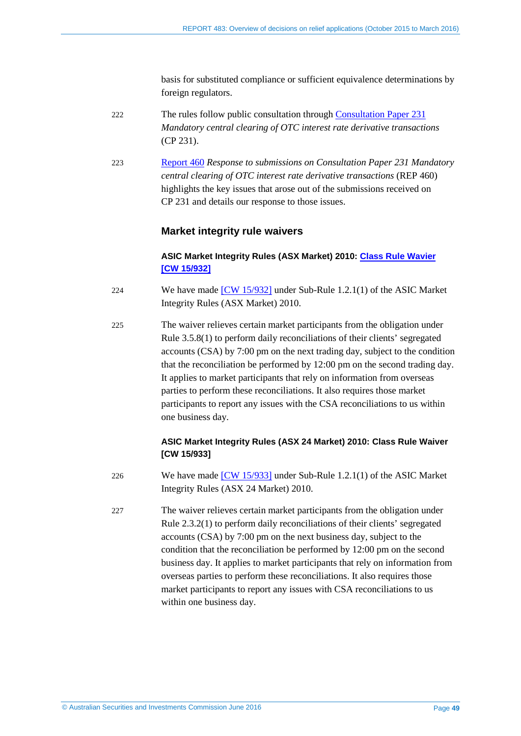basis for substituted compliance or sufficient equivalence determinations by foreign regulators.

222 The rules follow public consultation through Consultation Paper 231 *Mandatory central clearing of OTC interest rate derivative transactions* (CP 231).

223 Report 460 *Response to submissions on Consultation Paper 231 Mandatory central clearing of OTC interest rate derivative transactions* (REP 460) highlights the key issues that arose out of the submissions received on CP 231 and details our response to those issues.

## Market integrity rule waivers

### ASIC Market Integrity Rules (ASX Market) 2010: Class Rule Wavier [CW 15/932]

224 We have made [CW 15/932] under Sub-Rule 1.2.1(1) of the ASIC Market Integrity Rules (ASX Market) 2010.

225 The waiver relieves certain market participants from the obligation under Rule 3.5.8(1) to perform daily reconciliations of their clients' segregated accounts (CSA) by 7:00 pm on the next trading day, subject to the condition that the reconciliation be performed by 12:00 pm on the second trading day. It applies to market participants that rely on information from overseas parties to perform these reconciliations. It also requires those market participants to report any issues with the CSA reconciliations to us within one business day.

### ASIC Market Integrity Rules (ASX 24 Market) 2010: Class Rule Waiver [CW 15/933]

226 We have made [CW 15/933] under Sub-Rule 1.2.1(1) of the ASIC Market Integrity Rules (ASX 24 Market) 2010.

227 The waiver relieves certain market participants from the obligation under Rule 2.3.2(1) to perform daily reconciliations of their clients' segregated accounts (CSA) by 7:00 pm on the next business day, subject to the condition that the reconciliation be performed by 12:00 pm on the second business day. It applies to market participants that rely on information from overseas parties to perform these reconciliations. It also requires those market participants to report any issues with CSA reconciliations to us within one business day.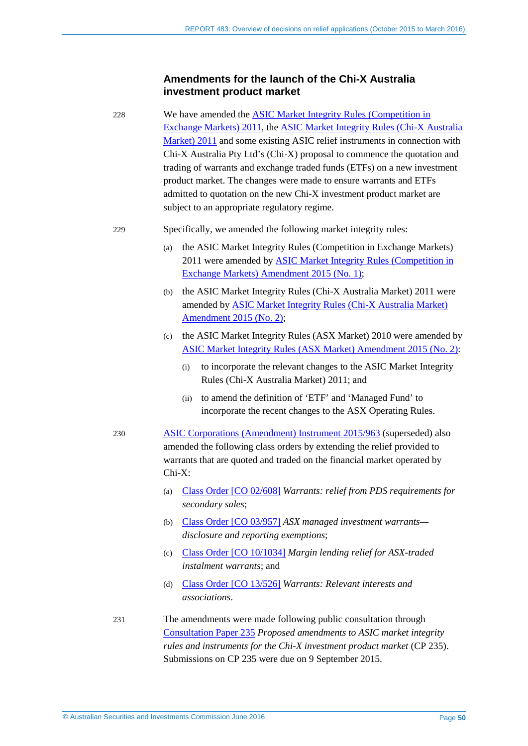## Amendments for the launch of the Chi-X Australia investment product market

228 We have amended the ASIC Market Integrity Rules (Competition in Exchange Markets) 2011, the ASIC Market Integrity Rules (Chi-X Australia Market) 2011 and some existing ASIC relief instruments in connection with Chi-X Australia Pty Ltd's (Chi-X) proposal to commence the quotation and trading of warrants and exchange traded funds (ETFs) on a new investment product market. The changes were made to ensure warrants and ETFs admitted to quotation on the new Chi-X investment product market are subject to an appropriate regulatory regime.

229 Specifically, we amended the following market integrity rules:

- (a) the ASIC Market Integrity Rules (Competition in Exchange Markets) 2011 were amended by ASIC Market Integrity Rules (Competition in Exchange Markets) Amendment 2015 (No. 1);
- (b) the ASIC Market Integrity Rules (Chi-X Australia Market) 2011 were amended by ASIC Market Integrity Rules (Chi-X Australia Market) Amendment 2015 (No. 2);
- (c) the ASIC Market Integrity Rules (ASX Market) 2010 were amended by ASIC Market Integrity Rules (ASX Market) Amendment 2015 (No. 2):
  - (i) to incorporate the relevant changes to the ASIC Market Integrity Rules (Chi-X Australia Market) 2011; and
  - (ii) to amend the definition of 'ETF' and 'Managed Fund' to incorporate the recent changes to the ASX Operating Rules.

230 ASIC Corporations (Amendment) Instrument 2015/963 (superseded) also amended the following class orders by extending the relief provided to warrants that are quoted and traded on the financial market operated by Chi-X:

- (a) Class Order [CO 02/608] *Warrants: relief from PDS requirements for secondary sales*;
- (b) Class Order [CO 03/957] *ASX managed investment warrants—disclosure and reporting exemptions*;
- (c) Class Order [CO 10/1034] *Margin lending relief for ASX-traded instalment warrants*; and
- (d) Class Order [CO 13/526] *Warrants: Relevant interests and associations*.

231 The amendments were made following public consultation through Consultation Paper 235 *Proposed amendments to ASIC market integrity rules and instruments for the Chi-X investment product market* (CP 235). Submissions on CP 235 were due on 9 September 2015.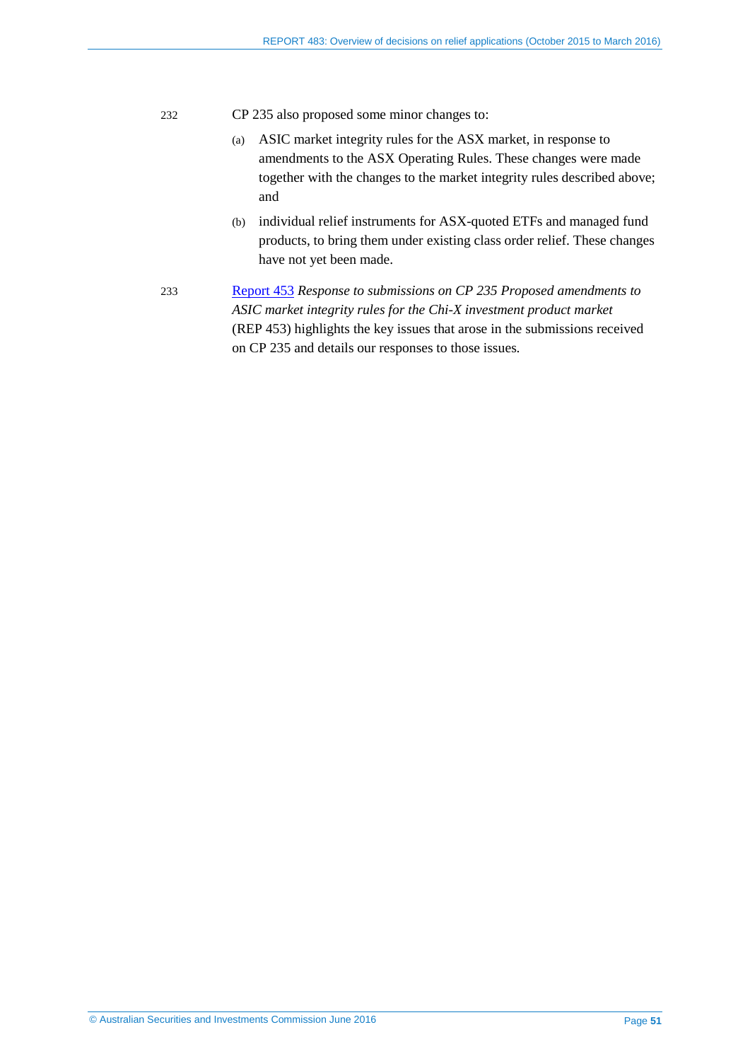232 CP 235 also proposed some minor changes to:

(a) ASIC market integrity rules for the ASX market, in response to amendments to the ASX Operating Rules. These changes were made together with the changes to the market integrity rules described above; and

(b) individual relief instruments for ASX-quoted ETFs and managed fund products, to bring them under existing class order relief. These changes have not yet been made.

233 Report 453 *Response to submissions on CP 235 Proposed amendments to ASIC market integrity rules for the Chi-X investment product market* (REP 453) highlights the key issues that arose in the submissions received on CP 235 and details our responses to those issues.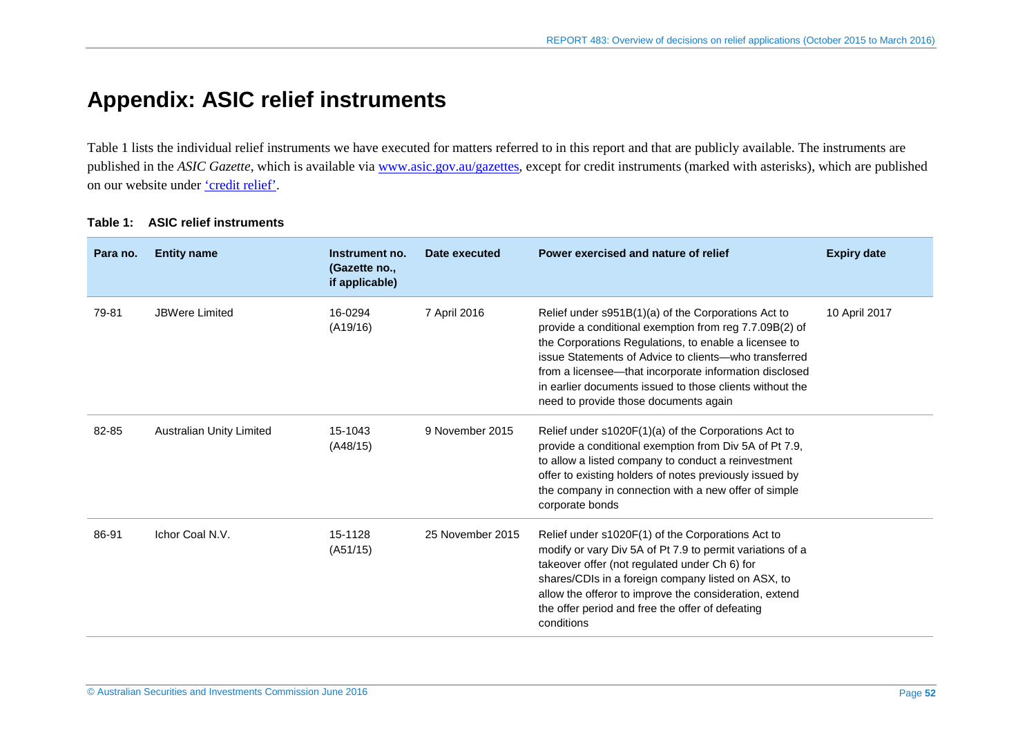# Appendix: ASIC relief instruments

Table 1 lists the individual relief instruments we have executed for matters referred to in this report and that are publicly available. The instruments are published in the *ASIC Gazette*, which is available via [www.asic.gov.au/gazettes](www.asic.gov.au/gazettes), except for credit instruments (marked with asterisks), which are published on our website under ['credit relief'](#).

**Table 1: ASIC relief instruments**

| Para no. | Entity name | Instrument no. (Gazette no., if applicable) | Date executed | Power exercised and nature of relief | Expiry date |
|---|---|---|---|---|---|
| 79-81 | JBWere Limited | 16-0294 (A19/16) | 7 April 2016 | Relief under s951B(1)(a) of the Corporations Act to provide a conditional exemption from reg 7.7.09B(2) of the Corporations Regulations, to enable a licensee to issue Statements of Advice to clients—who transferred from a licensee—that incorporate information disclosed in earlier documents issued to those clients without the need to provide those documents again | 10 April 2017 |
| 82-85 | Australian Unity Limited | 15-1043 (A48/15) | 9 November 2015 | Relief under s1020F(1)(a) of the Corporations Act to provide a conditional exemption from Div 5A of Pt 7.9, to allow a listed company to conduct a reinvestment offer to existing holders of notes previously issued by the company in connection with a new offer of simple corporate bonds | |
| 86-91 | Ichor Coal N.V. | 15-1128 (A51/15) | 25 November 2015 | Relief under s1020F(1) of the Corporations Act to modify or vary Div 5A of Pt 7.9 to permit variations of a takeover offer (not regulated under Ch 6) for shares/CDIs in a foreign company listed on ASX, to allow the offeror to improve the consideration, extend the offer period and free the offer of defeating conditions | |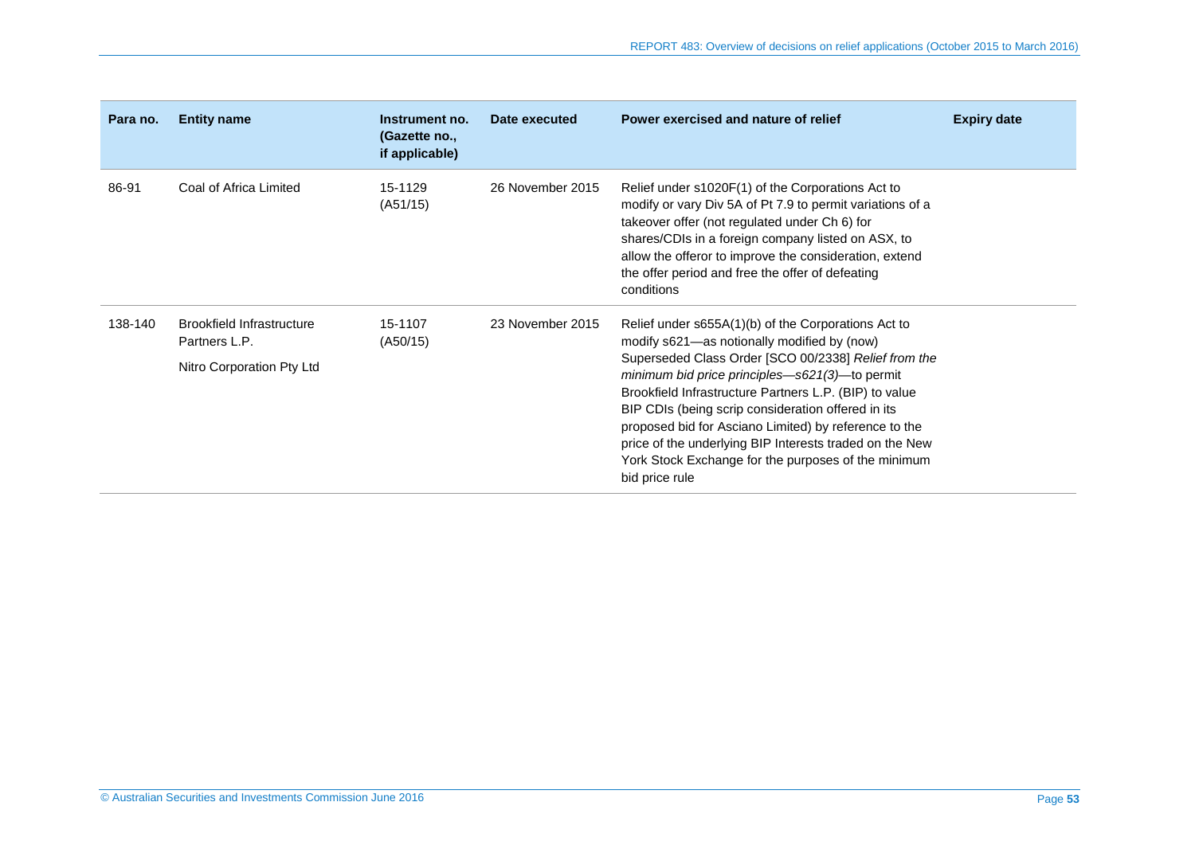| Para no. | Entity name | Instrument no. (Gazette no., if applicable) | Date executed | Power exercised and nature of relief | Expiry date |
|---|---|---|---|---|---|
| 86-91 | Coal of Africa Limited | 15-1129 (A51/15) | 26 November 2015 | Relief under s1020F(1) of the Corporations Act to modify or vary Div 5A of Pt 7.9 to permit variations of a takeover offer (not regulated under Ch 6) for shares/CDIs in a foreign company listed on ASX, to allow the offeror to improve the consideration, extend the offer period and free the offer of defeating conditions | |
| 138-140 | Brookfield Infrastructure Partners L.P.<br><br>Nitro Corporation Pty Ltd | 15-1107 (A50/15) | 23 November 2015 | Relief under s655A(1)(b) of the Corporations Act to modify s621—as notionally modified by (now) Superseded Class Order [SCO 00/2338] *Relief from the minimum bid price principles—s621(3)*—to permit Brookfield Infrastructure Partners L.P. (BIP) to value BIP CDIs (being scrip consideration offered in its proposed bid for Asciano Limited) by reference to the price of the underlying BIP Interests traded on the New York Stock Exchange for the purposes of the minimum bid price rule | |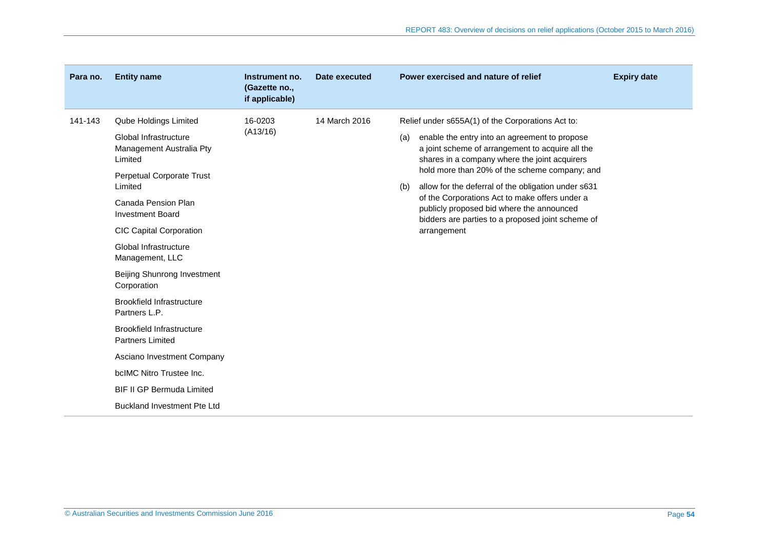| Para no. | Entity name | Instrument no. (Gazette no., if applicable) | Date executed | Power exercised and nature of relief | Expiry date |
|---|---|---|---|---|---|
| 141-143 | Qube Holdings Limited<br><br>Global Infrastructure Management Australia Pty Limited<br><br>Perpetual Corporate Trust Limited<br><br>Canada Pension Plan Investment Board<br><br>CIC Capital Corporation<br><br>Global Infrastructure Management, LLC<br><br>Beijing Shunrong Investment Corporation<br><br>Brookfield Infrastructure Partners L.P.<br><br>Brookfield Infrastructure Partners Limited<br><br>Asciano Investment Company<br><br>bcIMC Nitro Trustee Inc.<br><br>BIF II GP Bermuda Limited<br><br>Buckland Investment Pte Ltd | 16-0203 (A13/16) | 14 March 2016 | Relief under s655A(1) of the Corporations Act to:<br><br>(a) enable the entry into an agreement to propose a joint scheme of arrangement to acquire all the shares in a company where the joint acquirers hold more than 20% of the scheme company; and<br><br>(b) allow for the deferral of the obligation under s631 of the Corporations Act to make offers under a publicly proposed bid where the announced bidders are parties to a proposed joint scheme of arrangement | |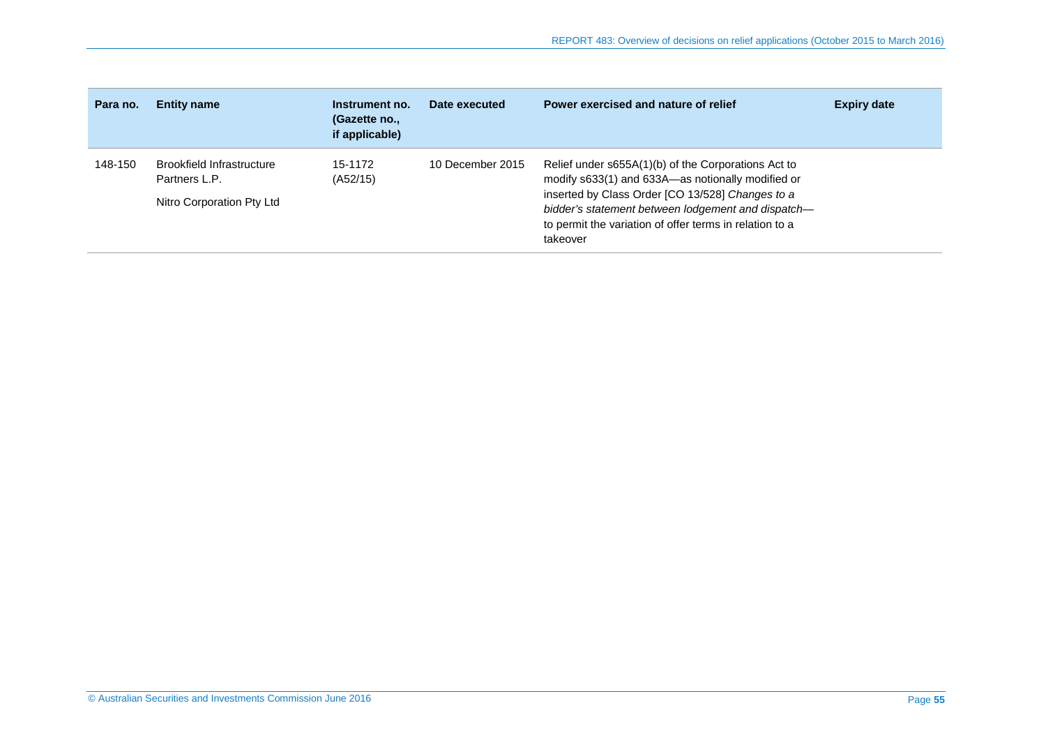| Para no. | Entity name | Instrument no. (Gazette no., if applicable) | Date executed | Power exercised and nature of relief | Expiry date |
|---|---|---|---|---|---|
| 148-150 | Brookfield Infrastructure Partners L.P.<br><br>Nitro Corporation Pty Ltd | 15-1172 (A52/15) | 10 December 2015 | Relief under s655A(1)(b) of the Corporations Act to modify s633(1) and 633A—as notionally modified or inserted by Class Order [CO 13/528] *Changes to a bidder's statement between lodgement and dispatch*—to permit the variation of offer terms in relation to a takeover | |